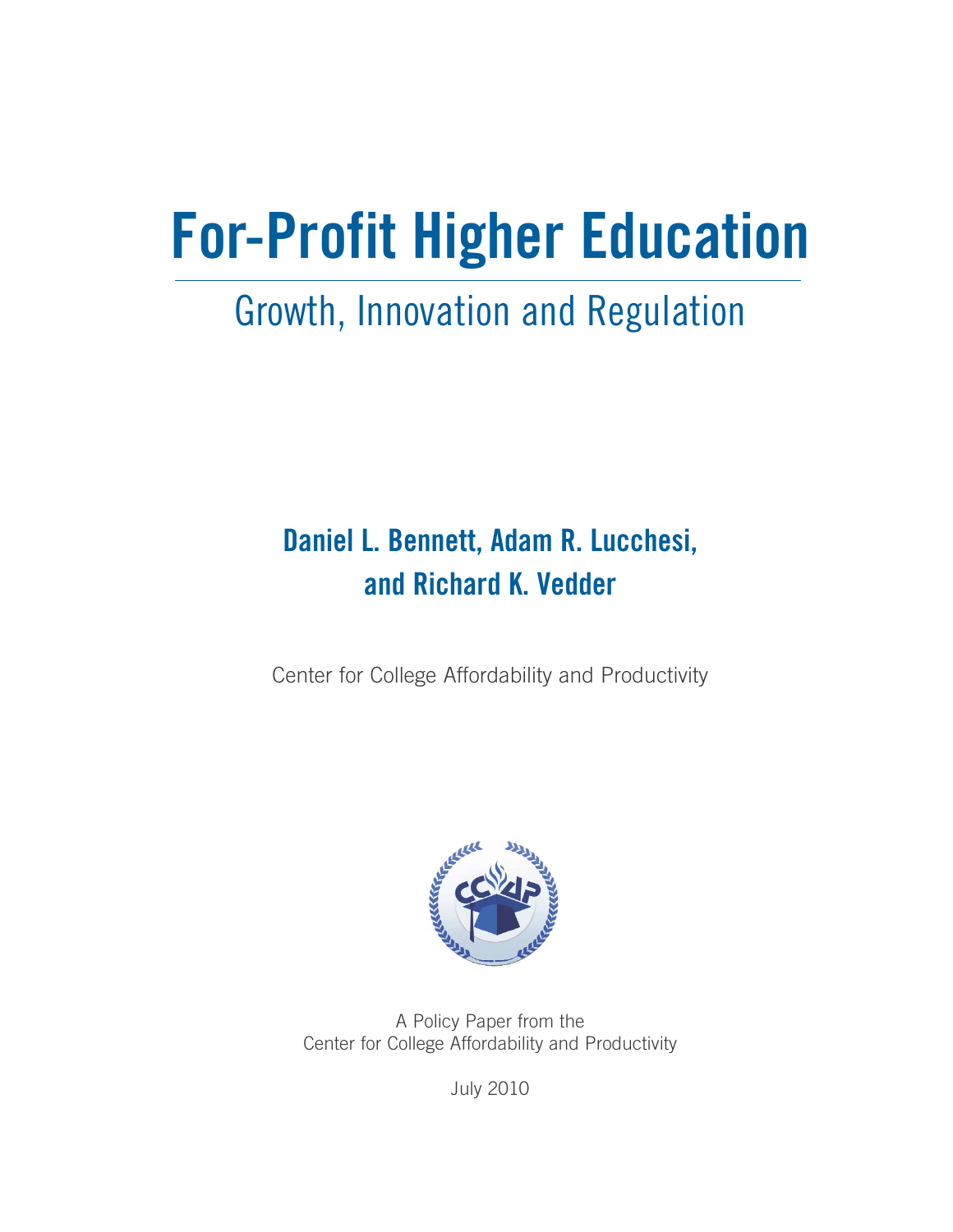# For-Profit Higher Education

## Growth, Innovation and Regulation

**Daniel L. Bennett, Adam R. Lucchesi, and Richard K. Vedder**

Center for College Affordability and Productivity

A Policy Paper from the
Center for College Affordability and Productivity

July 2010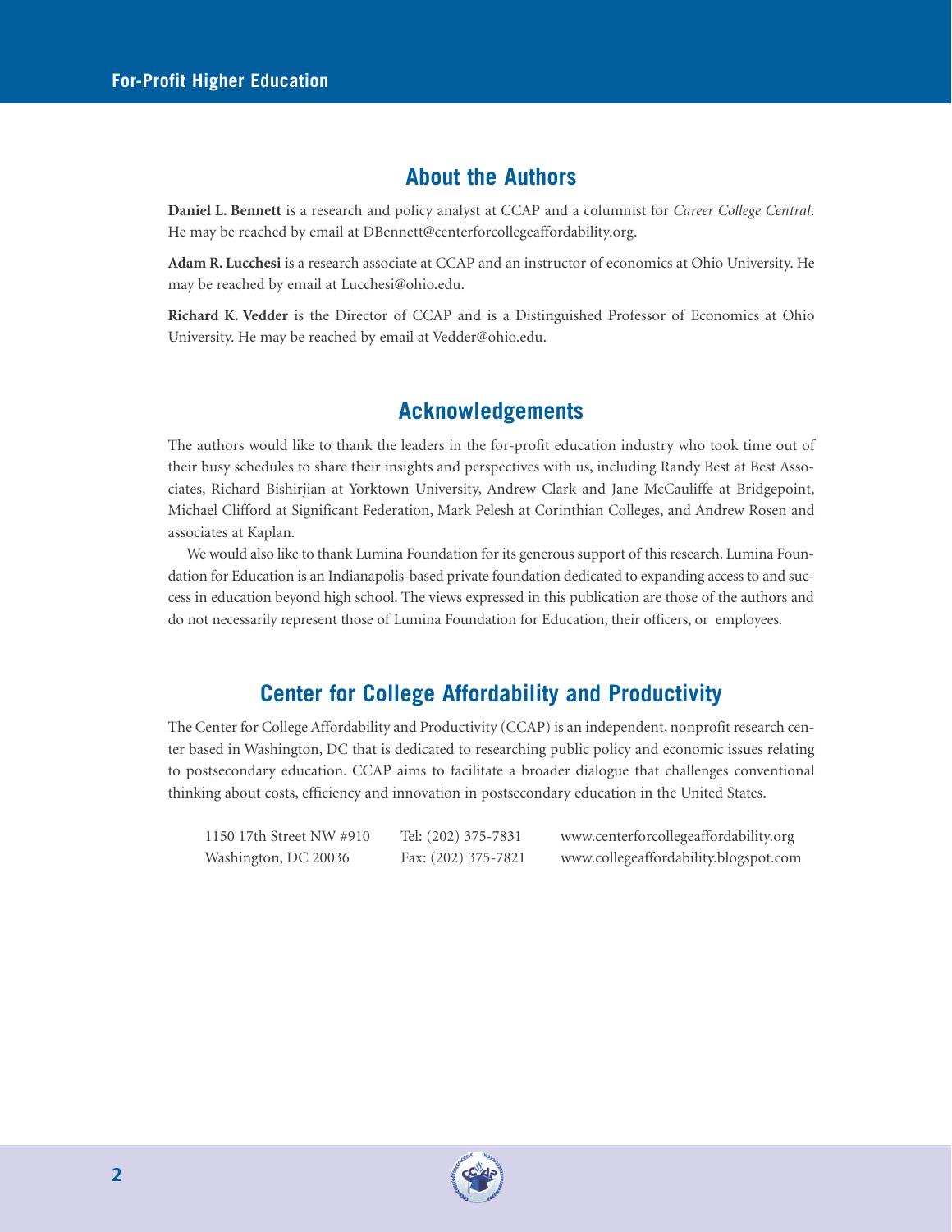## About the Authors

**Daniel L. Bennett** is a research and policy analyst at CCAP and a columnist for *Career College Central*. He may be reached by email at DBennett@centerforcollegeaffordability.org.

**Adam R. Lucchesi** is a research associate at CCAP and an instructor of economics at Ohio University. He may be reached by email at Lucchesi@ohio.edu.

**Richard K. Vedder** is the Director of CCAP and is a Distinguished Professor of Economics at Ohio University. He may be reached by email at Vedder@ohio.edu.

## Acknowledgements

The authors would like to thank the leaders in the for-profit education industry who took time out of their busy schedules to share their insights and perspectives with us, including Randy Best at Best Associates, Richard Bishirjian at Yorktown University, Andrew Clark and Jane McCauliffe at Bridgepoint, Michael Clifford at Significant Federation, Mark Pelesh at Corinthian Colleges, and Andrew Rosen and associates at Kaplan.

We would also like to thank Lumina Foundation for its generous support of this research. Lumina Foundation for Education is an Indianapolis-based private foundation dedicated to expanding access to and success in education beyond high school. The views expressed in this publication are those of the authors and do not necessarily represent those of Lumina Foundation for Education, their officers, or employees.

## Center for College Affordability and Productivity

The Center for College Affordability and Productivity (CCAP) is an independent, nonprofit research center based in Washington, DC that is dedicated to researching public policy and economic issues relating to postsecondary education. CCAP aims to facilitate a broader dialogue that challenges conventional thinking about costs, efficiency and innovation in postsecondary education in the United States.

1150 17th Street NW #910
Washington, DC 20036

Tel: (202) 375-7831
Fax: (202) 375-7821

www.centerforcollegeaffordability.org
www.collegeaffordability.blogspot.com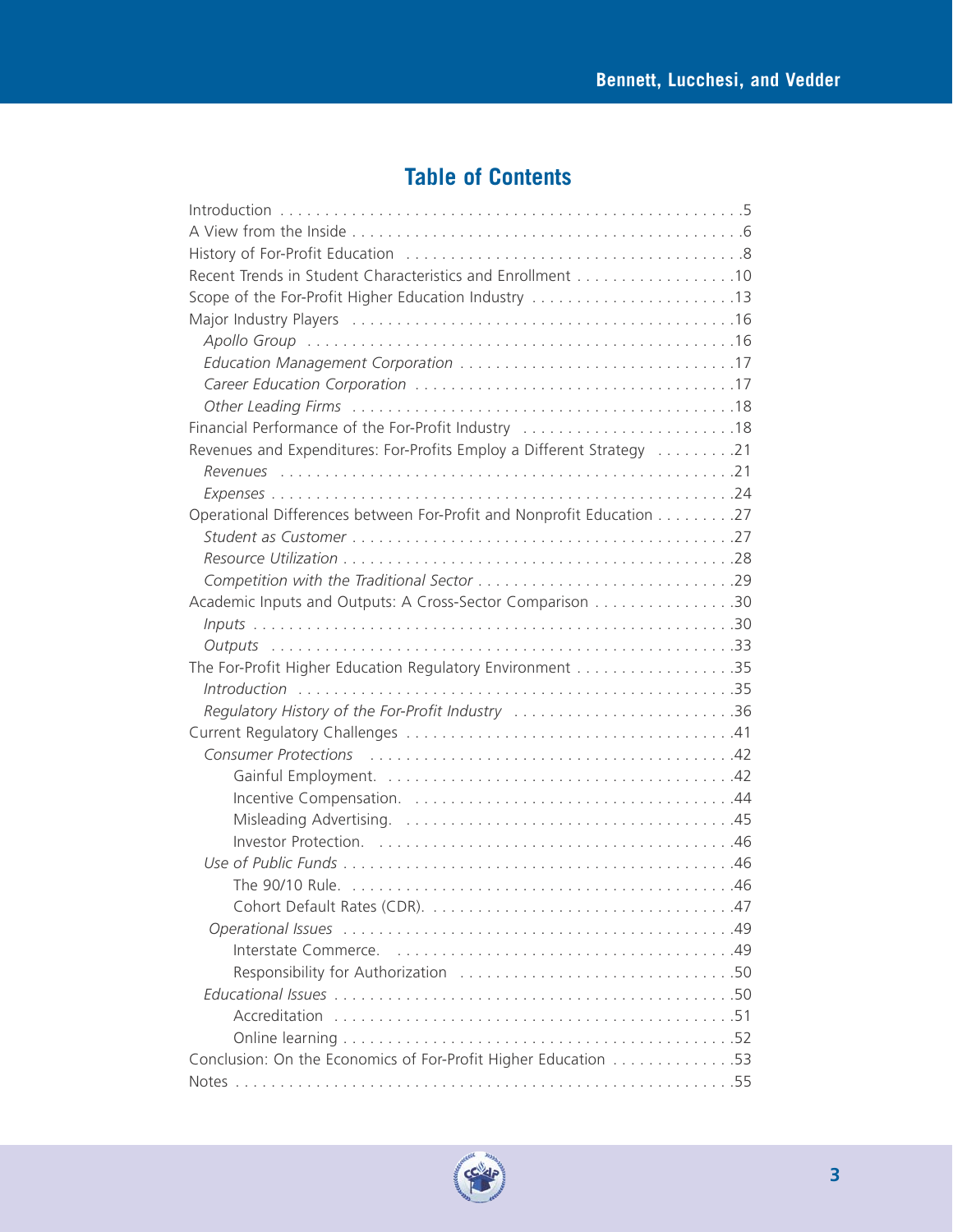## Table of Contents

| | |
|---|---|
| Introduction | 5 |
| A View from the Inside | 6 |
| History of For-Profit Education | 8 |
| Recent Trends in Student Characteristics and Enrollment | 10 |
| Scope of the For-Profit Higher Education Industry | 13 |
| Major Industry Players | 16 |
| *Apollo Group* | 16 |
| *Education Management Corporation* | 17 |
| *Career Education Corporation* | 17 |
| *Other Leading Firms* | 18 |
| Financial Performance of the For-Profit Industry | 18 |
| Revenues and Expenditures: For-Profits Employ a Different Strategy | 21 |
| *Revenues* | 21 |
| *Expenses* | 24 |
| Operational Differences between For-Profit and Nonprofit Education | 27 |
| *Student as Customer* | 27 |
| *Resource Utilization* | 28 |
| *Competition with the Traditional Sector* | 29 |
| Academic Inputs and Outputs: A Cross-Sector Comparison | 30 |
| *Inputs* | 30 |
| *Outputs* | 33 |
| The For-Profit Higher Education Regulatory Environment | 35 |
| *Introduction* | 35 |
| *Regulatory History of the For-Profit Industry* | 36 |
| Current Regulatory Challenges | 41 |
| *Consumer Protections* | 42 |
| Gainful Employment. | 42 |
| Incentive Compensation. | 44 |
| Misleading Advertising. | 45 |
| Investor Protection. | 46 |
| *Use of Public Funds* | 46 |
| The 90/10 Rule. | 46 |
| Cohort Default Rates (CDR). | 47 |
| *Operational Issues* | 49 |
| Interstate Commerce. | 49 |
| Responsibility for Authorization | 50 |
| *Educational Issues* | 50 |
| Accreditation | 51 |
| Online learning | 52 |
| Conclusion: On the Economics of For-Profit Higher Education | 53 |
| Notes | 55 |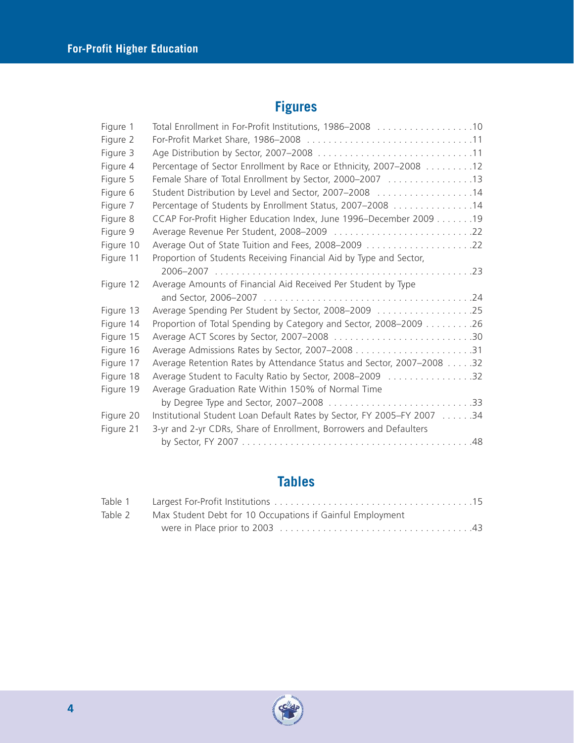## Figures

| | | |
|---|---|---|
| Figure 1 | Total Enrollment in For-Profit Institutions, 1986–2008 | 10 |
| Figure 2 | For-Profit Market Share, 1986–2008 | 11 |
| Figure 3 | Age Distribution by Sector, 2007–2008 | 11 |
| Figure 4 | Percentage of Sector Enrollment by Race or Ethnicity, 2007–2008 | 12 |
| Figure 5 | Female Share of Total Enrollment by Sector, 2000–2007 | 13 |
| Figure 6 | Student Distribution by Level and Sector, 2007–2008 | 14 |
| Figure 7 | Percentage of Students by Enrollment Status, 2007–2008 | 14 |
| Figure 8 | CCAP For-Profit Higher Education Index, June 1996–December 2009 | 19 |
| Figure 9 | Average Revenue Per Student, 2008–2009 | 22 |
| Figure 10 | Average Out of State Tuition and Fees, 2008–2009 | 22 |
| Figure 11 | Proportion of Students Receiving Financial Aid by Type and Sector, 2006–2007 | 23 |
| Figure 12 | Average Amounts of Financial Aid Received Per Student by Type and Sector, 2006–2007 | 24 |
| Figure 13 | Average Spending Per Student by Sector, 2008–2009 | 25 |
| Figure 14 | Proportion of Total Spending by Category and Sector, 2008–2009 | 26 |
| Figure 15 | Average ACT Scores by Sector, 2007–2008 | 30 |
| Figure 16 | Average Admissions Rates by Sector, 2007–2008 | 31 |
| Figure 17 | Average Retention Rates by Attendance Status and Sector, 2007–2008 | 32 |
| Figure 18 | Average Student to Faculty Ratio by Sector, 2008–2009 | 32 |
| Figure 19 | Average Graduation Rate Within 150% of Normal Time by Degree Type and Sector, 2007–2008 | 33 |
| Figure 20 | Institutional Student Loan Default Rates by Sector, FY 2005–FY 2007 | 34 |
| Figure 21 | 3-yr and 2-yr CDRs, Share of Enrollment, Borrowers and Defaulters by Sector, FY 2007 | 48 |

## Tables

| | | |
|---|---|---|
| Table 1 | Largest For-Profit Institutions | 15 |
| Table 2 | Max Student Debt for 10 Occupations if Gainful Employment were in Place prior to 2003 | 43 |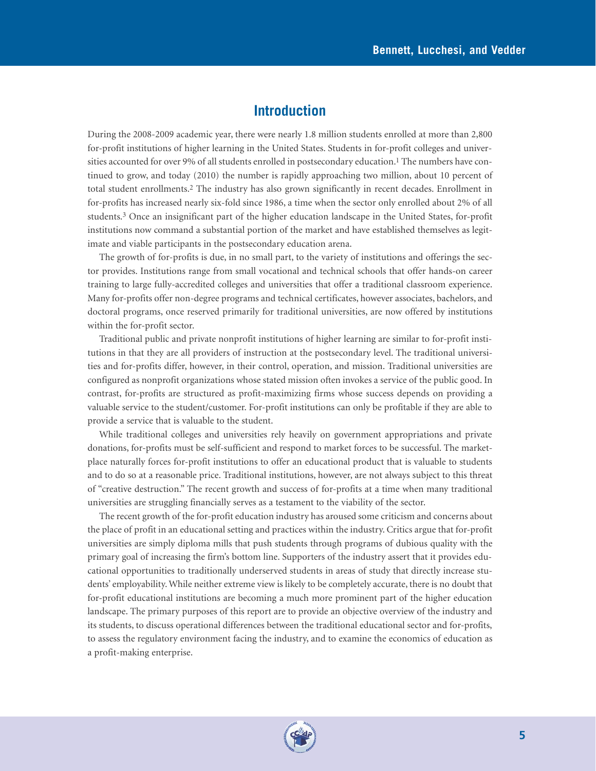# Introduction

During the 2008-2009 academic year, there were nearly 1.8 million students enrolled at more than 2,800 for-profit institutions of higher learning in the United States. Students in for-profit colleges and universities accounted for over 9% of all students enrolled in postsecondary education.[1] The numbers have continued to grow, and today (2010) the number is rapidly approaching two million, about 10 percent of total student enrollments.[2] The industry has also grown significantly in recent decades. Enrollment in for-profits has increased nearly six-fold since 1986, a time when the sector only enrolled about 2% of all students.[3] Once an insignificant part of the higher education landscape in the United States, for-profit institutions now command a substantial portion of the market and have established themselves as legitimate and viable participants in the postsecondary education arena.

The growth of for-profits is due, in no small part, to the variety of institutions and offerings the sector provides. Institutions range from small vocational and technical schools that offer hands-on career training to large fully-accredited colleges and universities that offer a traditional classroom experience. Many for-profits offer non-degree programs and technical certificates, however associates, bachelors, and doctoral programs, once reserved primarily for traditional universities, are now offered by institutions within the for-profit sector.

Traditional public and private nonprofit institutions of higher learning are similar to for-profit institutions in that they are all providers of instruction at the postsecondary level. The traditional universities and for-profits differ, however, in their control, operation, and mission. Traditional universities are configured as nonprofit organizations whose stated mission often invokes a service of the public good. In contrast, for-profits are structured as profit-maximizing firms whose success depends on providing a valuable service to the student/customer. For-profit institutions can only be profitable if they are able to provide a service that is valuable to the student.

While traditional colleges and universities rely heavily on government appropriations and private donations, for-profits must be self-sufficient and respond to market forces to be successful. The marketplace naturally forces for-profit institutions to offer an educational product that is valuable to students and to do so at a reasonable price. Traditional institutions, however, are not always subject to this threat of "creative destruction." The recent growth and success of for-profits at a time when many traditional universities are struggling financially serves as a testament to the viability of the sector.

The recent growth of the for-profit education industry has aroused some criticism and concerns about the place of profit in an educational setting and practices within the industry. Critics argue that for-profit universities are simply diploma mills that push students through programs of dubious quality with the primary goal of increasing the firm's bottom line. Supporters of the industry assert that it provides educational opportunities to traditionally underserved students in areas of study that directly increase students' employability. While neither extreme view is likely to be completely accurate, there is no doubt that for-profit educational institutions are becoming a much more prominent part of the higher education landscape. The primary purposes of this report are to provide an objective overview of the industry and its students, to discuss operational differences between the traditional educational sector and for-profits, to assess the regulatory environment facing the industry, and to examine the economics of education as a profit-making enterprise.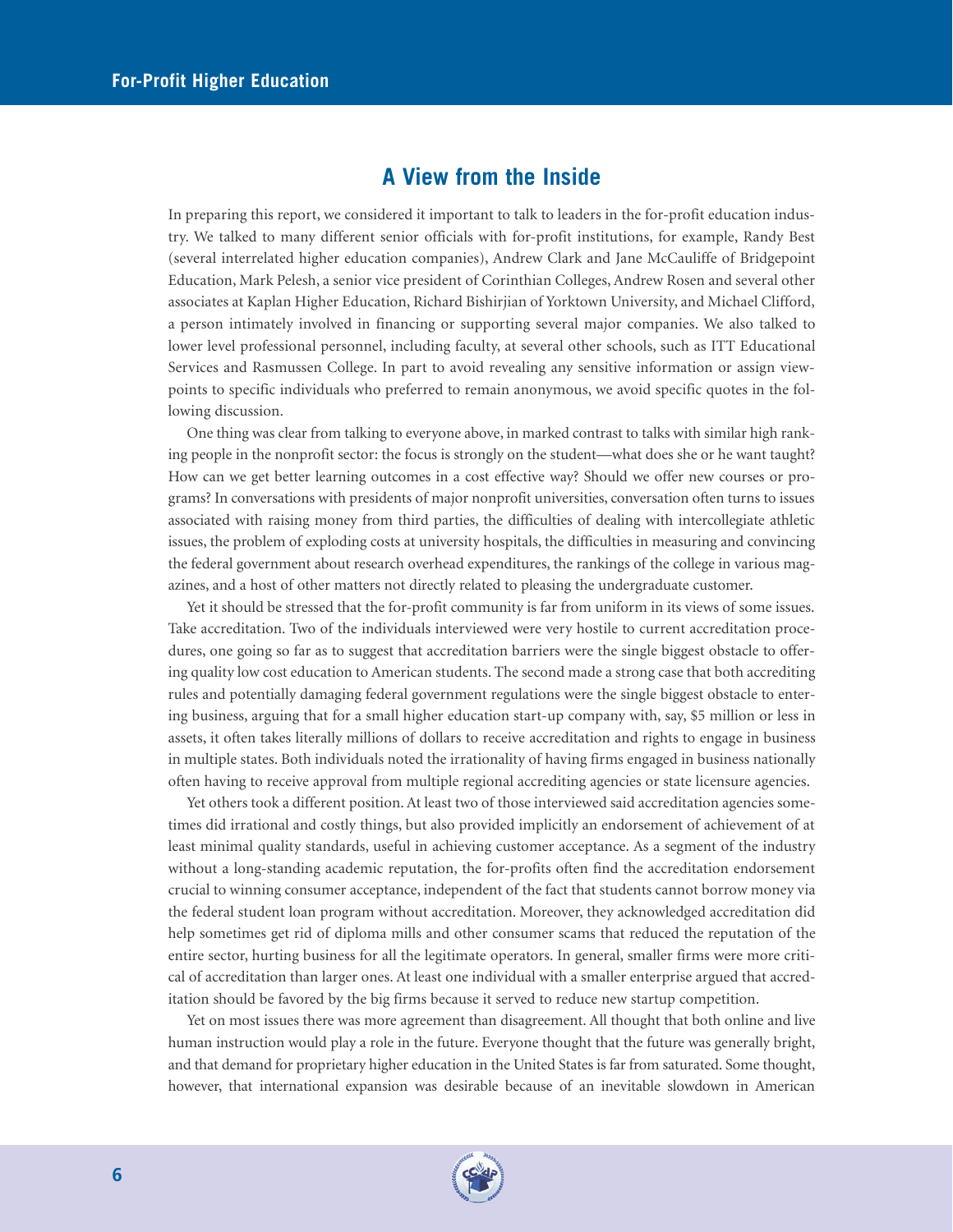## A View from the Inside

In preparing this report, we considered it important to talk to leaders in the for-profit education industry. We talked to many different senior officials with for-profit institutions, for example, Randy Best (several interrelated higher education companies), Andrew Clark and Jane McCauliffe of Bridgepoint Education, Mark Pelesh, a senior vice president of Corinthian Colleges, Andrew Rosen and several other associates at Kaplan Higher Education, Richard Bishirjian of Yorktown University, and Michael Clifford, a person intimately involved in financing or supporting several major companies. We also talked to lower level professional personnel, including faculty, at several other schools, such as ITT Educational Services and Rasmussen College. In part to avoid revealing any sensitive information or assign viewpoints to specific individuals who preferred to remain anonymous, we avoid specific quotes in the following discussion.

One thing was clear from talking to everyone above, in marked contrast to talks with similar high ranking people in the nonprofit sector: the focus is strongly on the student—what does she or he want taught? How can we get better learning outcomes in a cost effective way? Should we offer new courses or programs? In conversations with presidents of major nonprofit universities, conversation often turns to issues associated with raising money from third parties, the difficulties of dealing with intercollegiate athletic issues, the problem of exploding costs at university hospitals, the difficulties in measuring and convincing the federal government about research overhead expenditures, the rankings of the college in various magazines, and a host of other matters not directly related to pleasing the undergraduate customer.

Yet it should be stressed that the for-profit community is far from uniform in its views of some issues. Take accreditation. Two of the individuals interviewed were very hostile to current accreditation procedures, one going so far as to suggest that accreditation barriers were the single biggest obstacle to offering quality low cost education to American students. The second made a strong case that both accrediting rules and potentially damaging federal government regulations were the single biggest obstacle to entering business, arguing that for a small higher education start-up company with, say, \$5 million or less in assets, it often takes literally millions of dollars to receive accreditation and rights to engage in business in multiple states. Both individuals noted the irrationality of having firms engaged in business nationally often having to receive approval from multiple regional accrediting agencies or state licensure agencies.

Yet others took a different position. At least two of those interviewed said accreditation agencies sometimes did irrational and costly things, but also provided implicitly an endorsement of achievement of at least minimal quality standards, useful in achieving customer acceptance. As a segment of the industry without a long-standing academic reputation, the for-profits often find the accreditation endorsement crucial to winning consumer acceptance, independent of the fact that students cannot borrow money via the federal student loan program without accreditation. Moreover, they acknowledged accreditation did help sometimes get rid of diploma mills and other consumer scams that reduced the reputation of the entire sector, hurting business for all the legitimate operators. In general, smaller firms were more critical of accreditation than larger ones. At least one individual with a smaller enterprise argued that accreditation should be favored by the big firms because it served to reduce new startup competition.

Yet on most issues there was more agreement than disagreement. All thought that both online and live human instruction would play a role in the future. Everyone thought that the future was generally bright, and that demand for proprietary higher education in the United States is far from saturated. Some thought, however, that international expansion was desirable because of an inevitable slowdown in American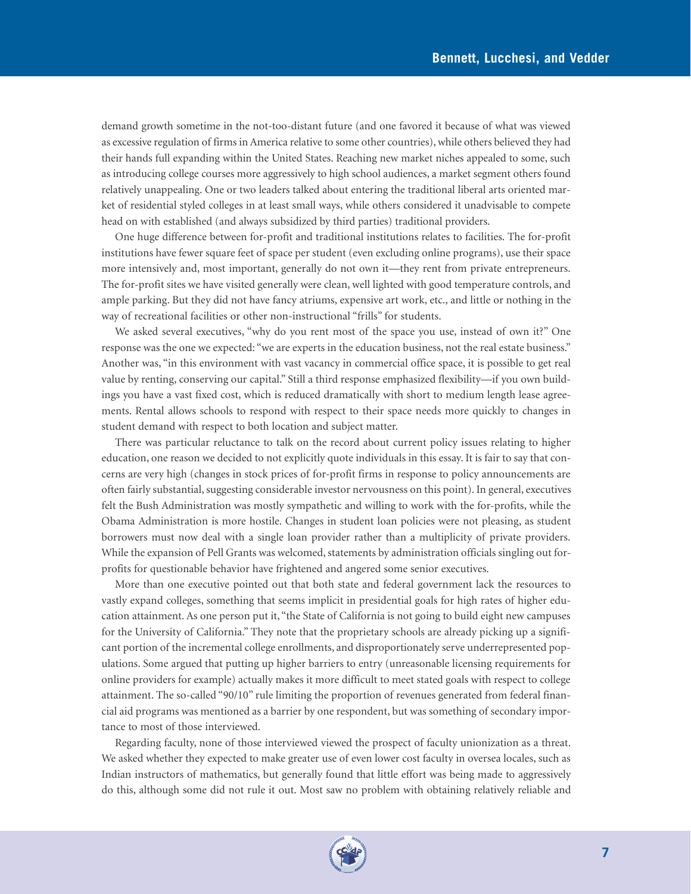demand growth sometime in the not-too-distant future (and one favored it because of what was viewed as excessive regulation of firms in America relative to some other countries), while others believed they had their hands full expanding within the United States. Reaching new market niches appealed to some, such as introducing college courses more aggressively to high school audiences, a market segment others found relatively unappealing. One or two leaders talked about entering the traditional liberal arts oriented market of residential styled colleges in at least small ways, while others considered it unadvisable to compete head on with established (and always subsidized by third parties) traditional providers.

One huge difference between for-profit and traditional institutions relates to facilities. The for-profit institutions have fewer square feet of space per student (even excluding online programs), use their space more intensively and, most important, generally do not own it—they rent from private entrepreneurs. The for-profit sites we have visited generally were clean, well lighted with good temperature controls, and ample parking. But they did not have fancy atriums, expensive art work, etc., and little or nothing in the way of recreational facilities or other non-instructional "frills" for students.

We asked several executives, "why do you rent most of the space you use, instead of own it?" One response was the one we expected: "we are experts in the education business, not the real estate business." Another was, "in this environment with vast vacancy in commercial office space, it is possible to get real value by renting, conserving our capital." Still a third response emphasized flexibility—if you own buildings you have a vast fixed cost, which is reduced dramatically with short to medium length lease agreements. Rental allows schools to respond with respect to their space needs more quickly to changes in student demand with respect to both location and subject matter.

There was particular reluctance to talk on the record about current policy issues relating to higher education, one reason we decided to not explicitly quote individuals in this essay. It is fair to say that concerns are very high (changes in stock prices of for-profit firms in response to policy announcements are often fairly substantial, suggesting considerable investor nervousness on this point). In general, executives felt the Bush Administration was mostly sympathetic and willing to work with the for-profits, while the Obama Administration is more hostile. Changes in student loan policies were not pleasing, as student borrowers must now deal with a single loan provider rather than a multiplicity of private providers. While the expansion of Pell Grants was welcomed, statements by administration officials singling out for-profits for questionable behavior have frightened and angered some senior executives.

More than one executive pointed out that both state and federal government lack the resources to vastly expand colleges, something that seems implicit in presidential goals for high rates of higher education attainment. As one person put it, "the State of California is not going to build eight new campuses for the University of California." They note that the proprietary schools are already picking up a significant portion of the incremental college enrollments, and disproportionately serve underrepresented populations. Some argued that putting up higher barriers to entry (unreasonable licensing requirements for online providers for example) actually makes it more difficult to meet stated goals with respect to college attainment. The so-called "90/10" rule limiting the proportion of revenues generated from federal financial aid programs was mentioned as a barrier by one respondent, but was something of secondary importance to most of those interviewed.

Regarding faculty, none of those interviewed viewed the prospect of faculty unionization as a threat. We asked whether they expected to make greater use of even lower cost faculty in oversea locales, such as Indian instructors of mathematics, but generally found that little effort was being made to aggressively do this, although some did not rule it out. Most saw no problem with obtaining relatively reliable and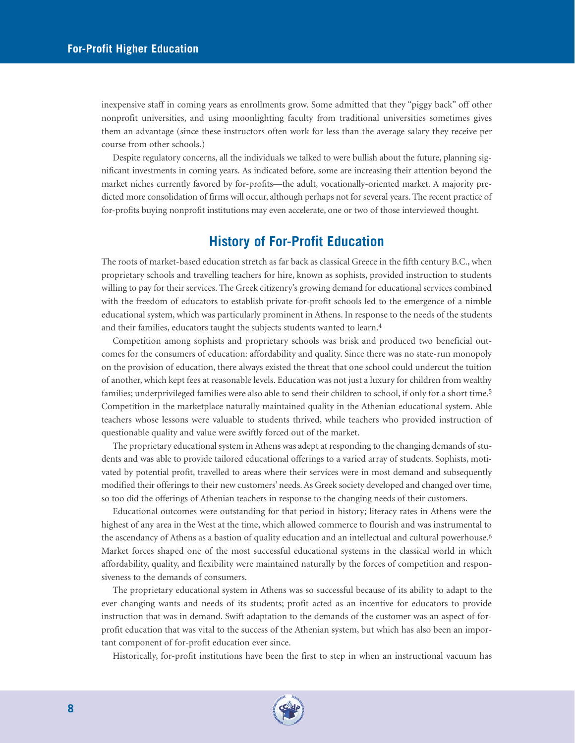inexpensive staff in coming years as enrollments grow. Some admitted that they "piggy back" off other nonprofit universities, and using moonlighting faculty from traditional universities sometimes gives them an advantage (since these instructors often work for less than the average salary they receive per course from other schools.)

Despite regulatory concerns, all the individuals we talked to were bullish about the future, planning significant investments in coming years. As indicated before, some are increasing their attention beyond the market niches currently favored by for-profits—the adult, vocationally-oriented market. A majority predicted more consolidation of firms will occur, although perhaps not for several years. The recent practice of for-profits buying nonprofit institutions may even accelerate, one or two of those interviewed thought.

## History of For-Profit Education

The roots of market-based education stretch as far back as classical Greece in the fifth century B.C., when proprietary schools and travelling teachers for hire, known as sophists, provided instruction to students willing to pay for their services. The Greek citizenry's growing demand for educational services combined with the freedom of educators to establish private for-profit schools led to the emergence of a nimble educational system, which was particularly prominent in Athens. In response to the needs of the students and their families, educators taught the subjects students wanted to learn.[4]

Competition among sophists and proprietary schools was brisk and produced two beneficial outcomes for the consumers of education: affordability and quality. Since there was no state-run monopoly on the provision of education, there always existed the threat that one school could undercut the tuition of another, which kept fees at reasonable levels. Education was not just a luxury for children from wealthy families; underprivileged families were also able to send their children to school, if only for a short time.[5] Competition in the marketplace naturally maintained quality in the Athenian educational system. Able teachers whose lessons were valuable to students thrived, while teachers who provided instruction of questionable quality and value were swiftly forced out of the market.

The proprietary educational system in Athens was adept at responding to the changing demands of students and was able to provide tailored educational offerings to a varied array of students. Sophists, motivated by potential profit, travelled to areas where their services were in most demand and subsequently modified their offerings to their new customers' needs. As Greek society developed and changed over time, so too did the offerings of Athenian teachers in response to the changing needs of their customers.

Educational outcomes were outstanding for that period in history; literacy rates in Athens were the highest of any area in the West at the time, which allowed commerce to flourish and was instrumental to the ascendancy of Athens as a bastion of quality education and an intellectual and cultural powerhouse.[6] Market forces shaped one of the most successful educational systems in the classical world in which affordability, quality, and flexibility were maintained naturally by the forces of competition and responsiveness to the demands of consumers.

The proprietary educational system in Athens was so successful because of its ability to adapt to the ever changing wants and needs of its students; profit acted as an incentive for educators to provide instruction that was in demand. Swift adaptation to the demands of the customer was an aspect of for-profit education that was vital to the success of the Athenian system, but which has also been an important component of for-profit education ever since.

Historically, for-profit institutions have been the first to step in when an instructional vacuum has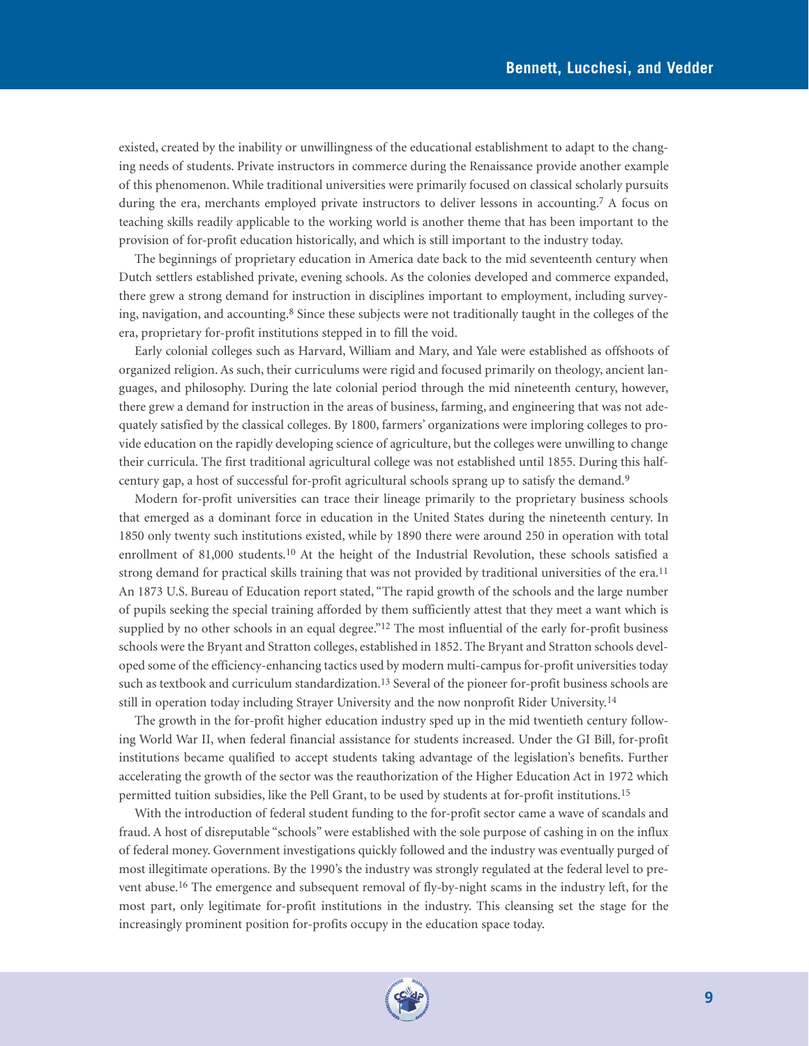existed, created by the inability or unwillingness of the educational establishment to adapt to the changing needs of students. Private instructors in commerce during the Renaissance provide another example of this phenomenon. While traditional universities were primarily focused on classical scholarly pursuits during the era, merchants employed private instructors to deliver lessons in accounting.[7] A focus on teaching skills readily applicable to the working world is another theme that has been important to the provision of for-profit education historically, and which is still important to the industry today.

The beginnings of proprietary education in America date back to the mid seventeenth century when Dutch settlers established private, evening schools. As the colonies developed and commerce expanded, there grew a strong demand for instruction in disciplines important to employment, including surveying, navigation, and accounting.[8] Since these subjects were not traditionally taught in the colleges of the era, proprietary for-profit institutions stepped in to fill the void.

Early colonial colleges such as Harvard, William and Mary, and Yale were established as offshoots of organized religion. As such, their curriculums were rigid and focused primarily on theology, ancient languages, and philosophy. During the late colonial period through the mid nineteenth century, however, there grew a demand for instruction in the areas of business, farming, and engineering that was not adequately satisfied by the classical colleges. By 1800, farmers' organizations were imploring colleges to provide education on the rapidly developing science of agriculture, but the colleges were unwilling to change their curricula. The first traditional agricultural college was not established until 1855. During this half-century gap, a host of successful for-profit agricultural schools sprang up to satisfy the demand.[9]

Modern for-profit universities can trace their lineage primarily to the proprietary business schools that emerged as a dominant force in education in the United States during the nineteenth century. In 1850 only twenty such institutions existed, while by 1890 there were around 250 in operation with total enrollment of 81,000 students.[10] At the height of the Industrial Revolution, these schools satisfied a strong demand for practical skills training that was not provided by traditional universities of the era.[11] An 1873 U.S. Bureau of Education report stated, "The rapid growth of the schools and the large number of pupils seeking the special training afforded by them sufficiently attest that they meet a want which is supplied by no other schools in an equal degree."[12] The most influential of the early for-profit business schools were the Bryant and Stratton colleges, established in 1852. The Bryant and Stratton schools developed some of the efficiency-enhancing tactics used by modern multi-campus for-profit universities today such as textbook and curriculum standardization.[13] Several of the pioneer for-profit business schools are still in operation today including Strayer University and the now nonprofit Rider University.[14]

The growth in the for-profit higher education industry sped up in the mid twentieth century following World War II, when federal financial assistance for students increased. Under the GI Bill, for-profit institutions became qualified to accept students taking advantage of the legislation's benefits. Further accelerating the growth of the sector was the reauthorization of the Higher Education Act in 1972 which permitted tuition subsidies, like the Pell Grant, to be used by students at for-profit institutions.[15]

With the introduction of federal student funding to the for-profit sector came a wave of scandals and fraud. A host of disreputable "schools" were established with the sole purpose of cashing in on the influx of federal money. Government investigations quickly followed and the industry was eventually purged of most illegitimate operations. By the 1990's the industry was strongly regulated at the federal level to prevent abuse.[16] The emergence and subsequent removal of fly-by-night scams in the industry left, for the most part, only legitimate for-profit institutions in the industry. This cleansing set the stage for the increasingly prominent position for-profits occupy in the education space today.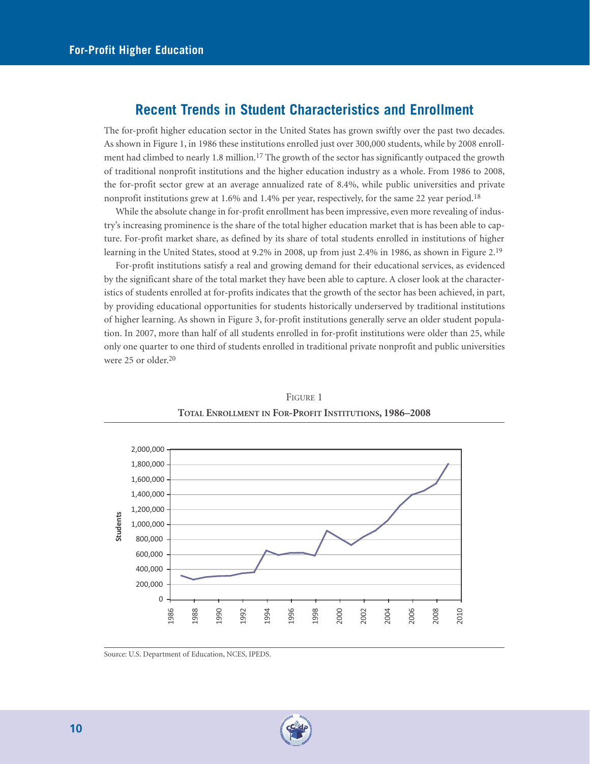## Recent Trends in Student Characteristics and Enrollment

The for-profit higher education sector in the United States has grown swiftly over the past two decades. As shown in Figure 1, in 1986 these institutions enrolled just over 300,000 students, while by 2008 enrollment had climbed to nearly 1.8 million.[17] The growth of the sector has significantly outpaced the growth of traditional nonprofit institutions and the higher education industry as a whole. From 1986 to 2008, the for-profit sector grew at an average annualized rate of 8.4%, while public universities and private nonprofit institutions grew at 1.6% and 1.4% per year, respectively, for the same 22 year period.[18]

While the absolute change in for-profit enrollment has been impressive, even more revealing of industry's increasing prominence is the share of the total higher education market that is has been able to capture. For-profit market share, as defined by its share of total students enrolled in institutions of higher learning in the United States, stood at 9.2% in 2008, up from just 2.4% in 1986, as shown in Figure 2.[19]

For-profit institutions satisfy a real and growing demand for their educational services, as evidenced by the significant share of the total market they have been able to capture. A closer look at the characteristics of students enrolled at for-profits indicates that the growth of the sector has been achieved, in part, by providing educational opportunities for students historically underserved by traditional institutions of higher learning. As shown in Figure 3, for-profit institutions generally serve an older student population. In 2007, more than half of all students enrolled in for-profit institutions were older than 25, while only one quarter to one third of students enrolled in traditional private nonprofit and public universities were 25 or older.[20]

FIGURE 1

**TOTAL ENROLLMENT IN FOR-PROFIT INSTITUTIONS, 1986–2008**

Source: U.S. Department of Education, NCES, IPEDS.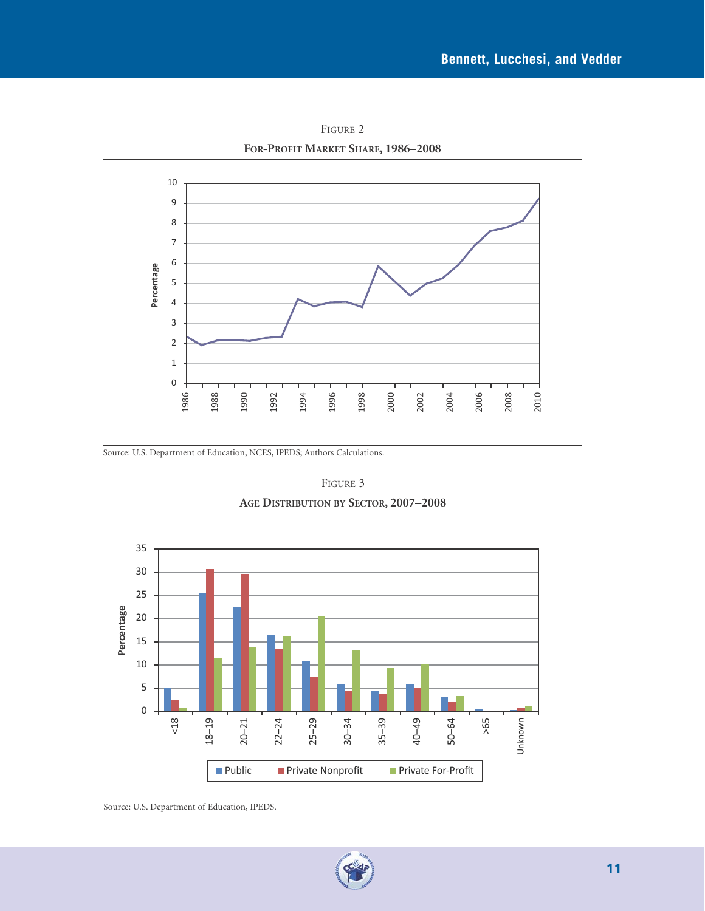FIGURE 2

**FOR-PROFIT MARKET SHARE, 1986–2008**

Source: U.S. Department of Education, NCES, IPEDS; Authors Calculations.

FIGURE 3

**AGE DISTRIBUTION BY SECTOR, 2007–2008**

Source: U.S. Department of Education, IPEDS.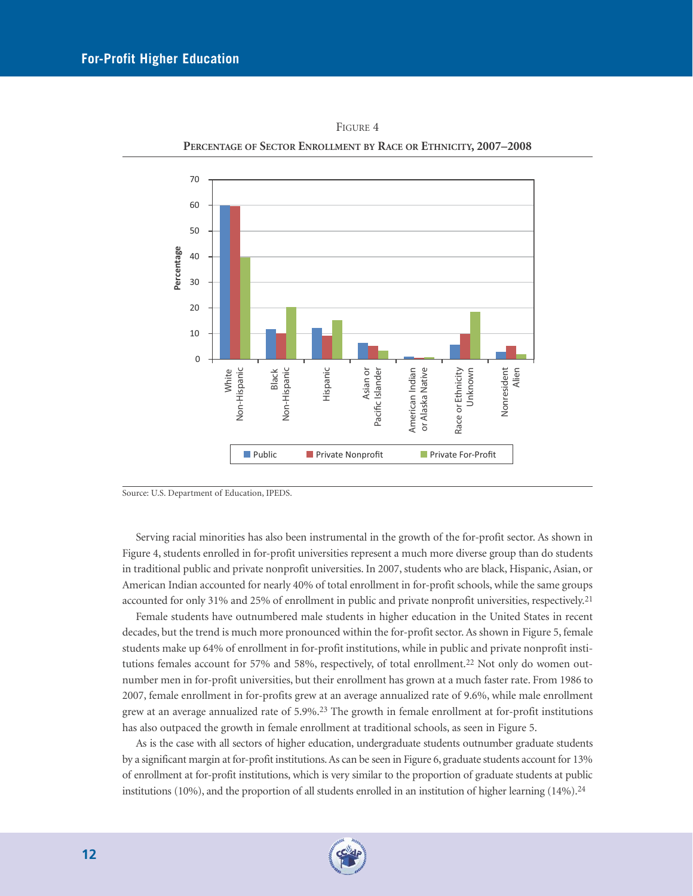Figure 4

**Percentage of Sector Enrollment by Race or Ethnicity, 2007–2008**

Source: U.S. Department of Education, IPEDS.

Serving racial minorities has also been instrumental in the growth of the for-profit sector. As shown in Figure 4, students enrolled in for-profit universities represent a much more diverse group than do students in traditional public and private nonprofit universities. In 2007, students who are black, Hispanic, Asian, or American Indian accounted for nearly 40% of total enrollment in for-profit schools, while the same groups accounted for only 31% and 25% of enrollment in public and private nonprofit universities, respectively.[21]

Female students have outnumbered male students in higher education in the United States in recent decades, but the trend is much more pronounced within the for-profit sector. As shown in Figure 5, female students make up 64% of enrollment in for-profit institutions, while in public and private nonprofit institutions females account for 57% and 58%, respectively, of total enrollment.[22] Not only do women outnumber men in for-profit universities, but their enrollment has grown at a much faster rate. From 1986 to 2007, female enrollment in for-profits grew at an average annualized rate of 9.6%, while male enrollment grew at an average annualized rate of 5.9%.[23] The growth in female enrollment at for-profit institutions has also outpaced the growth in female enrollment at traditional schools, as seen in Figure 5.

As is the case with all sectors of higher education, undergraduate students outnumber graduate students by a significant margin at for-profit institutions. As can be seen in Figure 6, graduate students account for 13% of enrollment at for-profit institutions, which is very similar to the proportion of graduate students at public institutions (10%), and the proportion of all students enrolled in an institution of higher learning (14%).[24]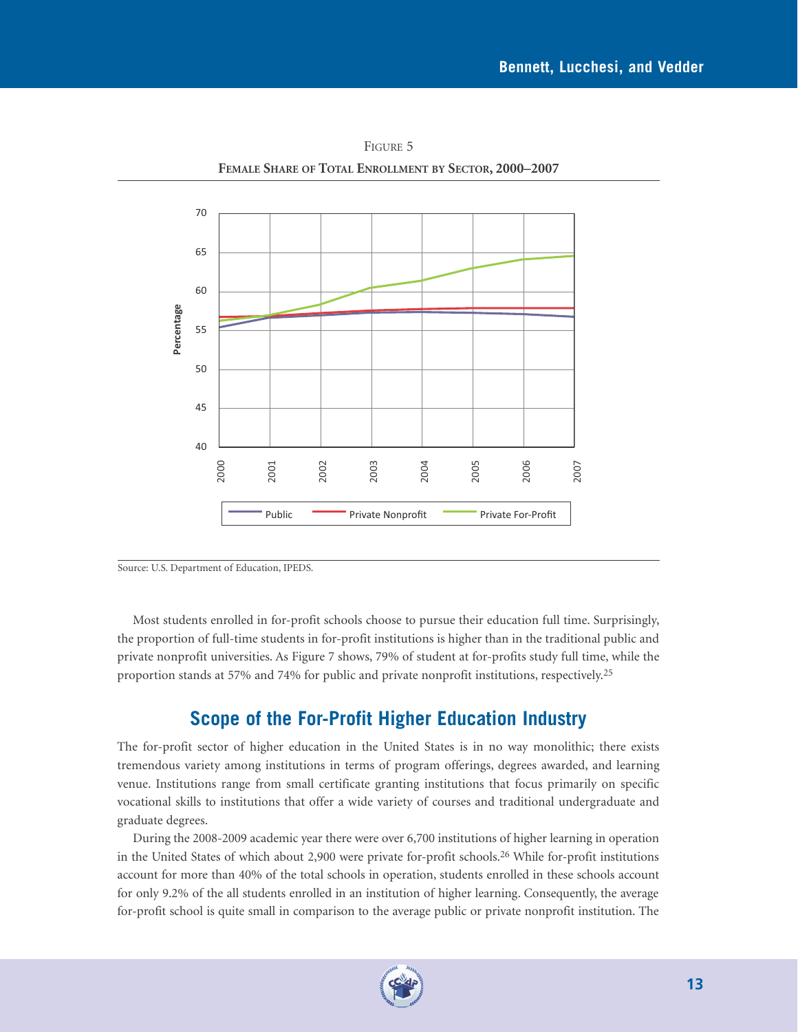Figure 5

**Female Share of Total Enrollment by Sector, 2000–2007**

Source: U.S. Department of Education, IPEDS.

Most students enrolled in for-profit schools choose to pursue their education full time. Surprisingly, the proportion of full-time students in for-profit institutions is higher than in the traditional public and private nonprofit universities. As Figure 7 shows, 79% of student at for-profits study full time, while the proportion stands at 57% and 74% for public and private nonprofit institutions, respectively.[25]

## Scope of the For-Profit Higher Education Industry

The for-profit sector of higher education in the United States is in no way monolithic; there exists tremendous variety among institutions in terms of program offerings, degrees awarded, and learning venue. Institutions range from small certificate granting institutions that focus primarily on specific vocational skills to institutions that offer a wide variety of courses and traditional undergraduate and graduate degrees.

During the 2008-2009 academic year there were over 6,700 institutions of higher learning in operation in the United States of which about 2,900 were private for-profit schools.[26] While for-profit institutions account for more than 40% of the total schools in operation, students enrolled in these schools account for only 9.2% of the all students enrolled in an institution of higher learning. Consequently, the average for-profit school is quite small in comparison to the average public or private nonprofit institution. The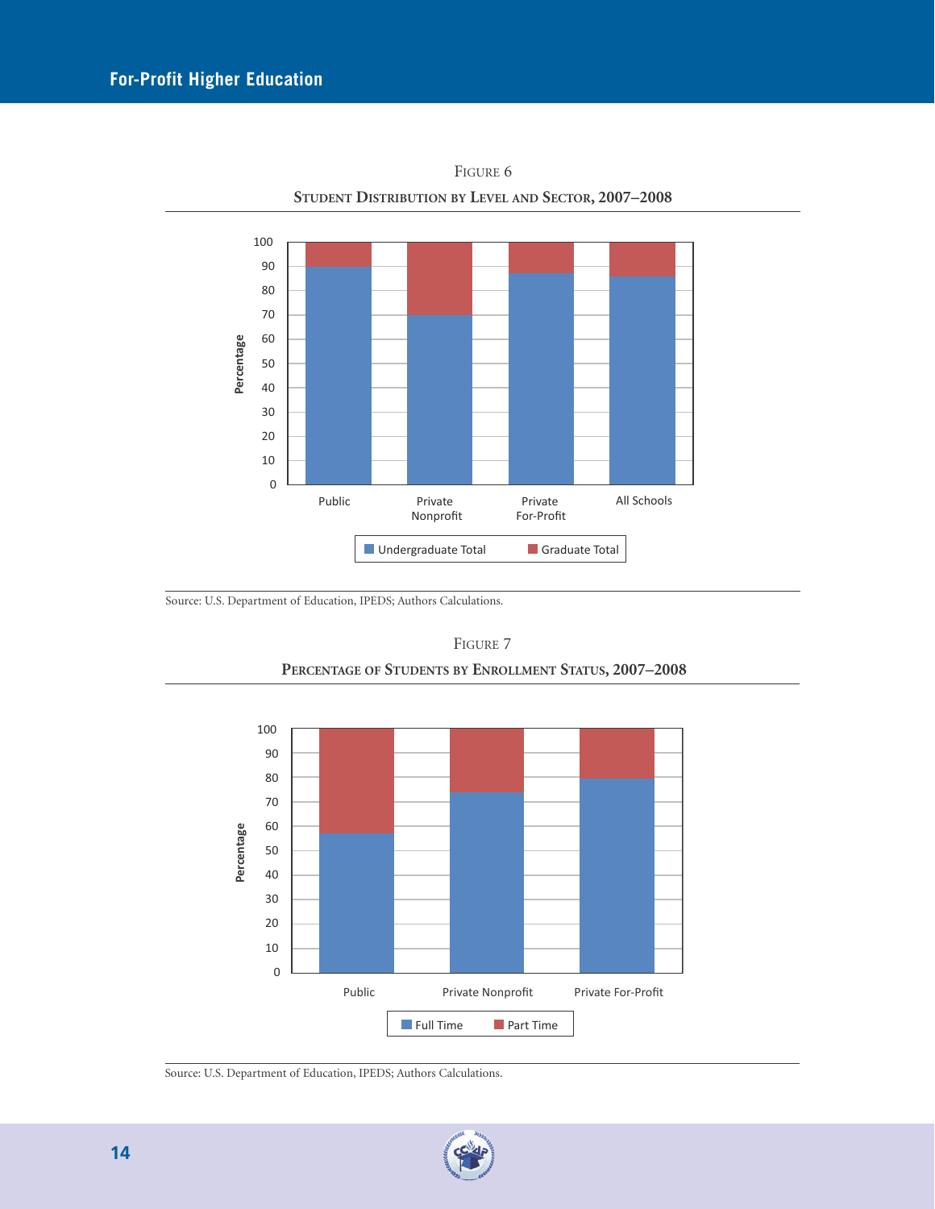Figure 6

**Student Distribution by Level and Sector, 2007–2008**

Source: U.S. Department of Education, IPEDS; Authors Calculations.

Figure 7

**Percentage of Students by Enrollment Status, 2007–2008**

Source: U.S. Department of Education, IPEDS; Authors Calculations.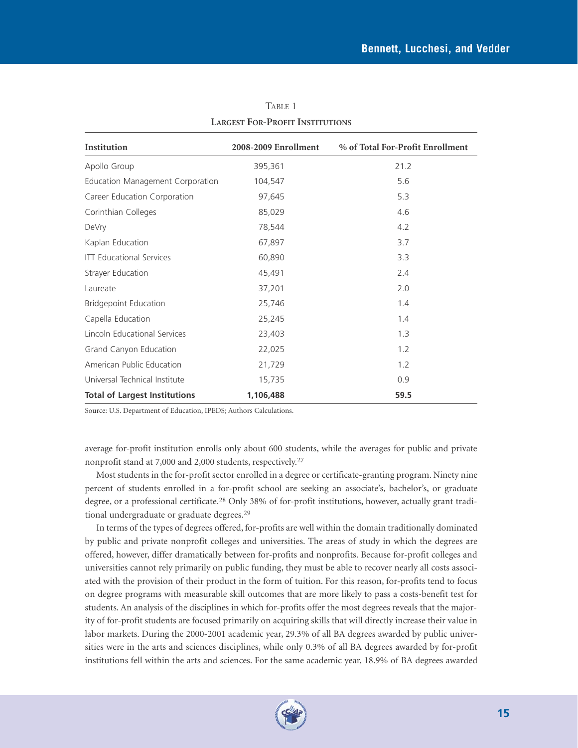Table 1

**Largest For-Profit Institutions**

| Institution | 2008-2009 Enrollment | % of Total For-Profit Enrollment |
|---|---|---|
| Apollo Group | 395,361 | 21.2 |
| Education Management Corporation | 104,547 | 5.6 |
| Career Education Corporation | 97,645 | 5.3 |
| Corinthian Colleges | 85,029 | 4.6 |
| DeVry | 78,544 | 4.2 |
| Kaplan Education | 67,897 | 3.7 |
| ITT Educational Services | 60,890 | 3.3 |
| Strayer Education | 45,491 | 2.4 |
| Laureate | 37,201 | 2.0 |
| Bridgepoint Education | 25,746 | 1.4 |
| Capella Education | 25,245 | 1.4 |
| Lincoln Educational Services | 23,403 | 1.3 |
| Grand Canyon Education | 22,025 | 1.2 |
| American Public Education | 21,729 | 1.2 |
| Universal Technical Institute | 15,735 | 0.9 |
| **Total of Largest Institutions** | **1,106,488** | **59.5** |

Source: U.S. Department of Education, IPEDS; Authors Calculations.

average for-profit institution enrolls only about 600 students, while the averages for public and private nonprofit stand at 7,000 and 2,000 students, respectively.[27]

Most students in the for-profit sector enrolled in a degree or certificate-granting program. Ninety nine percent of students enrolled in a for-profit school are seeking an associate's, bachelor's, or graduate degree, or a professional certificate.[28] Only 38% of for-profit institutions, however, actually grant traditional undergraduate or graduate degrees.[29]

In terms of the types of degrees offered, for-profits are well within the domain traditionally dominated by public and private nonprofit colleges and universities. The areas of study in which the degrees are offered, however, differ dramatically between for-profits and nonprofits. Because for-profit colleges and universities cannot rely primarily on public funding, they must be able to recover nearly all costs associated with the provision of their product in the form of tuition. For this reason, for-profits tend to focus on degree programs with measurable skill outcomes that are more likely to pass a costs-benefit test for students. An analysis of the disciplines in which for-profits offer the most degrees reveals that the majority of for-profit students are focused primarily on acquiring skills that will directly increase their value in labor markets. During the 2000-2001 academic year, 29.3% of all BA degrees awarded by public universities were in the arts and sciences disciplines, while only 0.3% of all BA degrees awarded by for-profit institutions fell within the arts and sciences. For the same academic year, 18.9% of BA degrees awarded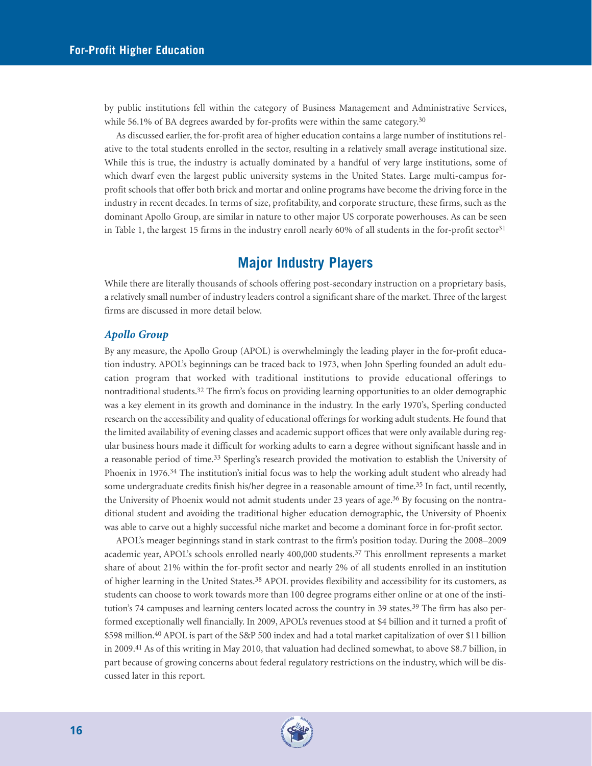by public institutions fell within the category of Business Management and Administrative Services, while 56.1% of BA degrees awarded by for-profits were within the same category.[30]

As discussed earlier, the for-profit area of higher education contains a large number of institutions relative to the total students enrolled in the sector, resulting in a relatively small average institutional size. While this is true, the industry is actually dominated by a handful of very large institutions, some of which dwarf even the largest public university systems in the United States. Large multi-campus for-profit schools that offer both brick and mortar and online programs have become the driving force in the industry in recent decades. In terms of size, profitability, and corporate structure, these firms, such as the dominant Apollo Group, are similar in nature to other major US corporate powerhouses. As can be seen in Table 1, the largest 15 firms in the industry enroll nearly 60% of all students in the for-profit sector[31]

## Major Industry Players

While there are literally thousands of schools offering post-secondary instruction on a proprietary basis, a relatively small number of industry leaders control a significant share of the market. Three of the largest firms are discussed in more detail below.

### *Apollo Group*

By any measure, the Apollo Group (APOL) is overwhelmingly the leading player in the for-profit education industry. APOL's beginnings can be traced back to 1973, when John Sperling founded an adult education program that worked with traditional institutions to provide educational offerings to nontraditional students.[32] The firm's focus on providing learning opportunities to an older demographic was a key element in its growth and dominance in the industry. In the early 1970's, Sperling conducted research on the accessibility and quality of educational offerings for working adult students. He found that the limited availability of evening classes and academic support offices that were only available during regular business hours made it difficult for working adults to earn a degree without significant hassle and in a reasonable period of time.[33] Sperling's research provided the motivation to establish the University of Phoenix in 1976.[34] The institution's initial focus was to help the working adult student who already had some undergraduate credits finish his/her degree in a reasonable amount of time.[35] In fact, until recently, the University of Phoenix would not admit students under 23 years of age.[36] By focusing on the nontraditional student and avoiding the traditional higher education demographic, the University of Phoenix was able to carve out a highly successful niche market and become a dominant force in for-profit sector.

APOL's meager beginnings stand in stark contrast to the firm's position today. During the 2008–2009 academic year, APOL's schools enrolled nearly 400,000 students.[37] This enrollment represents a market share of about 21% within the for-profit sector and nearly 2% of all students enrolled in an institution of higher learning in the United States.[38] APOL provides flexibility and accessibility for its customers, as students can choose to work towards more than 100 degree programs either online or at one of the institution's 74 campuses and learning centers located across the country in 39 states.[39] The firm has also performed exceptionally well financially. In 2009, APOL's revenues stood at $4 billion and it turned a profit of $598 million.[40] APOL is part of the S&P 500 index and had a total market capitalization of over $11 billion in 2009.[41] As of this writing in May 2010, that valuation had declined somewhat, to above $8.7 billion, in part because of growing concerns about federal regulatory restrictions on the industry, which will be discussed later in this report.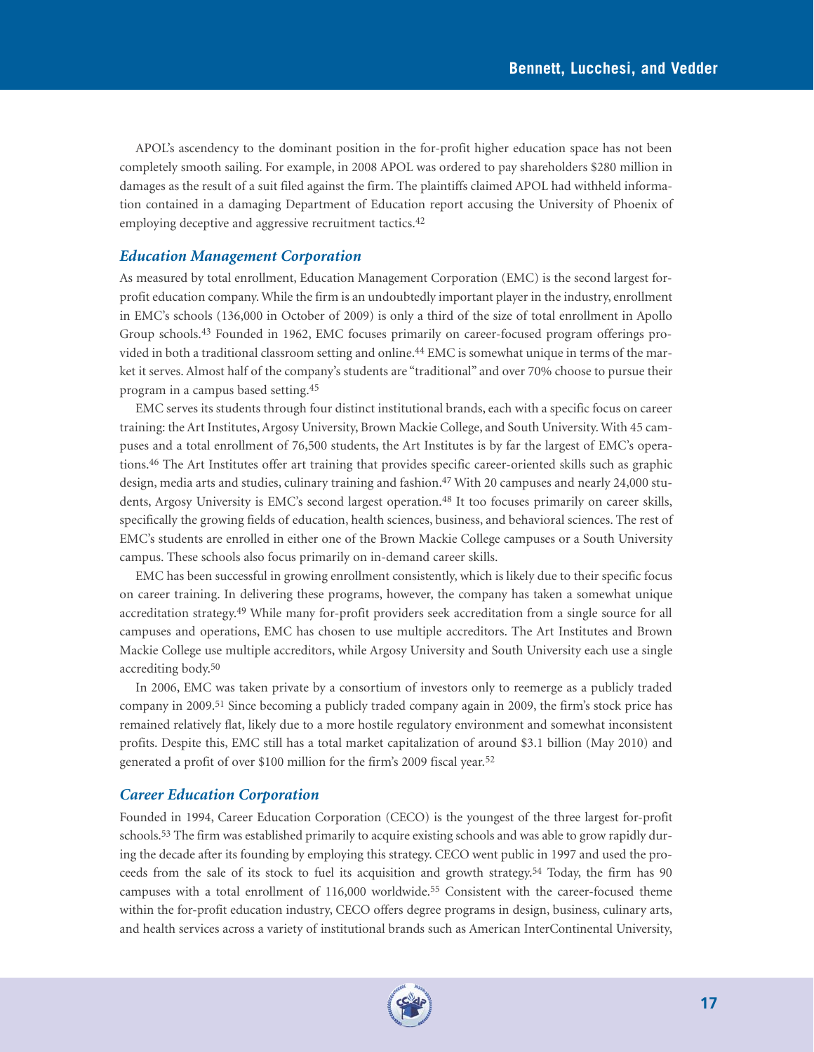APOL's ascendency to the dominant position in the for-profit higher education space has not been completely smooth sailing. For example, in 2008 APOL was ordered to pay shareholders $280 million in damages as the result of a suit filed against the firm. The plaintiffs claimed APOL had withheld information contained in a damaging Department of Education report accusing the University of Phoenix of employing deceptive and aggressive recruitment tactics.[42]

### *Education Management Corporation*

As measured by total enrollment, Education Management Corporation (EMC) is the second largest for-profit education company. While the firm is an undoubtedly important player in the industry, enrollment in EMC's schools (136,000 in October of 2009) is only a third of the size of total enrollment in Apollo Group schools.[43] Founded in 1962, EMC focuses primarily on career-focused program offerings provided in both a traditional classroom setting and online.[44] EMC is somewhat unique in terms of the market it serves. Almost half of the company's students are "traditional" and over 70% choose to pursue their program in a campus based setting.[45]

EMC serves its students through four distinct institutional brands, each with a specific focus on career training: the Art Institutes, Argosy University, Brown Mackie College, and South University. With 45 campuses and a total enrollment of 76,500 students, the Art Institutes is by far the largest of EMC's operations.[46] The Art Institutes offer art training that provides specific career-oriented skills such as graphic design, media arts and studies, culinary training and fashion.[47] With 20 campuses and nearly 24,000 students, Argosy University is EMC's second largest operation.[48] It too focuses primarily on career skills, specifically the growing fields of education, health sciences, business, and behavioral sciences. The rest of EMC's students are enrolled in either one of the Brown Mackie College campuses or a South University campus. These schools also focus primarily on in-demand career skills.

EMC has been successful in growing enrollment consistently, which is likely due to their specific focus on career training. In delivering these programs, however, the company has taken a somewhat unique accreditation strategy.[49] While many for-profit providers seek accreditation from a single source for all campuses and operations, EMC has chosen to use multiple accreditors. The Art Institutes and Brown Mackie College use multiple accreditors, while Argosy University and South University each use a single accrediting body.[50]

In 2006, EMC was taken private by a consortium of investors only to reemerge as a publicly traded company in 2009.[51] Since becoming a publicly traded company again in 2009, the firm's stock price has remained relatively flat, likely due to a more hostile regulatory environment and somewhat inconsistent profits. Despite this, EMC still has a total market capitalization of around $3.1 billion (May 2010) and generated a profit of over $100 million for the firm's 2009 fiscal year.[52]

### *Career Education Corporation*

Founded in 1994, Career Education Corporation (CECO) is the youngest of the three largest for-profit schools.[53] The firm was established primarily to acquire existing schools and was able to grow rapidly during the decade after its founding by employing this strategy. CECO went public in 1997 and used the proceeds from the sale of its stock to fuel its acquisition and growth strategy.[54] Today, the firm has 90 campuses with a total enrollment of 116,000 worldwide.[55] Consistent with the career-focused theme within the for-profit education industry, CECO offers degree programs in design, business, culinary arts, and health services across a variety of institutional brands such as American InterContinental University,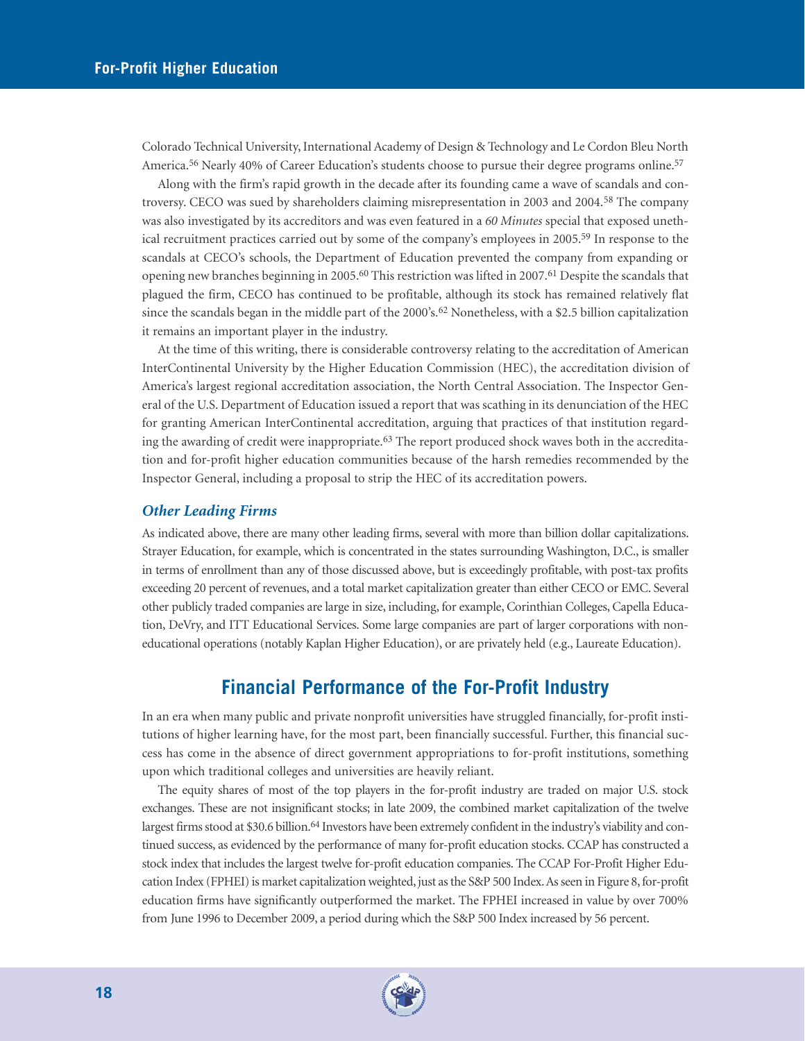Colorado Technical University, International Academy of Design & Technology and Le Cordon Bleu North America.[56] Nearly 40% of Career Education's students choose to pursue their degree programs online.[57]

Along with the firm's rapid growth in the decade after its founding came a wave of scandals and controversy. CECO was sued by shareholders claiming misrepresentation in 2003 and 2004.[58] The company was also investigated by its accreditors and was even featured in a *60 Minutes* special that exposed unethical recruitment practices carried out by some of the company's employees in 2005.[59] In response to the scandals at CECO's schools, the Department of Education prevented the company from expanding or opening new branches beginning in 2005.[60] This restriction was lifted in 2007.[61] Despite the scandals that plagued the firm, CECO has continued to be profitable, although its stock has remained relatively flat since the scandals began in the middle part of the 2000's.[62] Nonetheless, with a $2.5 billion capitalization it remains an important player in the industry.

At the time of this writing, there is considerable controversy relating to the accreditation of American InterContinental University by the Higher Education Commission (HEC), the accreditation division of America's largest regional accreditation association, the North Central Association. The Inspector General of the U.S. Department of Education issued a report that was scathing in its denunciation of the HEC for granting American InterContinental accreditation, arguing that practices of that institution regarding the awarding of credit were inappropriate.[63] The report produced shock waves both in the accreditation and for-profit higher education communities because of the harsh remedies recommended by the Inspector General, including a proposal to strip the HEC of its accreditation powers.

### *Other Leading Firms*

As indicated above, there are many other leading firms, several with more than billion dollar capitalizations. Strayer Education, for example, which is concentrated in the states surrounding Washington, D.C., is smaller in terms of enrollment than any of those discussed above, but is exceedingly profitable, with post-tax profits exceeding 20 percent of revenues, and a total market capitalization greater than either CECO or EMC. Several other publicly traded companies are large in size, including, for example, Corinthian Colleges, Capella Education, DeVry, and ITT Educational Services. Some large companies are part of larger corporations with non-educational operations (notably Kaplan Higher Education), or are privately held (e.g., Laureate Education).

## Financial Performance of the For-Profit Industry

In an era when many public and private nonprofit universities have struggled financially, for-profit institutions of higher learning have, for the most part, been financially successful. Further, this financial success has come in the absence of direct government appropriations to for-profit institutions, something upon which traditional colleges and universities are heavily reliant.

The equity shares of most of the top players in the for-profit industry are traded on major U.S. stock exchanges. These are not insignificant stocks; in late 2009, the combined market capitalization of the twelve largest firms stood at $30.6 billion.[64] Investors have been extremely confident in the industry's viability and continued success, as evidenced by the performance of many for-profit education stocks. CCAP has constructed a stock index that includes the largest twelve for-profit education companies. The CCAP For-Profit Higher Education Index (FPHEI) is market capitalization weighted, just as the S&P 500 Index. As seen in Figure 8, for-profit education firms have significantly outperformed the market. The FPHEI increased in value by over 700% from June 1996 to December 2009, a period during which the S&P 500 Index increased by 56 percent.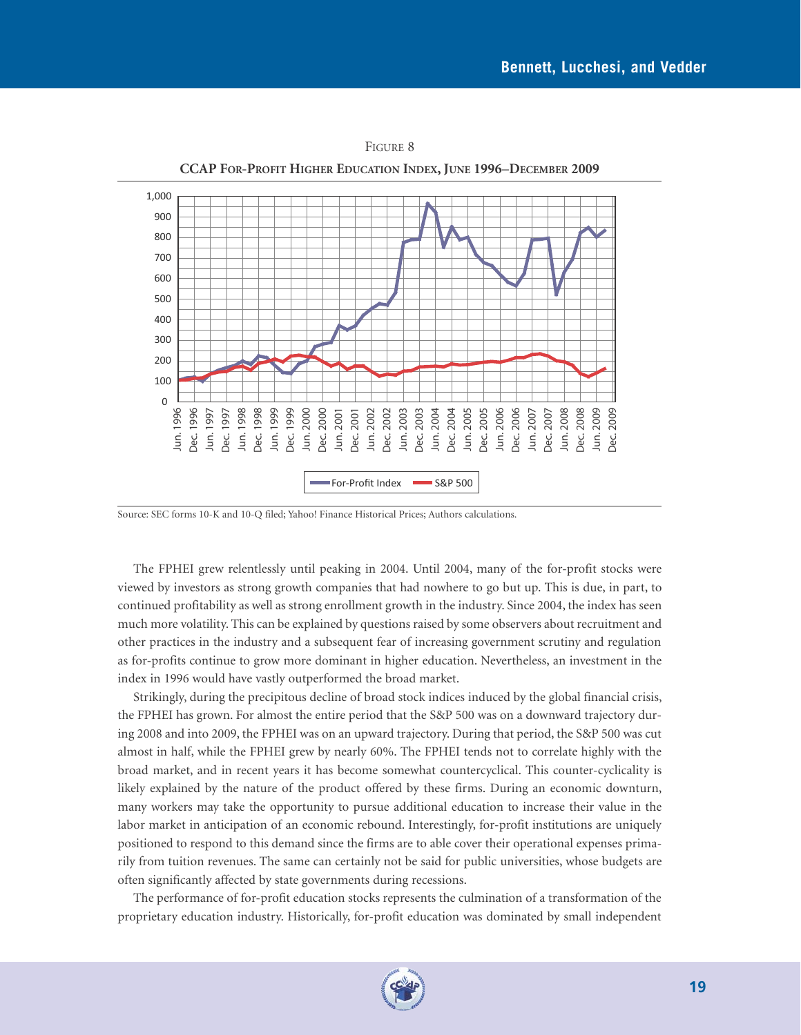Figure 8

**CCAP For-Profit Higher Education Index, June 1996–December 2009**

Source: SEC forms 10-K and 10-Q filed; Yahoo! Finance Historical Prices; Authors calculations.

The FPHEI grew relentlessly until peaking in 2004. Until 2004, many of the for-profit stocks were viewed by investors as strong growth companies that had nowhere to go but up. This is due, in part, to continued profitability as well as strong enrollment growth in the industry. Since 2004, the index has seen much more volatility. This can be explained by questions raised by some observers about recruitment and other practices in the industry and a subsequent fear of increasing government scrutiny and regulation as for-profits continue to grow more dominant in higher education. Nevertheless, an investment in the index in 1996 would have vastly outperformed the broad market.

Strikingly, during the precipitous decline of broad stock indices induced by the global financial crisis, the FPHEI has grown. For almost the entire period that the S&P 500 was on a downward trajectory during 2008 and into 2009, the FPHEI was on an upward trajectory. During that period, the S&P 500 was cut almost in half, while the FPHEI grew by nearly 60%. The FPHEI tends not to correlate highly with the broad market, and in recent years it has become somewhat countercyclical. This counter-cyclicality is likely explained by the nature of the product offered by these firms. During an economic downturn, many workers may take the opportunity to pursue additional education to increase their value in the labor market in anticipation of an economic rebound. Interestingly, for-profit institutions are uniquely positioned to respond to this demand since the firms are to able cover their operational expenses primarily from tuition revenues. The same can certainly not be said for public universities, whose budgets are often significantly affected by state governments during recessions.

The performance of for-profit education stocks represents the culmination of a transformation of the proprietary education industry. Historically, for-profit education was dominated by small independent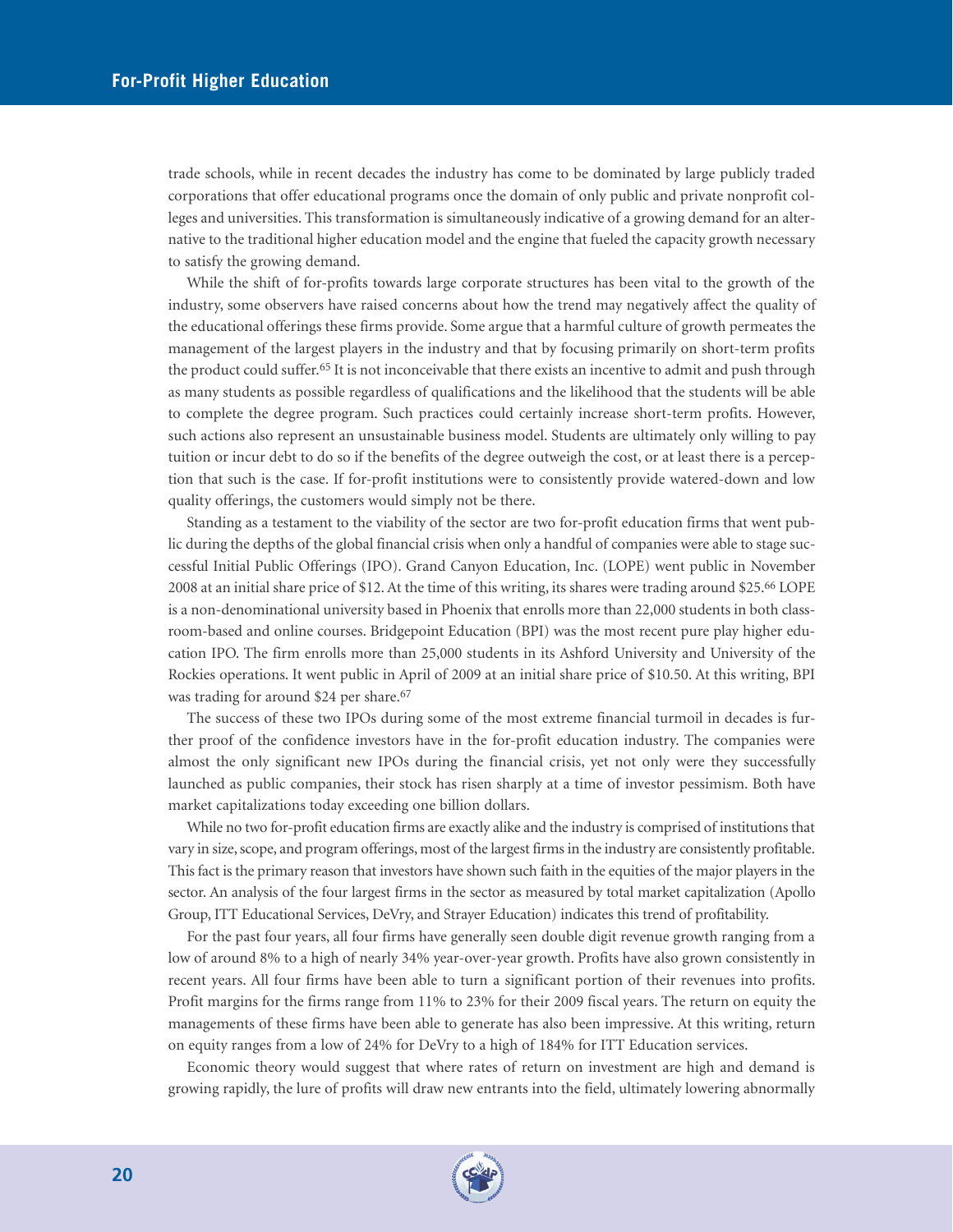trade schools, while in recent decades the industry has come to be dominated by large publicly traded corporations that offer educational programs once the domain of only public and private nonprofit colleges and universities. This transformation is simultaneously indicative of a growing demand for an alternative to the traditional higher education model and the engine that fueled the capacity growth necessary to satisfy the growing demand.

While the shift of for-profits towards large corporate structures has been vital to the growth of the industry, some observers have raised concerns about how the trend may negatively affect the quality of the educational offerings these firms provide. Some argue that a harmful culture of growth permeates the management of the largest players in the industry and that by focusing primarily on short-term profits the product could suffer.[65] It is not inconceivable that there exists an incentive to admit and push through as many students as possible regardless of qualifications and the likelihood that the students will be able to complete the degree program. Such practices could certainly increase short-term profits. However, such actions also represent an unsustainable business model. Students are ultimately only willing to pay tuition or incur debt to do so if the benefits of the degree outweigh the cost, or at least there is a perception that such is the case. If for-profit institutions were to consistently provide watered-down and low quality offerings, the customers would simply not be there.

Standing as a testament to the viability of the sector are two for-profit education firms that went public during the depths of the global financial crisis when only a handful of companies were able to stage successful Initial Public Offerings (IPO). Grand Canyon Education, Inc. (LOPE) went public in November 2008 at an initial share price of $12. At the time of this writing, its shares were trading around $25.[66] LOPE is a non-denominational university based in Phoenix that enrolls more than 22,000 students in both classroom-based and online courses. Bridgepoint Education (BPI) was the most recent pure play higher education IPO. The firm enrolls more than 25,000 students in its Ashford University and University of the Rockies operations. It went public in April of 2009 at an initial share price of $10.50. At this writing, BPI was trading for around $24 per share.[67]

The success of these two IPOs during some of the most extreme financial turmoil in decades is further proof of the confidence investors have in the for-profit education industry. The companies were almost the only significant new IPOs during the financial crisis, yet not only were they successfully launched as public companies, their stock has risen sharply at a time of investor pessimism. Both have market capitalizations today exceeding one billion dollars.

While no two for-profit education firms are exactly alike and the industry is comprised of institutions that vary in size, scope, and program offerings, most of the largest firms in the industry are consistently profitable. This fact is the primary reason that investors have shown such faith in the equities of the major players in the sector. An analysis of the four largest firms in the sector as measured by total market capitalization (Apollo Group, ITT Educational Services, DeVry, and Strayer Education) indicates this trend of profitability.

For the past four years, all four firms have generally seen double digit revenue growth ranging from a low of around 8% to a high of nearly 34% year-over-year growth. Profits have also grown consistently in recent years. All four firms have been able to turn a significant portion of their revenues into profits. Profit margins for the firms range from 11% to 23% for their 2009 fiscal years. The return on equity the managements of these firms have been able to generate has also been impressive. At this writing, return on equity ranges from a low of 24% for DeVry to a high of 184% for ITT Education services.

Economic theory would suggest that where rates of return on investment are high and demand is growing rapidly, the lure of profits will draw new entrants into the field, ultimately lowering abnormally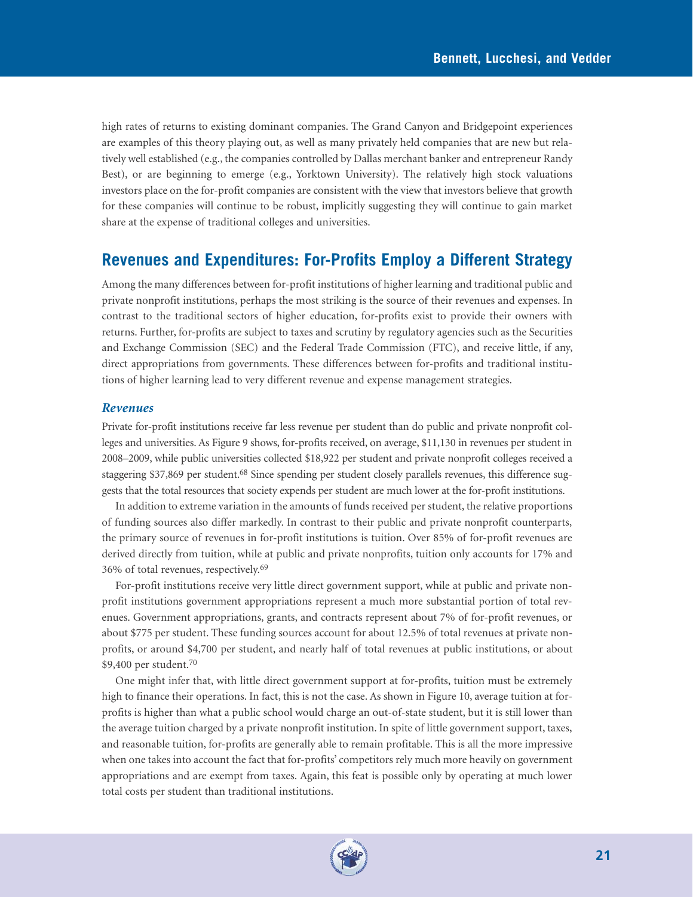high rates of returns to existing dominant companies. The Grand Canyon and Bridgepoint experiences are examples of this theory playing out, as well as many privately held companies that are new but relatively well established (e.g., the companies controlled by Dallas merchant banker and entrepreneur Randy Best), or are beginning to emerge (e.g., Yorktown University). The relatively high stock valuations investors place on the for-profit companies are consistent with the view that investors believe that growth for these companies will continue to be robust, implicitly suggesting they will continue to gain market share at the expense of traditional colleges and universities.

## Revenues and Expenditures: For-Profits Employ a Different Strategy

Among the many differences between for-profit institutions of higher learning and traditional public and private nonprofit institutions, perhaps the most striking is the source of their revenues and expenses. In contrast to the traditional sectors of higher education, for-profits exist to provide their owners with returns. Further, for-profits are subject to taxes and scrutiny by regulatory agencies such as the Securities and Exchange Commission (SEC) and the Federal Trade Commission (FTC), and receive little, if any, direct appropriations from governments. These differences between for-profits and traditional institutions of higher learning lead to very different revenue and expense management strategies.

### *Revenues*

Private for-profit institutions receive far less revenue per student than do public and private nonprofit colleges and universities. As Figure 9 shows, for-profits received, on average, $11,130 in revenues per student in 2008–2009, while public universities collected $18,922 per student and private nonprofit colleges received a staggering $37,869 per student.[68] Since spending per student closely parallels revenues, this difference suggests that the total resources that society expends per student are much lower at the for-profit institutions.

In addition to extreme variation in the amounts of funds received per student, the relative proportions of funding sources also differ markedly. In contrast to their public and private nonprofit counterparts, the primary source of revenues in for-profit institutions is tuition. Over 85% of for-profit revenues are derived directly from tuition, while at public and private nonprofits, tuition only accounts for 17% and 36% of total revenues, respectively.[69]

For-profit institutions receive very little direct government support, while at public and private nonprofit institutions government appropriations represent a much more substantial portion of total revenues. Government appropriations, grants, and contracts represent about 7% of for-profit revenues, or about $775 per student. These funding sources account for about 12.5% of total revenues at private nonprofits, or around $4,700 per student, and nearly half of total revenues at public institutions, or about $9,400 per student.[70]

One might infer that, with little direct government support at for-profits, tuition must be extremely high to finance their operations. In fact, this is not the case. As shown in Figure 10, average tuition at for-profits is higher than what a public school would charge an out-of-state student, but it is still lower than the average tuition charged by a private nonprofit institution. In spite of little government support, taxes, and reasonable tuition, for-profits are generally able to remain profitable. This is all the more impressive when one takes into account the fact that for-profits' competitors rely much more heavily on government appropriations and are exempt from taxes. Again, this feat is possible only by operating at much lower total costs per student than traditional institutions.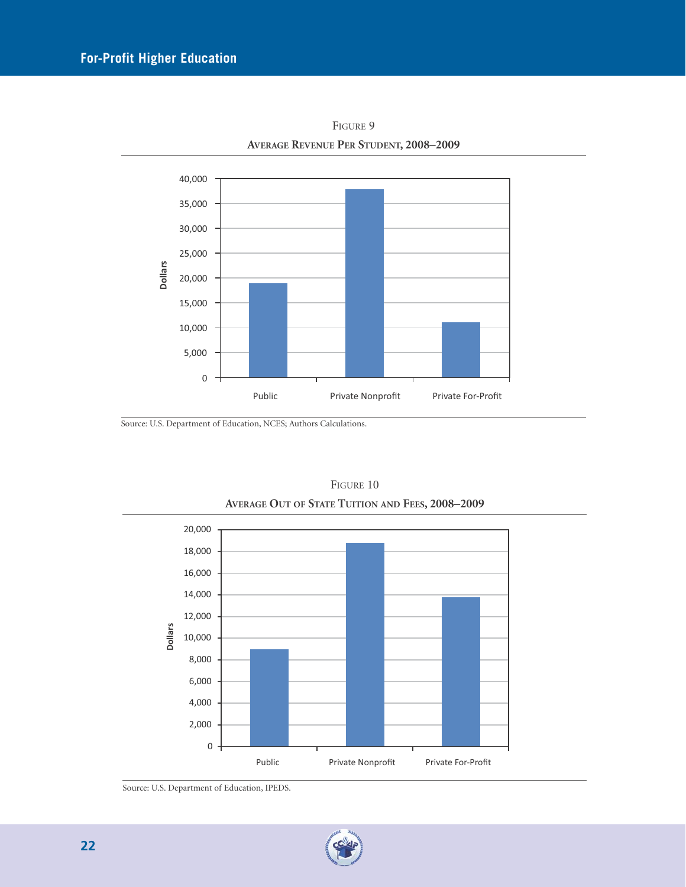Figure 9

**Average Revenue Per Student, 2008–2009**

Source: U.S. Department of Education, NCES; Authors Calculations.

Figure 10

**Average Out of State Tuition and Fees, 2008–2009**

Source: U.S. Department of Education, IPEDS.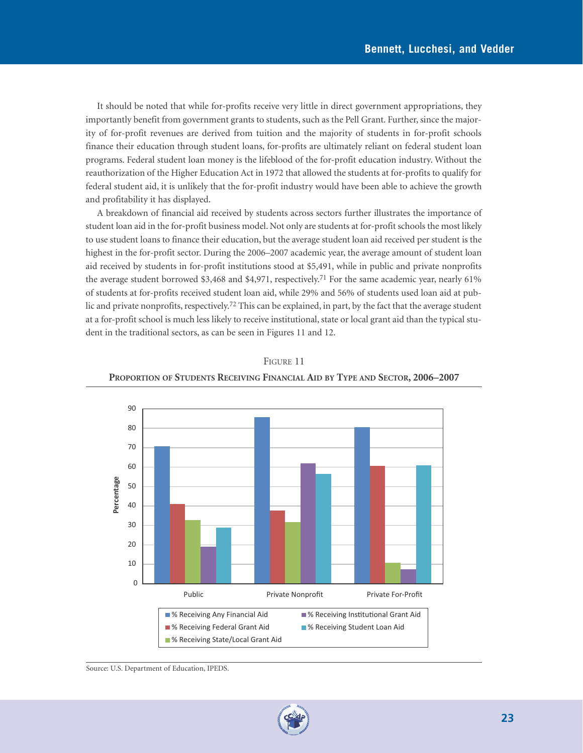It should be noted that while for-profits receive very little in direct government appropriations, they importantly benefit from government grants to students, such as the Pell Grant. Further, since the majority of for-profit revenues are derived from tuition and the majority of students in for-profit schools finance their education through student loans, for-profits are ultimately reliant on federal student loan programs. Federal student loan money is the lifeblood of the for-profit education industry. Without the reauthorization of the Higher Education Act in 1972 that allowed the students at for-profits to qualify for federal student aid, it is unlikely that the for-profit industry would have been able to achieve the growth and profitability it has displayed.

A breakdown of financial aid received by students across sectors further illustrates the importance of student loan aid in the for-profit business model. Not only are students at for-profit schools the most likely to use student loans to finance their education, but the average student loan aid received per student is the highest in the for-profit sector. During the 2006–2007 academic year, the average amount of student loan aid received by students in for-profit institutions stood at $5,491, while in public and private nonprofits the average student borrowed $3,468 and $4,971, respectively.[71] For the same academic year, nearly 61% of students at for-profits received student loan aid, while 29% and 56% of students used loan aid at public and private nonprofits, respectively.[72] This can be explained, in part, by the fact that the average student at a for-profit school is much less likely to receive institutional, state or local grant aid than the typical student in the traditional sectors, as can be seen in Figures 11 and 12.

Figure 11

**Proportion of Students Receiving Financial Aid by Type and Sector, 2006–2007**

| Sector | % Receiving Any Financial Aid | % Receiving Federal Grant Aid | % Receiving State/Local Grant Aid | % Receiving Institutional Grant Aid | % Receiving Student Loan Aid |
|---|---|---|---|---|---|
| Public | ~71 | ~41 | ~33 | ~19 | ~29 |
| Private Nonprofit | ~86 | ~38 | ~32 | ~62 | ~56 |
| Private For-Profit | ~80 | ~61 | ~11 | ~7 | ~61 |

Source: U.S. Department of Education, IPEDS.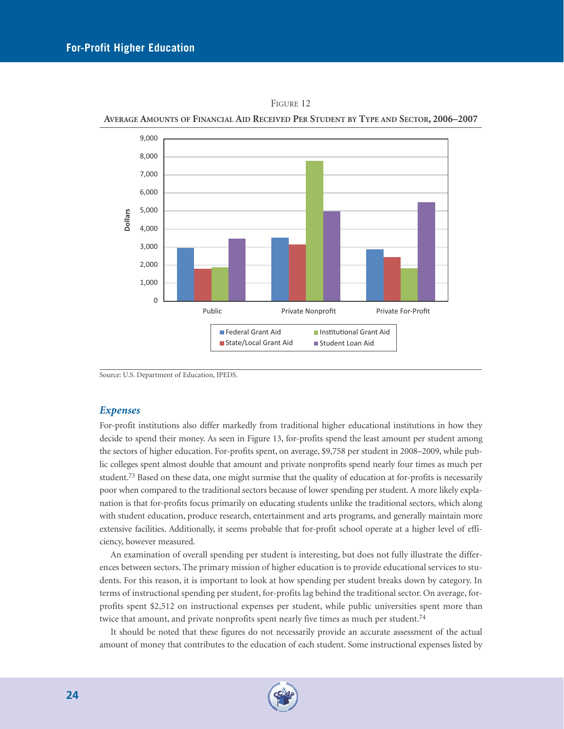Figure 12

**Average Amounts of Financial Aid Received Per Student by Type and Sector, 2006–2007**

Source: U.S. Department of Education, IPEDS.

### *Expenses*

For-profit institutions also differ markedly from traditional higher educational institutions in how they decide to spend their money. As seen in Figure 13, for-profits spend the least amount per student among the sectors of higher education. For-profits spent, on average, $9,758 per student in 2008–2009, while public colleges spent almost double that amount and private nonprofits spend nearly four times as much per student.[73] Based on these data, one might surmise that the quality of education at for-profits is necessarily poor when compared to the traditional sectors because of lower spending per student. A more likely explanation is that for-profits focus primarily on educating students unlike the traditional sectors, which along with student education, produce research, entertainment and arts programs, and generally maintain more extensive facilities. Additionally, it seems probable that for-profit school operate at a higher level of efficiency, however measured.

An examination of overall spending per student is interesting, but does not fully illustrate the differences between sectors. The primary mission of higher education is to provide educational services to students. For this reason, it is important to look at how spending per student breaks down by category. In terms of instructional spending per student, for-profits lag behind the traditional sector. On average, for-profits spent $2,512 on instructional expenses per student, while public universities spent more than twice that amount, and private nonprofits spent nearly five times as much per student.[74]

It should be noted that these figures do not necessarily provide an accurate assessment of the actual amount of money that contributes to the education of each student. Some instructional expenses listed by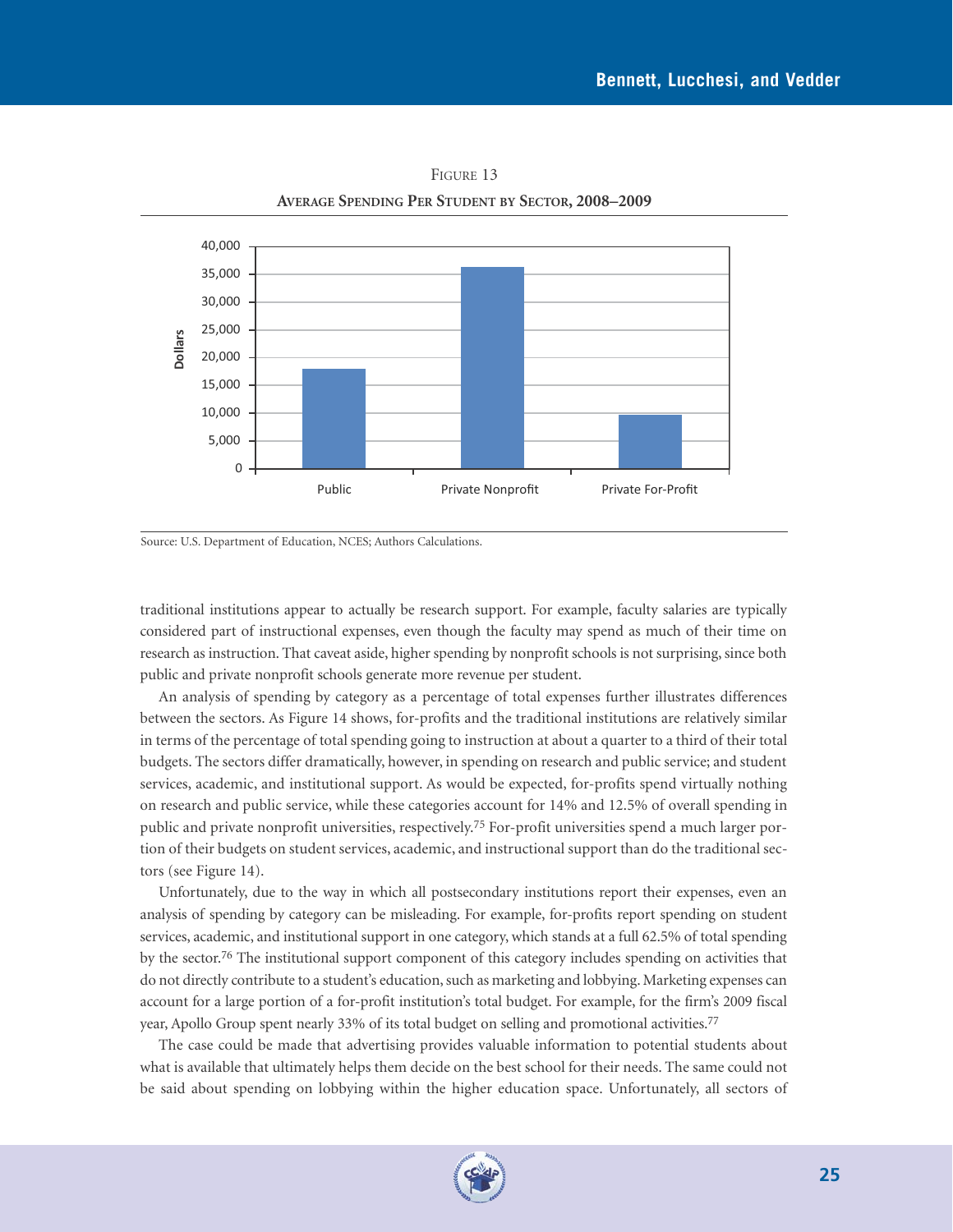Figure 13

**Average Spending Per Student by Sector, 2008–2009**

Source: U.S. Department of Education, NCES; Authors Calculations.

traditional institutions appear to actually be research support. For example, faculty salaries are typically considered part of instructional expenses, even though the faculty may spend as much of their time on research as instruction. That caveat aside, higher spending by nonprofit schools is not surprising, since both public and private nonprofit schools generate more revenue per student.

An analysis of spending by category as a percentage of total expenses further illustrates differences between the sectors. As Figure 14 shows, for-profits and the traditional institutions are relatively similar in terms of the percentage of total spending going to instruction at about a quarter to a third of their total budgets. The sectors differ dramatically, however, in spending on research and public service; and student services, academic, and institutional support. As would be expected, for-profits spend virtually nothing on research and public service, while these categories account for 14% and 12.5% of overall spending in public and private nonprofit universities, respectively.[75] For-profit universities spend a much larger portion of their budgets on student services, academic, and instructional support than do the traditional sectors (see Figure 14).

Unfortunately, due to the way in which all postsecondary institutions report their expenses, even an analysis of spending by category can be misleading. For example, for-profits report spending on student services, academic, and institutional support in one category, which stands at a full 62.5% of total spending by the sector.[76] The institutional support component of this category includes spending on activities that do not directly contribute to a student's education, such as marketing and lobbying. Marketing expenses can account for a large portion of a for-profit institution's total budget. For example, for the firm's 2009 fiscal year, Apollo Group spent nearly 33% of its total budget on selling and promotional activities.[77]

The case could be made that advertising provides valuable information to potential students about what is available that ultimately helps them decide on the best school for their needs. The same could not be said about spending on lobbying within the higher education space. Unfortunately, all sectors of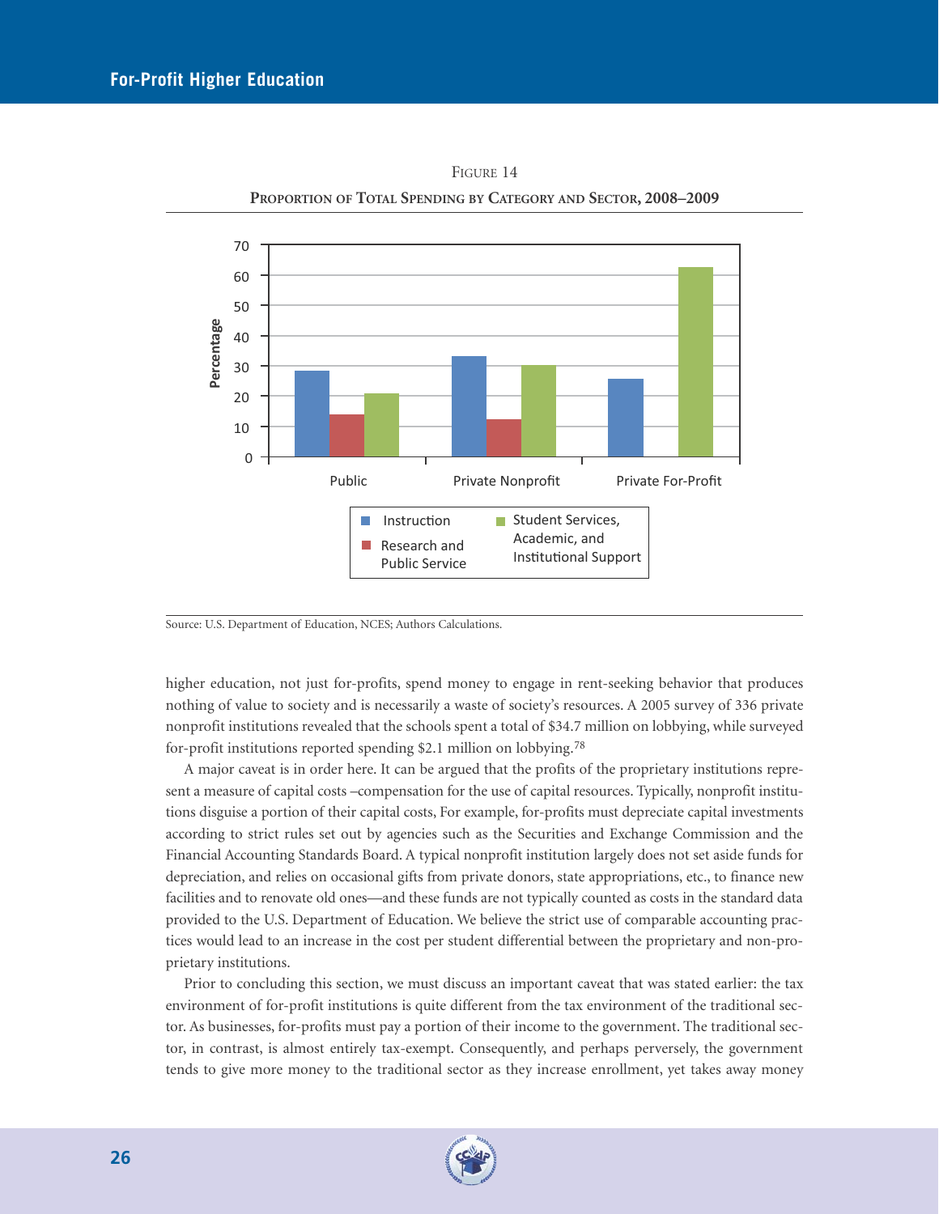Figure 14

**Proportion of Total Spending by Category and Sector, 2008–2009**

Source: U.S. Department of Education, NCES; Authors Calculations.

higher education, not just for-profits, spend money to engage in rent-seeking behavior that produces nothing of value to society and is necessarily a waste of society's resources. A 2005 survey of 336 private nonprofit institutions revealed that the schools spent a total of $34.7 million on lobbying, while surveyed for-profit institutions reported spending $2.1 million on lobbying.[78]

A major caveat is in order here. It can be argued that the profits of the proprietary institutions represent a measure of capital costs –compensation for the use of capital resources. Typically, nonprofit institutions disguise a portion of their capital costs, For example, for-profits must depreciate capital investments according to strict rules set out by agencies such as the Securities and Exchange Commission and the Financial Accounting Standards Board. A typical nonprofit institution largely does not set aside funds for depreciation, and relies on occasional gifts from private donors, state appropriations, etc., to finance new facilities and to renovate old ones—and these funds are not typically counted as costs in the standard data provided to the U.S. Department of Education. We believe the strict use of comparable accounting practices would lead to an increase in the cost per student differential between the proprietary and non-proprietary institutions.

Prior to concluding this section, we must discuss an important caveat that was stated earlier: the tax environment of for-profit institutions is quite different from the tax environment of the traditional sector. As businesses, for-profits must pay a portion of their income to the government. The traditional sector, in contrast, is almost entirely tax-exempt. Consequently, and perhaps perversely, the government tends to give more money to the traditional sector as they increase enrollment, yet takes away money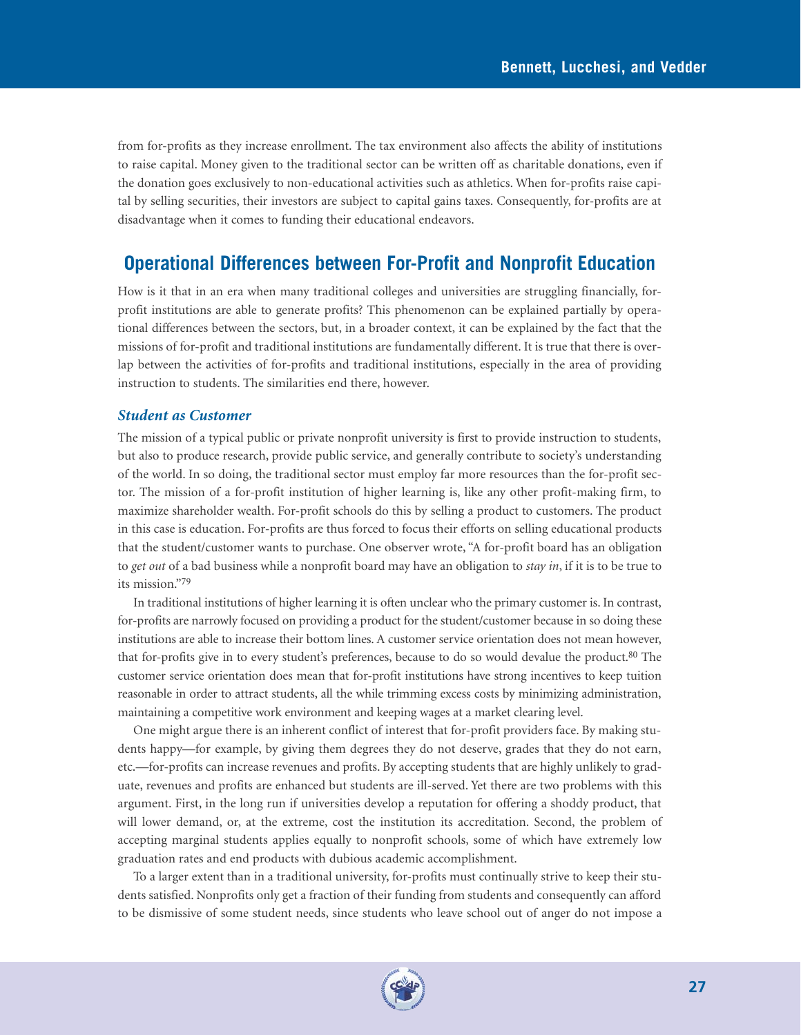from for-profits as they increase enrollment. The tax environment also affects the ability of institutions to raise capital. Money given to the traditional sector can be written off as charitable donations, even if the donation goes exclusively to non-educational activities such as athletics. When for-profits raise capital by selling securities, their investors are subject to capital gains taxes. Consequently, for-profits are at disadvantage when it comes to funding their educational endeavors.

## Operational Differences between For-Profit and Nonprofit Education

How is it that in an era when many traditional colleges and universities are struggling financially, for-profit institutions are able to generate profits? This phenomenon can be explained partially by operational differences between the sectors, but, in a broader context, it can be explained by the fact that the missions of for-profit and traditional institutions are fundamentally different. It is true that there is overlap between the activities of for-profits and traditional institutions, especially in the area of providing instruction to students. The similarities end there, however.

### *Student as Customer*

The mission of a typical public or private nonprofit university is first to provide instruction to students, but also to produce research, provide public service, and generally contribute to society's understanding of the world. In so doing, the traditional sector must employ far more resources than the for-profit sector. The mission of a for-profit institution of higher learning is, like any other profit-making firm, to maximize shareholder wealth. For-profit schools do this by selling a product to customers. The product in this case is education. For-profits are thus forced to focus their efforts on selling educational products that the student/customer wants to purchase. One observer wrote, "A for-profit board has an obligation to *get out* of a bad business while a nonprofit board may have an obligation to *stay in*, if it is to be true to its mission."[79]

In traditional institutions of higher learning it is often unclear who the primary customer is. In contrast, for-profits are narrowly focused on providing a product for the student/customer because in so doing these institutions are able to increase their bottom lines. A customer service orientation does not mean however, that for-profits give in to every student's preferences, because to do so would devalue the product.[80] The customer service orientation does mean that for-profit institutions have strong incentives to keep tuition reasonable in order to attract students, all the while trimming excess costs by minimizing administration, maintaining a competitive work environment and keeping wages at a market clearing level.

One might argue there is an inherent conflict of interest that for-profit providers face. By making students happy—for example, by giving them degrees they do not deserve, grades that they do not earn, etc.—for-profits can increase revenues and profits. By accepting students that are highly unlikely to graduate, revenues and profits are enhanced but students are ill-served. Yet there are two problems with this argument. First, in the long run if universities develop a reputation for offering a shoddy product, that will lower demand, or, at the extreme, cost the institution its accreditation. Second, the problem of accepting marginal students applies equally to nonprofit schools, some of which have extremely low graduation rates and end products with dubious academic accomplishment.

To a larger extent than in a traditional university, for-profits must continually strive to keep their students satisfied. Nonprofits only get a fraction of their funding from students and consequently can afford to be dismissive of some student needs, since students who leave school out of anger do not impose a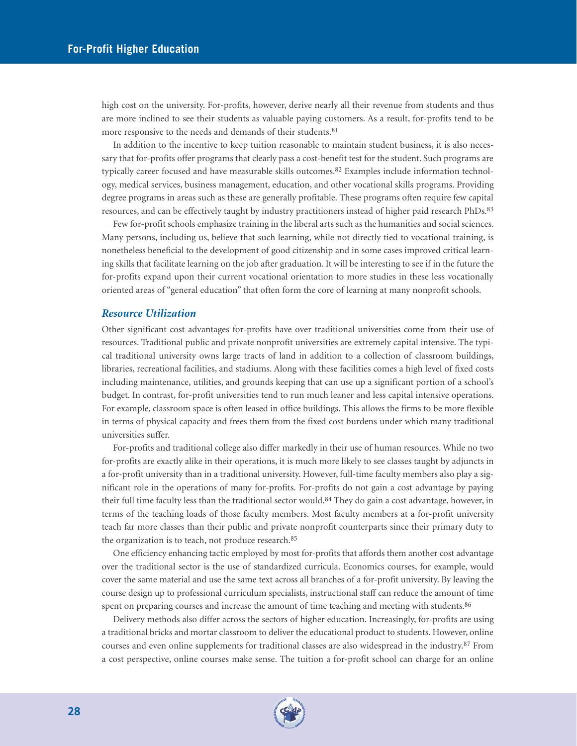high cost on the university. For-profits, however, derive nearly all their revenue from students and thus are more inclined to see their students as valuable paying customers. As a result, for-profits tend to be more responsive to the needs and demands of their students.[81]

In addition to the incentive to keep tuition reasonable to maintain student business, it is also necessary that for-profits offer programs that clearly pass a cost-benefit test for the student. Such programs are typically career focused and have measurable skills outcomes.[82] Examples include information technology, medical services, business management, education, and other vocational skills programs. Providing degree programs in areas such as these are generally profitable. These programs often require few capital resources, and can be effectively taught by industry practitioners instead of higher paid research PhDs.[83]

Few for-profit schools emphasize training in the liberal arts such as the humanities and social sciences. Many persons, including us, believe that such learning, while not directly tied to vocational training, is nonetheless beneficial to the development of good citizenship and in some cases improved critical learning skills that facilitate learning on the job after graduation. It will be interesting to see if in the future the for-profits expand upon their current vocational orientation to more studies in these less vocationally oriented areas of "general education" that often form the core of learning at many nonprofit schools.

### *Resource Utilization*

Other significant cost advantages for-profits have over traditional universities come from their use of resources. Traditional public and private nonprofit universities are extremely capital intensive. The typical traditional university owns large tracts of land in addition to a collection of classroom buildings, libraries, recreational facilities, and stadiums. Along with these facilities comes a high level of fixed costs including maintenance, utilities, and grounds keeping that can use up a significant portion of a school's budget. In contrast, for-profit universities tend to run much leaner and less capital intensive operations. For example, classroom space is often leased in office buildings. This allows the firms to be more flexible in terms of physical capacity and frees them from the fixed cost burdens under which many traditional universities suffer.

For-profits and traditional college also differ markedly in their use of human resources. While no two for-profits are exactly alike in their operations, it is much more likely to see classes taught by adjuncts in a for-profit university than in a traditional university. However, full-time faculty members also play a significant role in the operations of many for-profits. For-profits do not gain a cost advantage by paying their full time faculty less than the traditional sector would.[84] They do gain a cost advantage, however, in terms of the teaching loads of those faculty members. Most faculty members at a for-profit university teach far more classes than their public and private nonprofit counterparts since their primary duty to the organization is to teach, not produce research.[85]

One efficiency enhancing tactic employed by most for-profits that affords them another cost advantage over the traditional sector is the use of standardized curricula. Economics courses, for example, would cover the same material and use the same text across all branches of a for-profit university. By leaving the course design up to professional curriculum specialists, instructional staff can reduce the amount of time spent on preparing courses and increase the amount of time teaching and meeting with students.[86]

Delivery methods also differ across the sectors of higher education. Increasingly, for-profits are using a traditional bricks and mortar classroom to deliver the educational product to students. However, online courses and even online supplements for traditional classes are also widespread in the industry.[87] From a cost perspective, online courses make sense. The tuition a for-profit school can charge for an online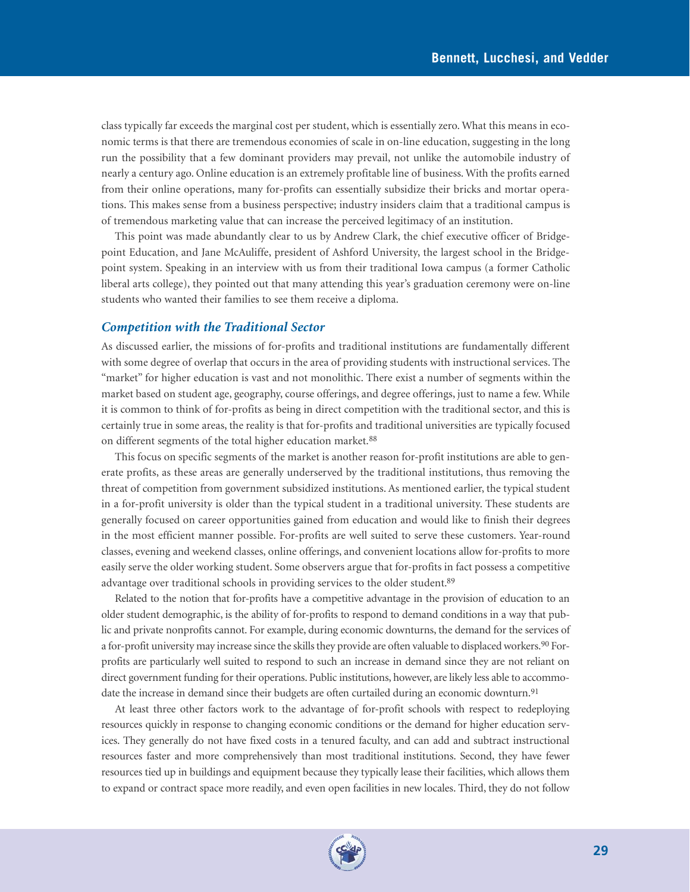class typically far exceeds the marginal cost per student, which is essentially zero. What this means in economic terms is that there are tremendous economies of scale in on-line education, suggesting in the long run the possibility that a few dominant providers may prevail, not unlike the automobile industry of nearly a century ago. Online education is an extremely profitable line of business. With the profits earned from their online operations, many for-profits can essentially subsidize their bricks and mortar operations. This makes sense from a business perspective; industry insiders claim that a traditional campus is of tremendous marketing value that can increase the perceived legitimacy of an institution.

This point was made abundantly clear to us by Andrew Clark, the chief executive officer of Bridgepoint Education, and Jane McAuliffe, president of Ashford University, the largest school in the Bridgepoint system. Speaking in an interview with us from their traditional Iowa campus (a former Catholic liberal arts college), they pointed out that many attending this year's graduation ceremony were on-line students who wanted their families to see them receive a diploma.

### *Competition with the Traditional Sector*

As discussed earlier, the missions of for-profits and traditional institutions are fundamentally different with some degree of overlap that occurs in the area of providing students with instructional services. The "market" for higher education is vast and not monolithic. There exist a number of segments within the market based on student age, geography, course offerings, and degree offerings, just to name a few. While it is common to think of for-profits as being in direct competition with the traditional sector, and this is certainly true in some areas, the reality is that for-profits and traditional universities are typically focused on different segments of the total higher education market.[88]

This focus on specific segments of the market is another reason for-profit institutions are able to generate profits, as these areas are generally underserved by the traditional institutions, thus removing the threat of competition from government subsidized institutions. As mentioned earlier, the typical student in a for-profit university is older than the typical student in a traditional university. These students are generally focused on career opportunities gained from education and would like to finish their degrees in the most efficient manner possible. For-profits are well suited to serve these customers. Year-round classes, evening and weekend classes, online offerings, and convenient locations allow for-profits to more easily serve the older working student. Some observers argue that for-profits in fact possess a competitive advantage over traditional schools in providing services to the older student.[89]

Related to the notion that for-profits have a competitive advantage in the provision of education to an older student demographic, is the ability of for-profits to respond to demand conditions in a way that public and private nonprofits cannot. For example, during economic downturns, the demand for the services of a for-profit university may increase since the skills they provide are often valuable to displaced workers.[90] For-profits are particularly well suited to respond to such an increase in demand since they are not reliant on direct government funding for their operations. Public institutions, however, are likely less able to accommodate the increase in demand since their budgets are often curtailed during an economic downturn.[91]

At least three other factors work to the advantage of for-profit schools with respect to redeploying resources quickly in response to changing economic conditions or the demand for higher education services. They generally do not have fixed costs in a tenured faculty, and can add and subtract instructional resources faster and more comprehensively than most traditional institutions. Second, they have fewer resources tied up in buildings and equipment because they typically lease their facilities, which allows them to expand or contract space more readily, and even open facilities in new locales. Third, they do not follow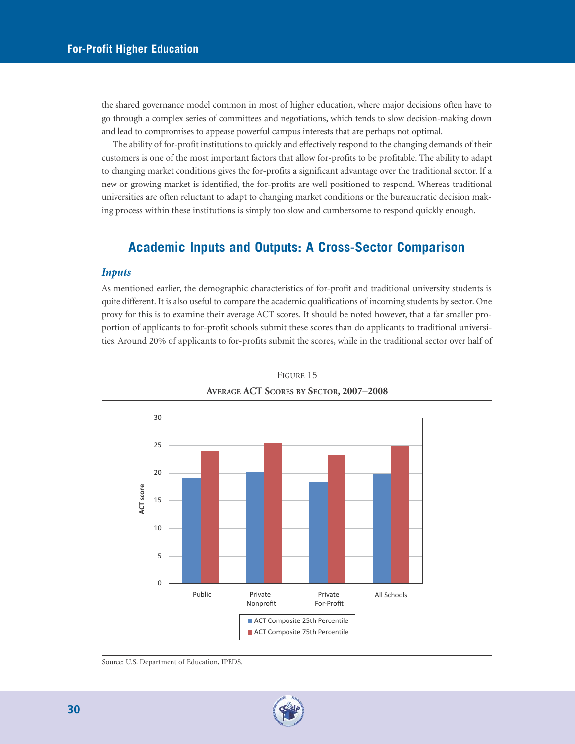the shared governance model common in most of higher education, where major decisions often have to go through a complex series of committees and negotiations, which tends to slow decision-making down and lead to compromises to appease powerful campus interests that are perhaps not optimal.

The ability of for-profit institutions to quickly and effectively respond to the changing demands of their customers is one of the most important factors that allow for-profits to be profitable. The ability to adapt to changing market conditions gives the for-profits a significant advantage over the traditional sector. If a new or growing market is identified, the for-profits are well positioned to respond. Whereas traditional universities are often reluctant to adapt to changing market conditions or the bureaucratic decision making process within these institutions is simply too slow and cumbersome to respond quickly enough.

## Academic Inputs and Outputs: A Cross-Sector Comparison

### *Inputs*

As mentioned earlier, the demographic characteristics of for-profit and traditional university students is quite different. It is also useful to compare the academic qualifications of incoming students by sector. One proxy for this is to examine their average ACT scores. It should be noted however, that a far smaller proportion of applicants to for-profit schools submit these scores than do applicants to traditional universities. Around 20% of applicants to for-profits submit the scores, while in the traditional sector over half of

FIGURE 15

**AVERAGE ACT SCORES BY SECTOR, 2007–2008**

Source: U.S. Department of Education, IPEDS.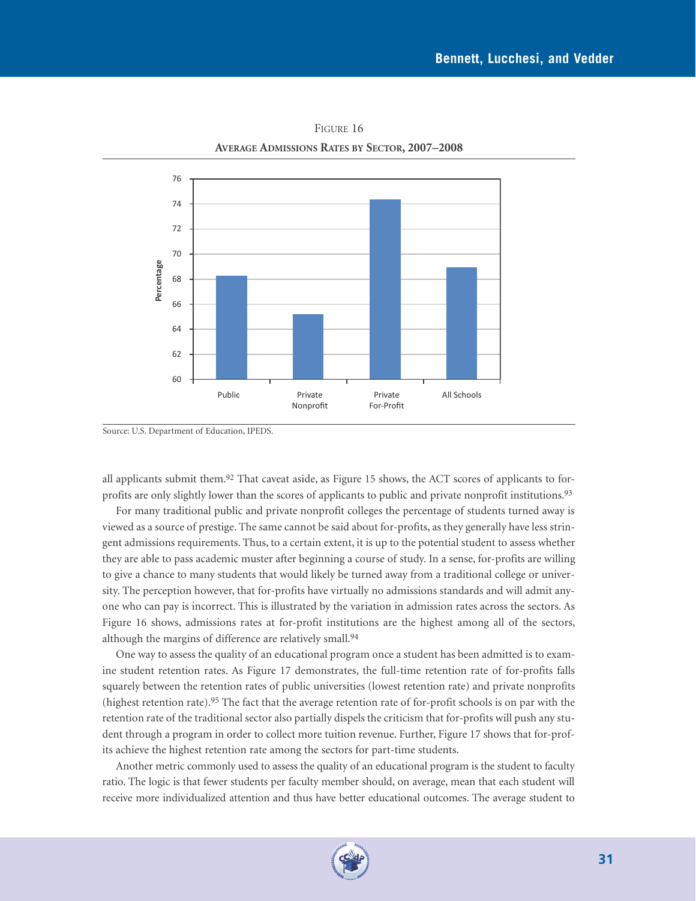FIGURE 16

**AVERAGE ADMISSIONS RATES BY SECTOR, 2007–2008**

Source: U.S. Department of Education, IPEDS.

all applicants submit them.[92] That caveat aside, as Figure 15 shows, the ACT scores of applicants to for-profits are only slightly lower than the scores of applicants to public and private nonprofit institutions.[93]

For many traditional public and private nonprofit colleges the percentage of students turned away is viewed as a source of prestige. The same cannot be said about for-profits, as they generally have less stringent admissions requirements. Thus, to a certain extent, it is up to the potential student to assess whether they are able to pass academic muster after beginning a course of study. In a sense, for-profits are willing to give a chance to many students that would likely be turned away from a traditional college or university. The perception however, that for-profits have virtually no admissions standards and will admit anyone who can pay is incorrect. This is illustrated by the variation in admission rates across the sectors. As Figure 16 shows, admissions rates at for-profit institutions are the highest among all of the sectors, although the margins of difference are relatively small.[94]

One way to assess the quality of an educational program once a student has been admitted is to examine student retention rates. As Figure 17 demonstrates, the full-time retention rate of for-profits falls squarely between the retention rates of public universities (lowest retention rate) and private nonprofits (highest retention rate).[95] The fact that the average retention rate of for-profit schools is on par with the retention rate of the traditional sector also partially dispels the criticism that for-profits will push any student through a program in order to collect more tuition revenue. Further, Figure 17 shows that for-profits achieve the highest retention rate among the sectors for part-time students.

Another metric commonly used to assess the quality of an educational program is the student to faculty ratio. The logic is that fewer students per faculty member should, on average, mean that each student will receive more individualized attention and thus have better educational outcomes. The average student to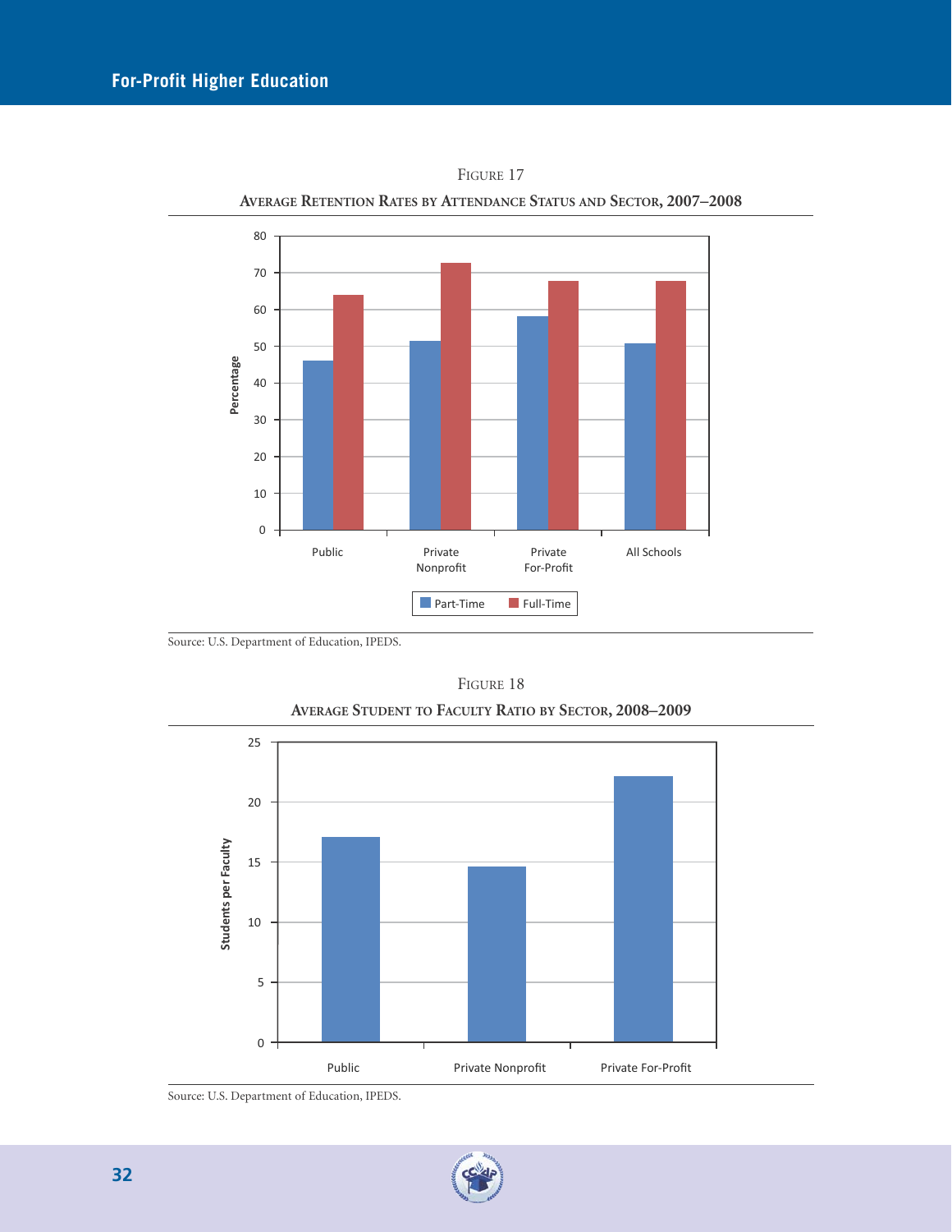Figure 17

**Average Retention Rates by Attendance Status and Sector, 2007–2008**

Source: U.S. Department of Education, IPEDS.

Figure 18

**Average Student to Faculty Ratio by Sector, 2008–2009**

Source: U.S. Department of Education, IPEDS.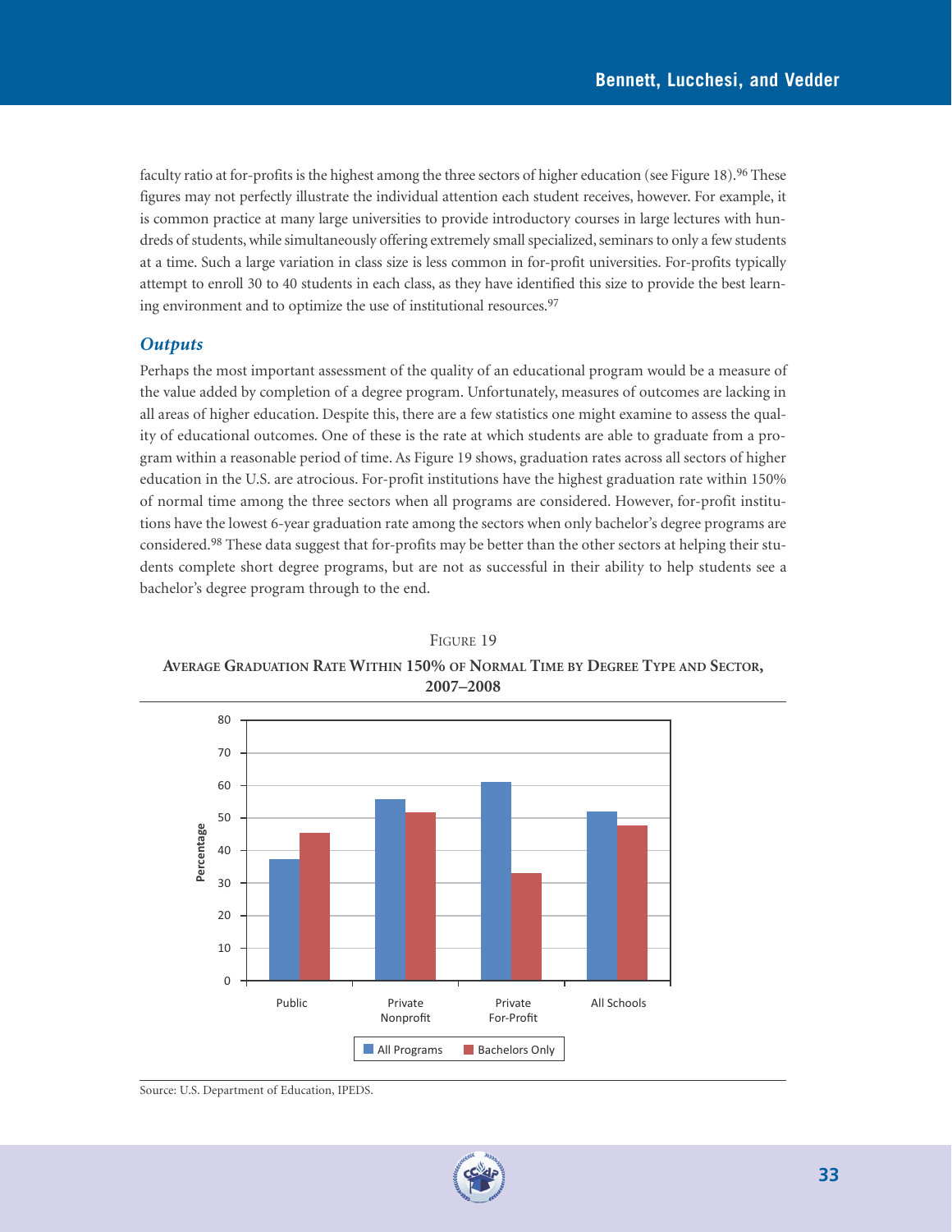faculty ratio at for-profits is the highest among the three sectors of higher education (see Figure 18).[96] These figures may not perfectly illustrate the individual attention each student receives, however. For example, it is common practice at many large universities to provide introductory courses in large lectures with hundreds of students, while simultaneously offering extremely small specialized, seminars to only a few students at a time. Such a large variation in class size is less common in for-profit universities. For-profits typically attempt to enroll 30 to 40 students in each class, as they have identified this size to provide the best learning environment and to optimize the use of institutional resources.[97]

### *Outputs*

Perhaps the most important assessment of the quality of an educational program would be a measure of the value added by completion of a degree program. Unfortunately, measures of outcomes are lacking in all areas of higher education. Despite this, there are a few statistics one might examine to assess the quality of educational outcomes. One of these is the rate at which students are able to graduate from a program within a reasonable period of time. As Figure 19 shows, graduation rates across all sectors of higher education in the U.S. are atrocious. For-profit institutions have the highest graduation rate within 150% of normal time among the three sectors when all programs are considered. However, for-profit institutions have the lowest 6-year graduation rate among the sectors when only bachelor's degree programs are considered.[98] These data suggest that for-profits may be better than the other sectors at helping their students complete short degree programs, but are not as successful in their ability to help students see a bachelor's degree program through to the end.

FIGURE 19

**AVERAGE GRADUATION RATE WITHIN 150% OF NORMAL TIME BY DEGREE TYPE AND SECTOR, 2007–2008**

| Sector | All Programs | Bachelors Only |
|---|---|---|
| Public | ~37 | ~45 |
| Private Nonprofit | ~56 | ~52 |
| Private For-Profit | ~61 | ~33 |
| All Schools | ~52 | ~48 |

Source: U.S. Department of Education, IPEDS.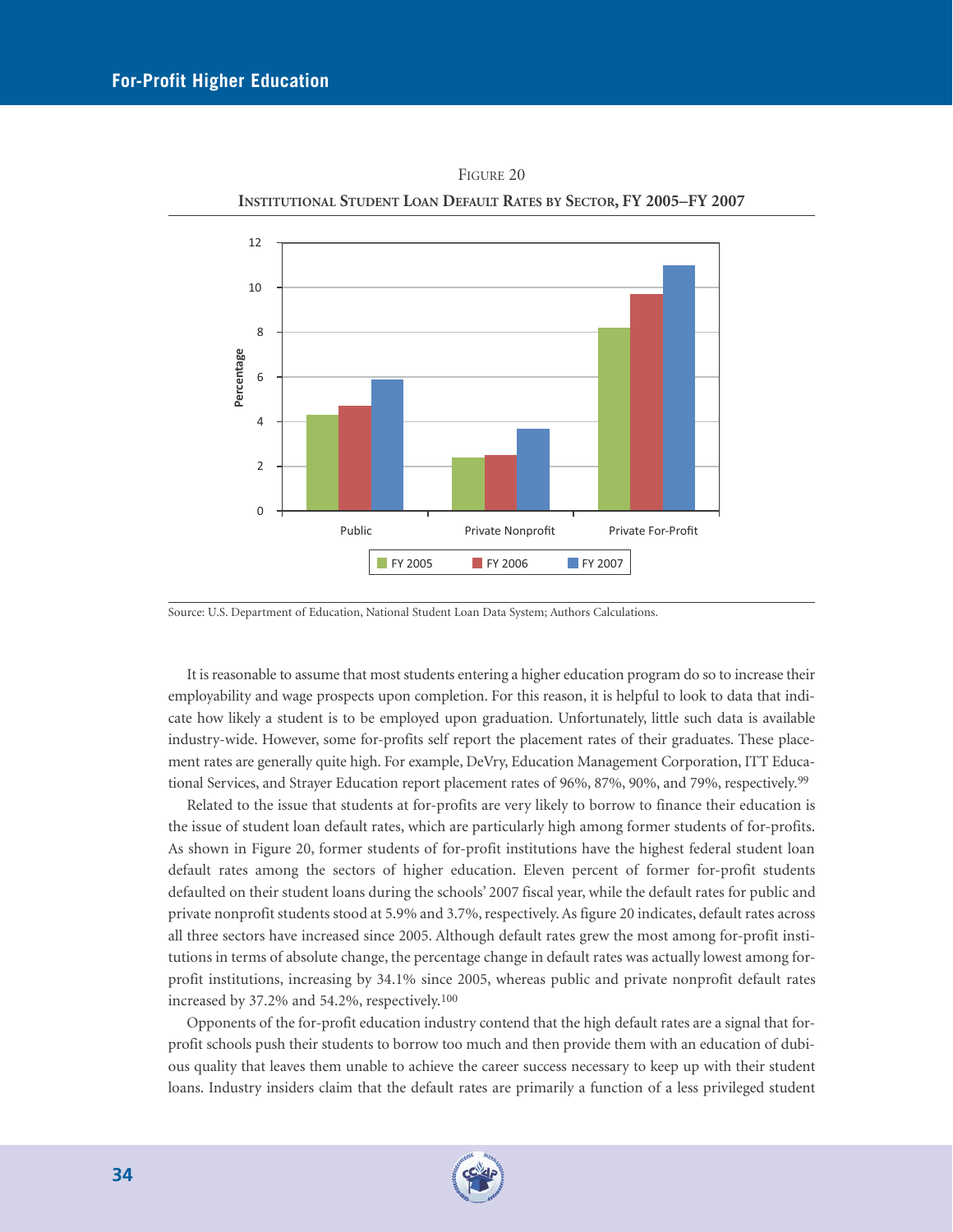Figure 20

**Institutional Student Loan Default Rates by Sector, FY 2005–FY 2007**

Source: U.S. Department of Education, National Student Loan Data System; Authors Calculations.

It is reasonable to assume that most students entering a higher education program do so to increase their employability and wage prospects upon completion. For this reason, it is helpful to look to data that indicate how likely a student is to be employed upon graduation. Unfortunately, little such data is available industry-wide. However, some for-profits self report the placement rates of their graduates. These placement rates are generally quite high. For example, DeVry, Education Management Corporation, ITT Educational Services, and Strayer Education report placement rates of 96%, 87%, 90%, and 79%, respectively.[99]

Related to the issue that students at for-profits are very likely to borrow to finance their education is the issue of student loan default rates, which are particularly high among former students of for-profits. As shown in Figure 20, former students of for-profit institutions have the highest federal student loan default rates among the sectors of higher education. Eleven percent of former for-profit students defaulted on their student loans during the schools' 2007 fiscal year, while the default rates for public and private nonprofit students stood at 5.9% and 3.7%, respectively. As figure 20 indicates, default rates across all three sectors have increased since 2005. Although default rates grew the most among for-profit institutions in terms of absolute change, the percentage change in default rates was actually lowest among for-profit institutions, increasing by 34.1% since 2005, whereas public and private nonprofit default rates increased by 37.2% and 54.2%, respectively.[100]

Opponents of the for-profit education industry contend that the high default rates are a signal that for-profit schools push their students to borrow too much and then provide them with an education of dubious quality that leaves them unable to achieve the career success necessary to keep up with their student loans. Industry insiders claim that the default rates are primarily a function of a less privileged student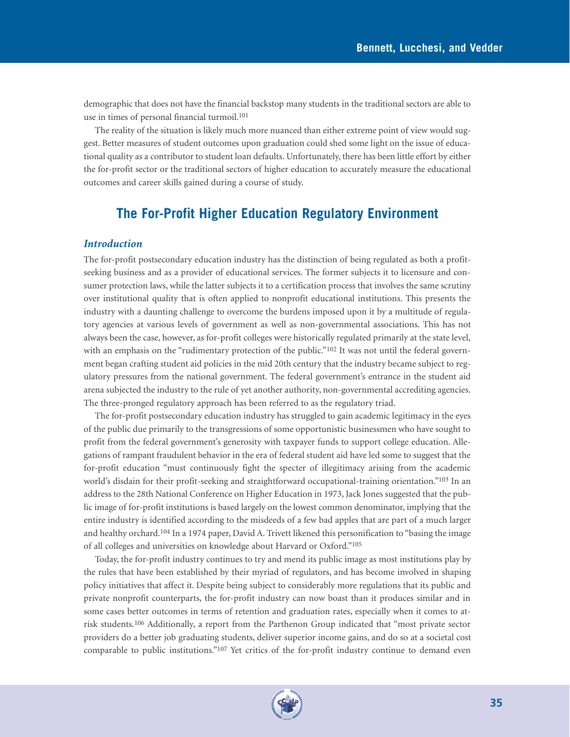demographic that does not have the financial backstop many students in the traditional sectors are able to use in times of personal financial turmoil.[101]

The reality of the situation is likely much more nuanced than either extreme point of view would suggest. Better measures of student outcomes upon graduation could shed some light on the issue of educational quality as a contributor to student loan defaults. Unfortunately, there has been little effort by either the for-profit sector or the traditional sectors of higher education to accurately measure the educational outcomes and career skills gained during a course of study.

## The For-Profit Higher Education Regulatory Environment

### *Introduction*

The for-profit postsecondary education industry has the distinction of being regulated as both a profit-seeking business and as a provider of educational services. The former subjects it to licensure and consumer protection laws, while the latter subjects it to a certification process that involves the same scrutiny over institutional quality that is often applied to nonprofit educational institutions. This presents the industry with a daunting challenge to overcome the burdens imposed upon it by a multitude of regulatory agencies at various levels of government as well as non-governmental associations. This has not always been the case, however, as for-profit colleges were historically regulated primarily at the state level, with an emphasis on the "rudimentary protection of the public."[102] It was not until the federal government began crafting student aid policies in the mid 20th century that the industry became subject to regulatory pressures from the national government. The federal government's entrance in the student aid arena subjected the industry to the rule of yet another authority, non-governmental accrediting agencies. The three-pronged regulatory approach has been referred to as the regulatory triad.

The for-profit postsecondary education industry has struggled to gain academic legitimacy in the eyes of the public due primarily to the transgressions of some opportunistic businessmen who have sought to profit from the federal government's generosity with taxpayer funds to support college education. Allegations of rampant fraudulent behavior in the era of federal student aid have led some to suggest that the for-profit education "must continuously fight the specter of illegitimacy arising from the academic world's disdain for their profit-seeking and straightforward occupational-training orientation."[103] In an address to the 28th National Conference on Higher Education in 1973, Jack Jones suggested that the public image of for-profit institutions is based largely on the lowest common denominator, implying that the entire industry is identified according to the misdeeds of a few bad apples that are part of a much larger and healthy orchard.[104] In a 1974 paper, David A. Trivett likened this personification to "basing the image of all colleges and universities on knowledge about Harvard or Oxford."[105]

Today, the for-profit industry continues to try and mend its public image as most institutions play by the rules that have been established by their myriad of regulators, and has become involved in shaping policy initiatives that affect it. Despite being subject to considerably more regulations that its public and private nonprofit counterparts, the for-profit industry can now boast than it produces similar and in some cases better outcomes in terms of retention and graduation rates, especially when it comes to at-risk students.[106] Additionally, a report from the Parthenon Group indicated that "most private sector providers do a better job graduating students, deliver superior income gains, and do so at a societal cost comparable to public institutions."[107] Yet critics of the for-profit industry continue to demand even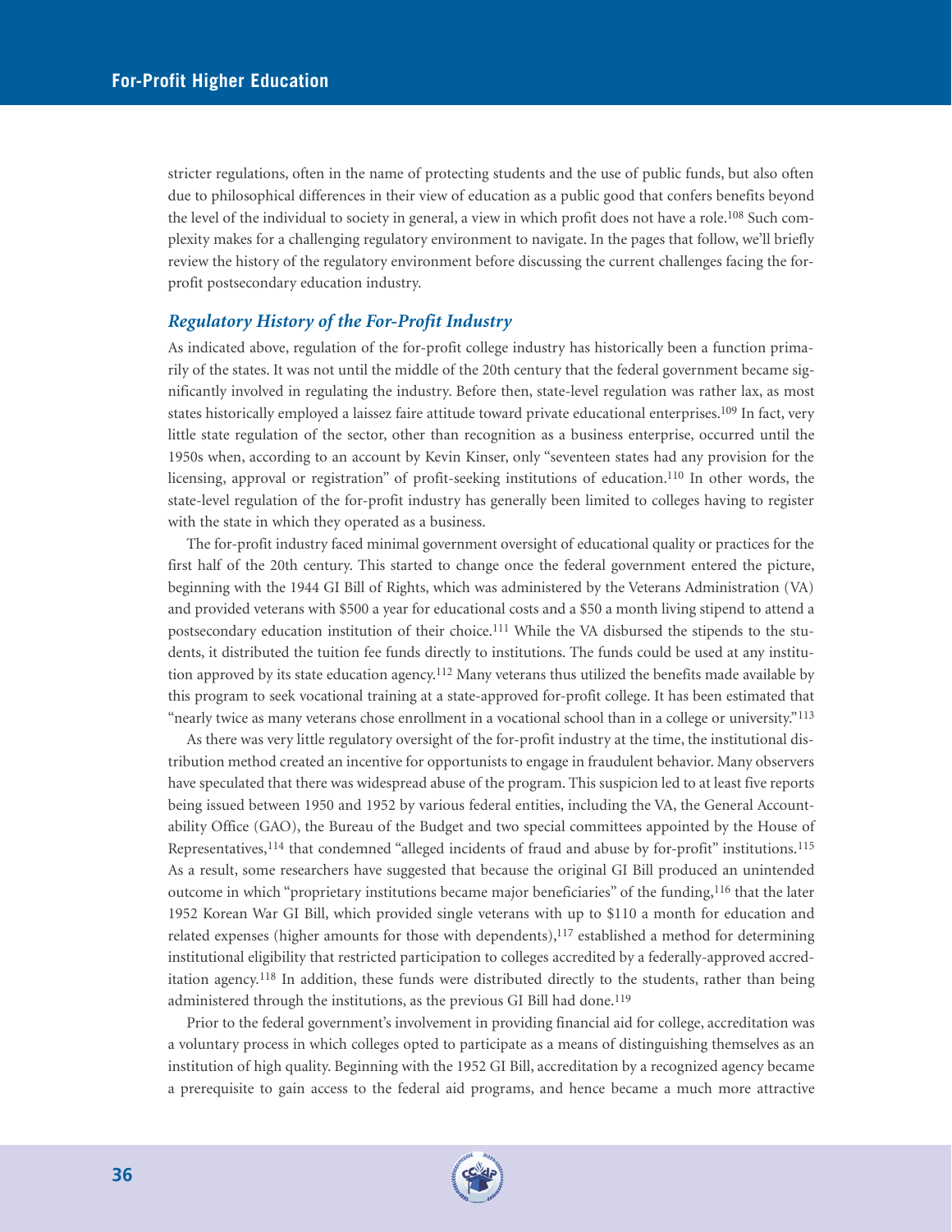stricter regulations, often in the name of protecting students and the use of public funds, but also often due to philosophical differences in their view of education as a public good that confers benefits beyond the level of the individual to society in general, a view in which profit does not have a role.[108] Such complexity makes for a challenging regulatory environment to navigate. In the pages that follow, we'll briefly review the history of the regulatory environment before discussing the current challenges facing the for-profit postsecondary education industry.

### *Regulatory History of the For-Profit Industry*

As indicated above, regulation of the for-profit college industry has historically been a function primarily of the states. It was not until the middle of the 20th century that the federal government became significantly involved in regulating the industry. Before then, state-level regulation was rather lax, as most states historically employed a laissez faire attitude toward private educational enterprises.[109] In fact, very little state regulation of the sector, other than recognition as a business enterprise, occurred until the 1950s when, according to an account by Kevin Kinser, only "seventeen states had any provision for the licensing, approval or registration" of profit-seeking institutions of education.[110] In other words, the state-level regulation of the for-profit industry has generally been limited to colleges having to register with the state in which they operated as a business.

The for-profit industry faced minimal government oversight of educational quality or practices for the first half of the 20th century. This started to change once the federal government entered the picture, beginning with the 1944 GI Bill of Rights, which was administered by the Veterans Administration (VA) and provided veterans with $500 a year for educational costs and a $50 a month living stipend to attend a postsecondary education institution of their choice.[111] While the VA disbursed the stipends to the students, it distributed the tuition fee funds directly to institutions. The funds could be used at any institution approved by its state education agency.[112] Many veterans thus utilized the benefits made available by this program to seek vocational training at a state-approved for-profit college. It has been estimated that "nearly twice as many veterans chose enrollment in a vocational school than in a college or university."[113]

As there was very little regulatory oversight of the for-profit industry at the time, the institutional distribution method created an incentive for opportunists to engage in fraudulent behavior. Many observers have speculated that there was widespread abuse of the program. This suspicion led to at least five reports being issued between 1950 and 1952 by various federal entities, including the VA, the General Accountability Office (GAO), the Bureau of the Budget and two special committees appointed by the House of Representatives,[114] that condemned "alleged incidents of fraud and abuse by for-profit" institutions.[115] As a result, some researchers have suggested that because the original GI Bill produced an unintended outcome in which "proprietary institutions became major beneficiaries" of the funding,[116] that the later 1952 Korean War GI Bill, which provided single veterans with up to $110 a month for education and related expenses (higher amounts for those with dependents),[117] established a method for determining institutional eligibility that restricted participation to colleges accredited by a federally-approved accreditation agency.[118] In addition, these funds were distributed directly to the students, rather than being administered through the institutions, as the previous GI Bill had done.[119]

Prior to the federal government's involvement in providing financial aid for college, accreditation was a voluntary process in which colleges opted to participate as a means of distinguishing themselves as an institution of high quality. Beginning with the 1952 GI Bill, accreditation by a recognized agency became a prerequisite to gain access to the federal aid programs, and hence became a much more attractive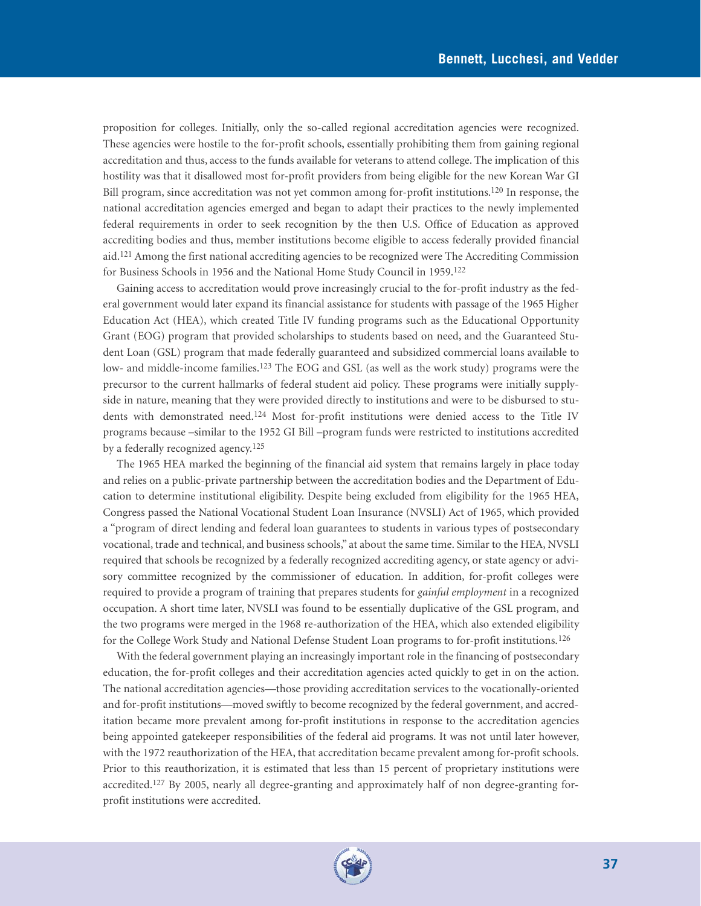proposition for colleges. Initially, only the so-called regional accreditation agencies were recognized. These agencies were hostile to the for-profit schools, essentially prohibiting them from gaining regional accreditation and thus, access to the funds available for veterans to attend college. The implication of this hostility was that it disallowed most for-profit providers from being eligible for the new Korean War GI Bill program, since accreditation was not yet common among for-profit institutions.[120] In response, the national accreditation agencies emerged and began to adapt their practices to the newly implemented federal requirements in order to seek recognition by the then U.S. Office of Education as approved accrediting bodies and thus, member institutions become eligible to access federally provided financial aid.[121] Among the first national accrediting agencies to be recognized were The Accrediting Commission for Business Schools in 1956 and the National Home Study Council in 1959.[122]

Gaining access to accreditation would prove increasingly crucial to the for-profit industry as the federal government would later expand its financial assistance for students with passage of the 1965 Higher Education Act (HEA), which created Title IV funding programs such as the Educational Opportunity Grant (EOG) program that provided scholarships to students based on need, and the Guaranteed Student Loan (GSL) program that made federally guaranteed and subsidized commercial loans available to low- and middle-income families.[123] The EOG and GSL (as well as the work study) programs were the precursor to the current hallmarks of federal student aid policy. These programs were initially supply-side in nature, meaning that they were provided directly to institutions and were to be disbursed to students with demonstrated need.[124] Most for-profit institutions were denied access to the Title IV programs because –similar to the 1952 GI Bill –program funds were restricted to institutions accredited by a federally recognized agency.[125]

The 1965 HEA marked the beginning of the financial aid system that remains largely in place today and relies on a public-private partnership between the accreditation bodies and the Department of Education to determine institutional eligibility. Despite being excluded from eligibility for the 1965 HEA, Congress passed the National Vocational Student Loan Insurance (NVSLI) Act of 1965, which provided a "program of direct lending and federal loan guarantees to students in various types of postsecondary vocational, trade and technical, and business schools," at about the same time. Similar to the HEA, NVSLI required that schools be recognized by a federally recognized accrediting agency, or state agency or advisory committee recognized by the commissioner of education. In addition, for-profit colleges were required to provide a program of training that prepares students for *gainful employment* in a recognized occupation. A short time later, NVSLI was found to be essentially duplicative of the GSL program, and the two programs were merged in the 1968 re-authorization of the HEA, which also extended eligibility for the College Work Study and National Defense Student Loan programs to for-profit institutions.[126]

With the federal government playing an increasingly important role in the financing of postsecondary education, the for-profit colleges and their accreditation agencies acted quickly to get in on the action. The national accreditation agencies—those providing accreditation services to the vocationally-oriented and for-profit institutions—moved swiftly to become recognized by the federal government, and accreditation became more prevalent among for-profit institutions in response to the accreditation agencies being appointed gatekeeper responsibilities of the federal aid programs. It was not until later however, with the 1972 reauthorization of the HEA, that accreditation became prevalent among for-profit schools. Prior to this reauthorization, it is estimated that less than 15 percent of proprietary institutions were accredited.[127] By 2005, nearly all degree-granting and approximately half of non degree-granting for-profit institutions were accredited.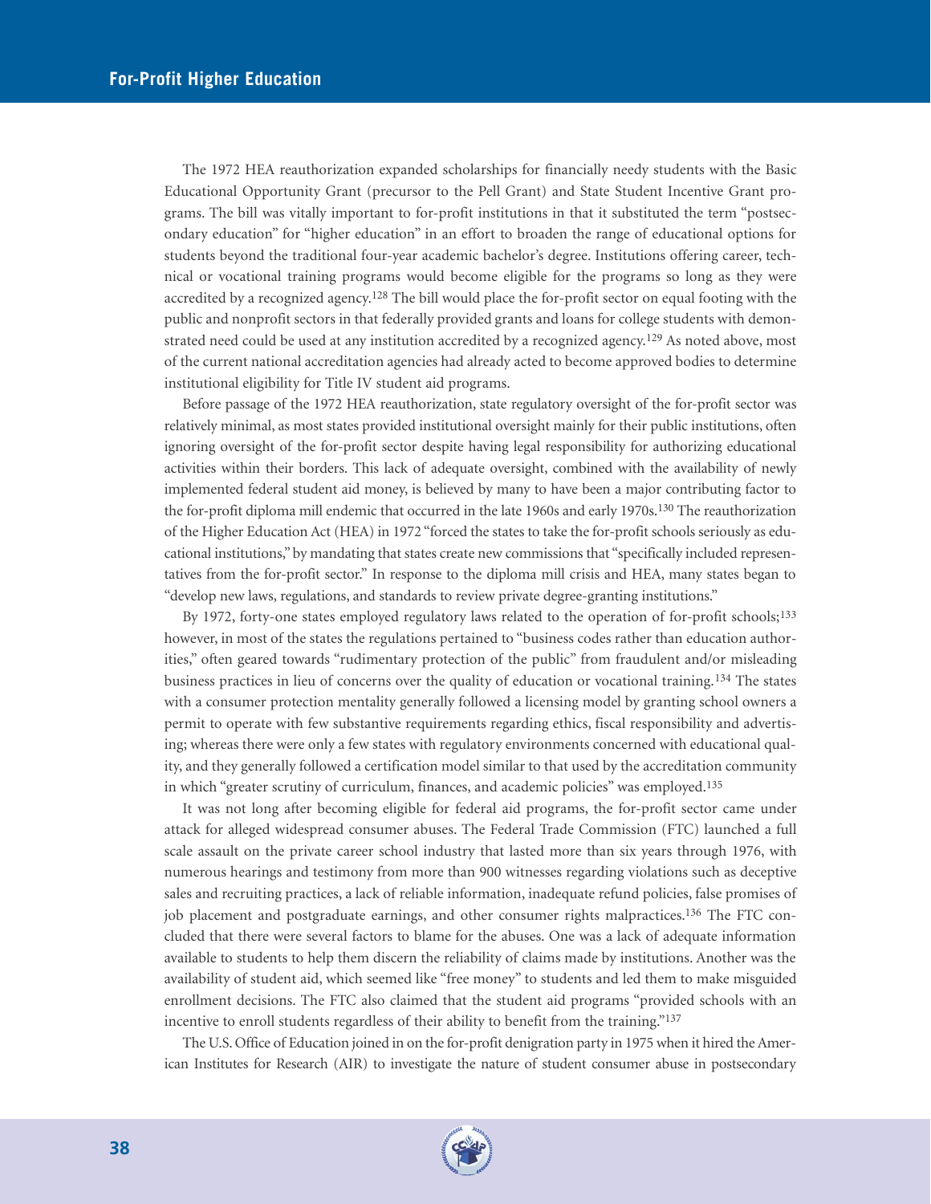The 1972 HEA reauthorization expanded scholarships for financially needy students with the Basic Educational Opportunity Grant (precursor to the Pell Grant) and State Student Incentive Grant programs. The bill was vitally important to for-profit institutions in that it substituted the term "postsecondary education" for "higher education" in an effort to broaden the range of educational options for students beyond the traditional four-year academic bachelor's degree. Institutions offering career, technical or vocational training programs would become eligible for the programs so long as they were accredited by a recognized agency.[128] The bill would place the for-profit sector on equal footing with the public and nonprofit sectors in that federally provided grants and loans for college students with demonstrated need could be used at any institution accredited by a recognized agency.[129] As noted above, most of the current national accreditation agencies had already acted to become approved bodies to determine institutional eligibility for Title IV student aid programs.

Before passage of the 1972 HEA reauthorization, state regulatory oversight of the for-profit sector was relatively minimal, as most states provided institutional oversight mainly for their public institutions, often ignoring oversight of the for-profit sector despite having legal responsibility for authorizing educational activities within their borders. This lack of adequate oversight, combined with the availability of newly implemented federal student aid money, is believed by many to have been a major contributing factor to the for-profit diploma mill endemic that occurred in the late 1960s and early 1970s.[130] The reauthorization of the Higher Education Act (HEA) in 1972 "forced the states to take the for-profit schools seriously as educational institutions," by mandating that states create new commissions that "specifically included representatives from the for-profit sector." In response to the diploma mill crisis and HEA, many states began to "develop new laws, regulations, and standards to review private degree-granting institutions."

By 1972, forty-one states employed regulatory laws related to the operation of for-profit schools;[133] however, in most of the states the regulations pertained to "business codes rather than education authorities," often geared towards "rudimentary protection of the public" from fraudulent and/or misleading business practices in lieu of concerns over the quality of education or vocational training.[134] The states with a consumer protection mentality generally followed a licensing model by granting school owners a permit to operate with few substantive requirements regarding ethics, fiscal responsibility and advertising; whereas there were only a few states with regulatory environments concerned with educational quality, and they generally followed a certification model similar to that used by the accreditation community in which "greater scrutiny of curriculum, finances, and academic policies" was employed.[135]

It was not long after becoming eligible for federal aid programs, the for-profit sector came under attack for alleged widespread consumer abuses. The Federal Trade Commission (FTC) launched a full scale assault on the private career school industry that lasted more than six years through 1976, with numerous hearings and testimony from more than 900 witnesses regarding violations such as deceptive sales and recruiting practices, a lack of reliable information, inadequate refund policies, false promises of job placement and postgraduate earnings, and other consumer rights malpractices.[136] The FTC concluded that there were several factors to blame for the abuses. One was a lack of adequate information available to students to help them discern the reliability of claims made by institutions. Another was the availability of student aid, which seemed like "free money" to students and led them to make misguided enrollment decisions. The FTC also claimed that the student aid programs "provided schools with an incentive to enroll students regardless of their ability to benefit from the training."[137]

The U.S. Office of Education joined in on the for-profit denigration party in 1975 when it hired the American Institutes for Research (AIR) to investigate the nature of student consumer abuse in postsecondary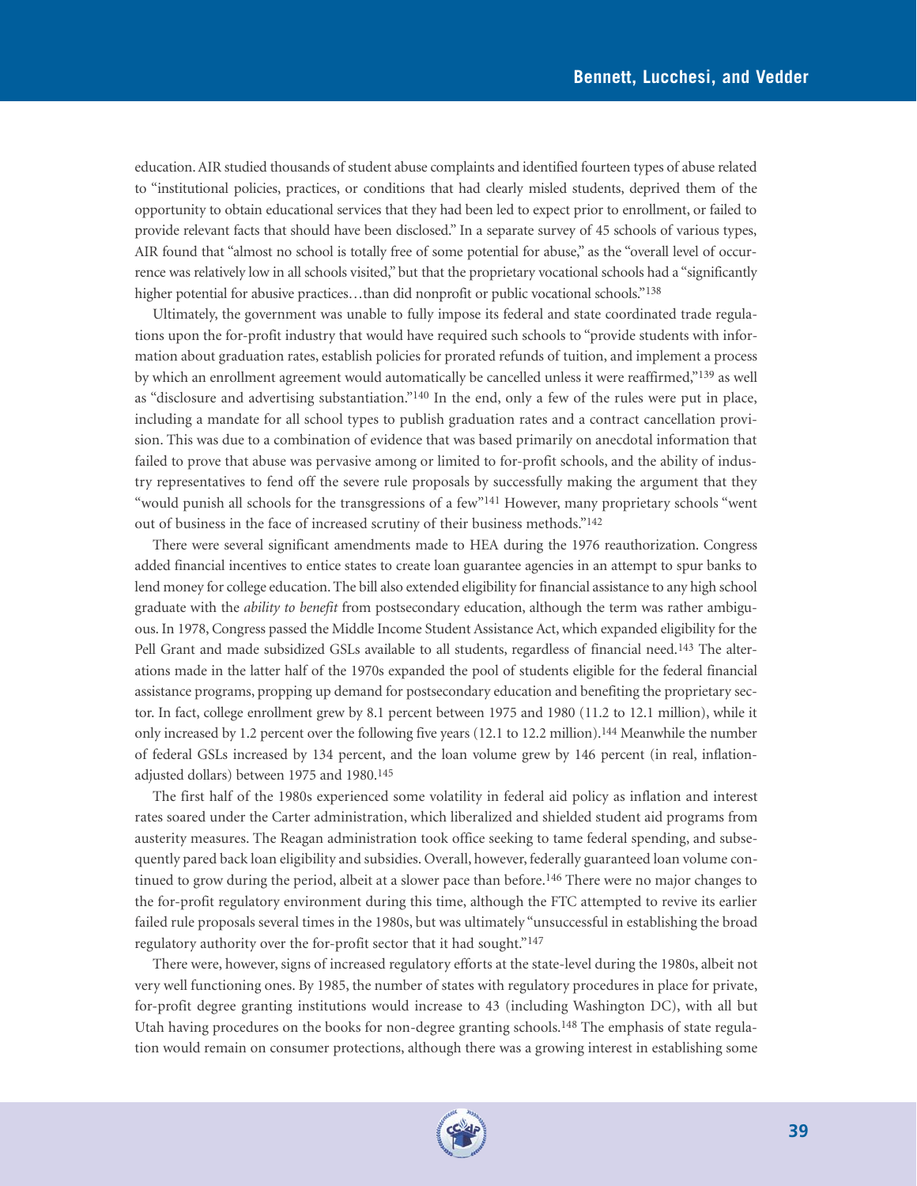education. AIR studied thousands of student abuse complaints and identified fourteen types of abuse related to "institutional policies, practices, or conditions that had clearly misled students, deprived them of the opportunity to obtain educational services that they had been led to expect prior to enrollment, or failed to provide relevant facts that should have been disclosed." In a separate survey of 45 schools of various types, AIR found that "almost no school is totally free of some potential for abuse," as the "overall level of occurrence was relatively low in all schools visited," but that the proprietary vocational schools had a "significantly higher potential for abusive practices…than did nonprofit or public vocational schools."[138]

Ultimately, the government was unable to fully impose its federal and state coordinated trade regulations upon the for-profit industry that would have required such schools to "provide students with information about graduation rates, establish policies for prorated refunds of tuition, and implement a process by which an enrollment agreement would automatically be cancelled unless it were reaffirmed,"[139] as well as "disclosure and advertising substantiation."[140] In the end, only a few of the rules were put in place, including a mandate for all school types to publish graduation rates and a contract cancellation provision. This was due to a combination of evidence that was based primarily on anecdotal information that failed to prove that abuse was pervasive among or limited to for-profit schools, and the ability of industry representatives to fend off the severe rule proposals by successfully making the argument that they "would punish all schools for the transgressions of a few"[141] However, many proprietary schools "went out of business in the face of increased scrutiny of their business methods."[142]

There were several significant amendments made to HEA during the 1976 reauthorization. Congress added financial incentives to entice states to create loan guarantee agencies in an attempt to spur banks to lend money for college education. The bill also extended eligibility for financial assistance to any high school graduate with the *ability to benefit* from postsecondary education, although the term was rather ambiguous. In 1978, Congress passed the Middle Income Student Assistance Act, which expanded eligibility for the Pell Grant and made subsidized GSLs available to all students, regardless of financial need.[143] The alterations made in the latter half of the 1970s expanded the pool of students eligible for the federal financial assistance programs, propping up demand for postsecondary education and benefiting the proprietary sector. In fact, college enrollment grew by 8.1 percent between 1975 and 1980 (11.2 to 12.1 million), while it only increased by 1.2 percent over the following five years (12.1 to 12.2 million).[144] Meanwhile the number of federal GSLs increased by 134 percent, and the loan volume grew by 146 percent (in real, inflation-adjusted dollars) between 1975 and 1980.[145]

The first half of the 1980s experienced some volatility in federal aid policy as inflation and interest rates soared under the Carter administration, which liberalized and shielded student aid programs from austerity measures. The Reagan administration took office seeking to tame federal spending, and subsequently pared back loan eligibility and subsidies. Overall, however, federally guaranteed loan volume continued to grow during the period, albeit at a slower pace than before.[146] There were no major changes to the for-profit regulatory environment during this time, although the FTC attempted to revive its earlier failed rule proposals several times in the 1980s, but was ultimately "unsuccessful in establishing the broad regulatory authority over the for-profit sector that it had sought."[147]

There were, however, signs of increased regulatory efforts at the state-level during the 1980s, albeit not very well functioning ones. By 1985, the number of states with regulatory procedures in place for private, for-profit degree granting institutions would increase to 43 (including Washington DC), with all but Utah having procedures on the books for non-degree granting schools.[148] The emphasis of state regulation would remain on consumer protections, although there was a growing interest in establishing some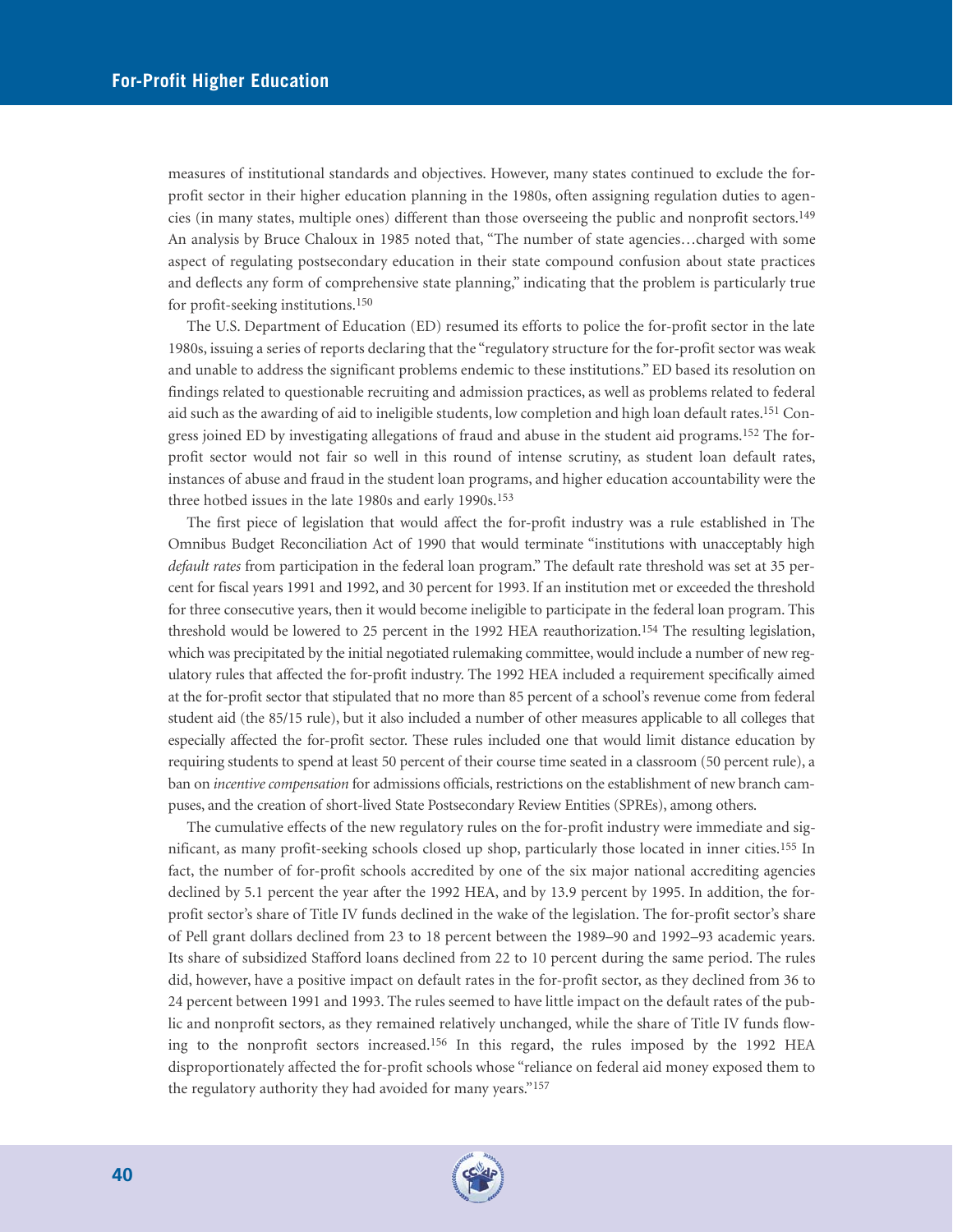measures of institutional standards and objectives. However, many states continued to exclude the for-profit sector in their higher education planning in the 1980s, often assigning regulation duties to agencies (in many states, multiple ones) different than those overseeing the public and nonprofit sectors.[149] An analysis by Bruce Chaloux in 1985 noted that, "The number of state agencies…charged with some aspect of regulating postsecondary education in their state compound confusion about state practices and deflects any form of comprehensive state planning," indicating that the problem is particularly true for profit-seeking institutions.[150]

The U.S. Department of Education (ED) resumed its efforts to police the for-profit sector in the late 1980s, issuing a series of reports declaring that the "regulatory structure for the for-profit sector was weak and unable to address the significant problems endemic to these institutions." ED based its resolution on findings related to questionable recruiting and admission practices, as well as problems related to federal aid such as the awarding of aid to ineligible students, low completion and high loan default rates.[151] Congress joined ED by investigating allegations of fraud and abuse in the student aid programs.[152] The for-profit sector would not fair so well in this round of intense scrutiny, as student loan default rates, instances of abuse and fraud in the student loan programs, and higher education accountability were the three hotbed issues in the late 1980s and early 1990s.[153]

The first piece of legislation that would affect the for-profit industry was a rule established in The Omnibus Budget Reconciliation Act of 1990 that would terminate "institutions with unacceptably high *default rates* from participation in the federal loan program." The default rate threshold was set at 35 percent for fiscal years 1991 and 1992, and 30 percent for 1993. If an institution met or exceeded the threshold for three consecutive years, then it would become ineligible to participate in the federal loan program. This threshold would be lowered to 25 percent in the 1992 HEA reauthorization.[154] The resulting legislation, which was precipitated by the initial negotiated rulemaking committee, would include a number of new regulatory rules that affected the for-profit industry. The 1992 HEA included a requirement specifically aimed at the for-profit sector that stipulated that no more than 85 percent of a school's revenue come from federal student aid (the 85/15 rule), but it also included a number of other measures applicable to all colleges that especially affected the for-profit sector. These rules included one that would limit distance education by requiring students to spend at least 50 percent of their course time seated in a classroom (50 percent rule), a ban on *incentive compensation* for admissions officials, restrictions on the establishment of new branch campuses, and the creation of short-lived State Postsecondary Review Entities (SPREs), among others.

The cumulative effects of the new regulatory rules on the for-profit industry were immediate and significant, as many profit-seeking schools closed up shop, particularly those located in inner cities.[155] In fact, the number of for-profit schools accredited by one of the six major national accrediting agencies declined by 5.1 percent the year after the 1992 HEA, and by 13.9 percent by 1995. In addition, the for-profit sector's share of Title IV funds declined in the wake of the legislation. The for-profit sector's share of Pell grant dollars declined from 23 to 18 percent between the 1989–90 and 1992–93 academic years. Its share of subsidized Stafford loans declined from 22 to 10 percent during the same period. The rules did, however, have a positive impact on default rates in the for-profit sector, as they declined from 36 to 24 percent between 1991 and 1993. The rules seemed to have little impact on the default rates of the public and nonprofit sectors, as they remained relatively unchanged, while the share of Title IV funds flowing to the nonprofit sectors increased.[156] In this regard, the rules imposed by the 1992 HEA disproportionately affected the for-profit schools whose "reliance on federal aid money exposed them to the regulatory authority they had avoided for many years."[157]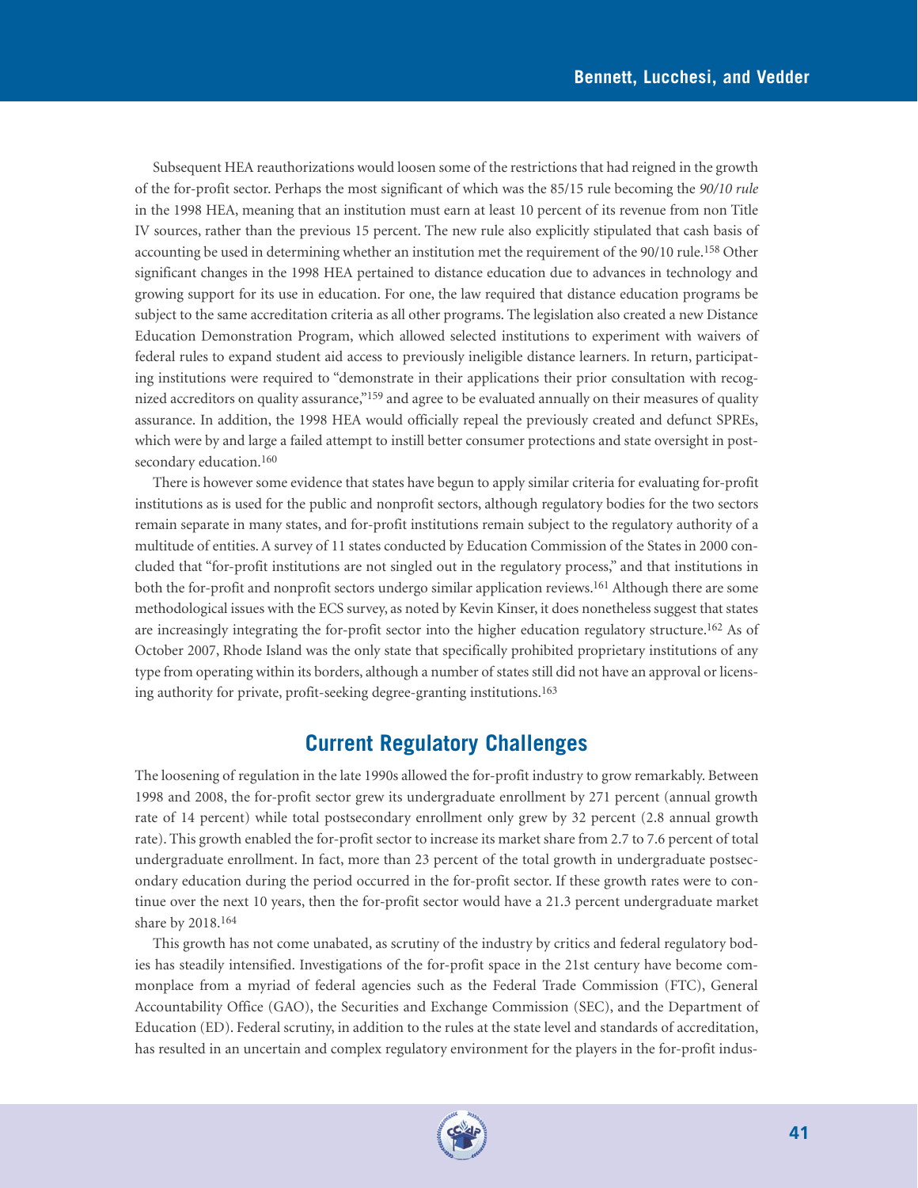Subsequent HEA reauthorizations would loosen some of the restrictions that had reigned in the growth of the for-profit sector. Perhaps the most significant of which was the 85/15 rule becoming the *90/10 rule* in the 1998 HEA, meaning that an institution must earn at least 10 percent of its revenue from non Title IV sources, rather than the previous 15 percent. The new rule also explicitly stipulated that cash basis of accounting be used in determining whether an institution met the requirement of the 90/10 rule.[158] Other significant changes in the 1998 HEA pertained to distance education due to advances in technology and growing support for its use in education. For one, the law required that distance education programs be subject to the same accreditation criteria as all other programs. The legislation also created a new Distance Education Demonstration Program, which allowed selected institutions to experiment with waivers of federal rules to expand student aid access to previously ineligible distance learners. In return, participating institutions were required to "demonstrate in their applications their prior consultation with recognized accreditors on quality assurance,"[159] and agree to be evaluated annually on their measures of quality assurance. In addition, the 1998 HEA would officially repeal the previously created and defunct SPREs, which were by and large a failed attempt to instill better consumer protections and state oversight in postsecondary education.[160]

There is however some evidence that states have begun to apply similar criteria for evaluating for-profit institutions as is used for the public and nonprofit sectors, although regulatory bodies for the two sectors remain separate in many states, and for-profit institutions remain subject to the regulatory authority of a multitude of entities. A survey of 11 states conducted by Education Commission of the States in 2000 concluded that "for-profit institutions are not singled out in the regulatory process," and that institutions in both the for-profit and nonprofit sectors undergo similar application reviews.[161] Although there are some methodological issues with the ECS survey, as noted by Kevin Kinser, it does nonetheless suggest that states are increasingly integrating the for-profit sector into the higher education regulatory structure.[162] As of October 2007, Rhode Island was the only state that specifically prohibited proprietary institutions of any type from operating within its borders, although a number of states still did not have an approval or licensing authority for private, profit-seeking degree-granting institutions.[163]

## Current Regulatory Challenges

The loosening of regulation in the late 1990s allowed the for-profit industry to grow remarkably. Between 1998 and 2008, the for-profit sector grew its undergraduate enrollment by 271 percent (annual growth rate of 14 percent) while total postsecondary enrollment only grew by 32 percent (2.8 annual growth rate). This growth enabled the for-profit sector to increase its market share from 2.7 to 7.6 percent of total undergraduate enrollment. In fact, more than 23 percent of the total growth in undergraduate postsecondary education during the period occurred in the for-profit sector. If these growth rates were to continue over the next 10 years, then the for-profit sector would have a 21.3 percent undergraduate market share by 2018.[164]

This growth has not come unabated, as scrutiny of the industry by critics and federal regulatory bodies has steadily intensified. Investigations of the for-profit space in the 21st century have become commonplace from a myriad of federal agencies such as the Federal Trade Commission (FTC), General Accountability Office (GAO), the Securities and Exchange Commission (SEC), and the Department of Education (ED). Federal scrutiny, in addition to the rules at the state level and standards of accreditation, has resulted in an uncertain and complex regulatory environment for the players in the for-profit indus-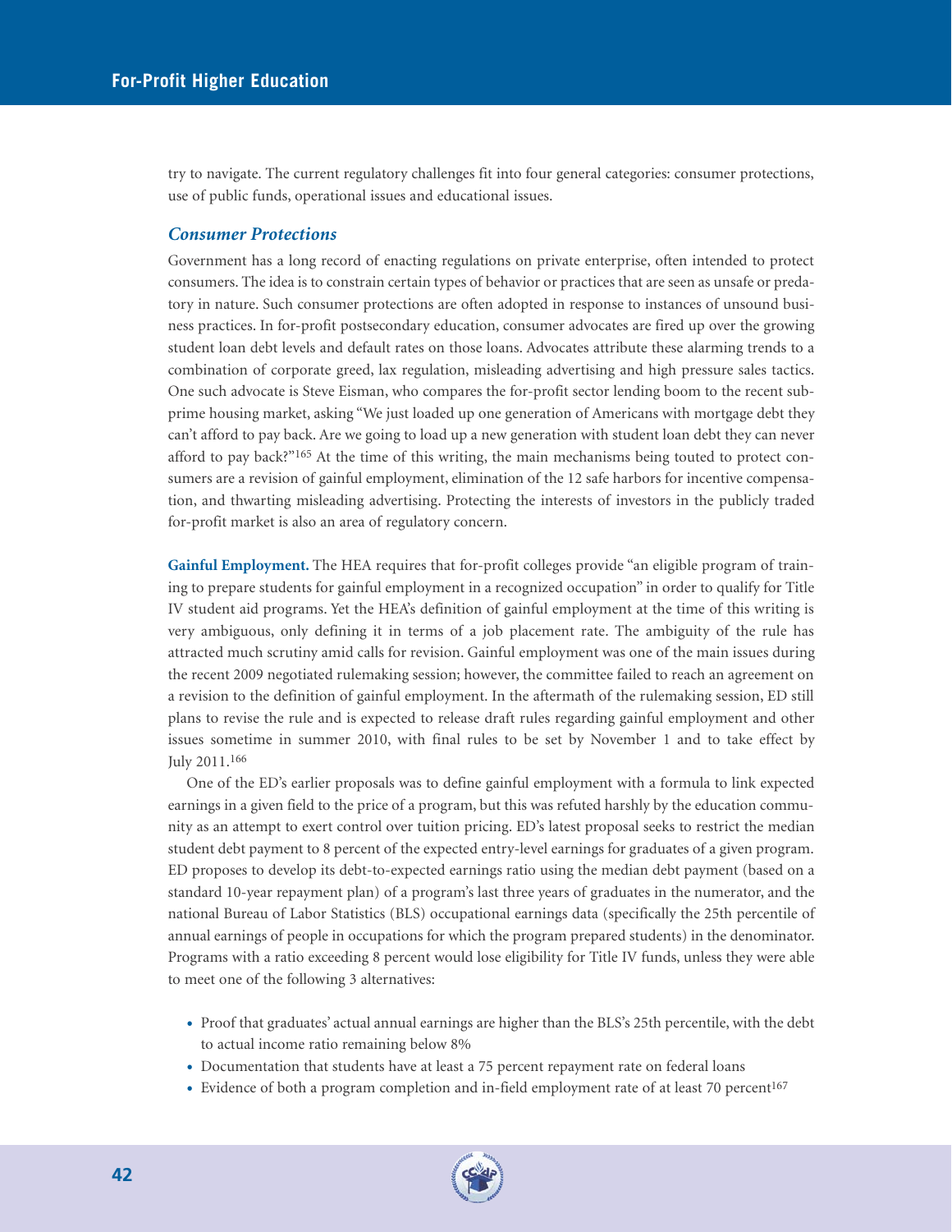try to navigate. The current regulatory challenges fit into four general categories: consumer protections, use of public funds, operational issues and educational issues.

### *Consumer Protections*

Government has a long record of enacting regulations on private enterprise, often intended to protect consumers. The idea is to constrain certain types of behavior or practices that are seen as unsafe or predatory in nature. Such consumer protections are often adopted in response to instances of unsound business practices. In for-profit postsecondary education, consumer advocates are fired up over the growing student loan debt levels and default rates on those loans. Advocates attribute these alarming trends to a combination of corporate greed, lax regulation, misleading advertising and high pressure sales tactics. One such advocate is Steve Eisman, who compares the for-profit sector lending boom to the recent subprime housing market, asking "We just loaded up one generation of Americans with mortgage debt they can't afford to pay back. Are we going to load up a new generation with student loan debt they can never afford to pay back?"[165] At the time of this writing, the main mechanisms being touted to protect consumers are a revision of gainful employment, elimination of the 12 safe harbors for incentive compensation, and thwarting misleading advertising. Protecting the interests of investors in the publicly traded for-profit market is also an area of regulatory concern.

**Gainful Employment.** The HEA requires that for-profit colleges provide "an eligible program of training to prepare students for gainful employment in a recognized occupation" in order to qualify for Title IV student aid programs. Yet the HEA's definition of gainful employment at the time of this writing is very ambiguous, only defining it in terms of a job placement rate. The ambiguity of the rule has attracted much scrutiny amid calls for revision. Gainful employment was one of the main issues during the recent 2009 negotiated rulemaking session; however, the committee failed to reach an agreement on a revision to the definition of gainful employment. In the aftermath of the rulemaking session, ED still plans to revise the rule and is expected to release draft rules regarding gainful employment and other issues sometime in summer 2010, with final rules to be set by November 1 and to take effect by July 2011.[166]

One of the ED's earlier proposals was to define gainful employment with a formula to link expected earnings in a given field to the price of a program, but this was refuted harshly by the education community as an attempt to exert control over tuition pricing. ED's latest proposal seeks to restrict the median student debt payment to 8 percent of the expected entry-level earnings for graduates of a given program. ED proposes to develop its debt-to-expected earnings ratio using the median debt payment (based on a standard 10-year repayment plan) of a program's last three years of graduates in the numerator, and the national Bureau of Labor Statistics (BLS) occupational earnings data (specifically the 25th percentile of annual earnings of people in occupations for which the program prepared students) in the denominator. Programs with a ratio exceeding 8 percent would lose eligibility for Title IV funds, unless they were able to meet one of the following 3 alternatives:

- Proof that graduates' actual annual earnings are higher than the BLS's 25th percentile, with the debt to actual income ratio remaining below 8%
- Documentation that students have at least a 75 percent repayment rate on federal loans
- Evidence of both a program completion and in-field employment rate of at least 70 percent[167]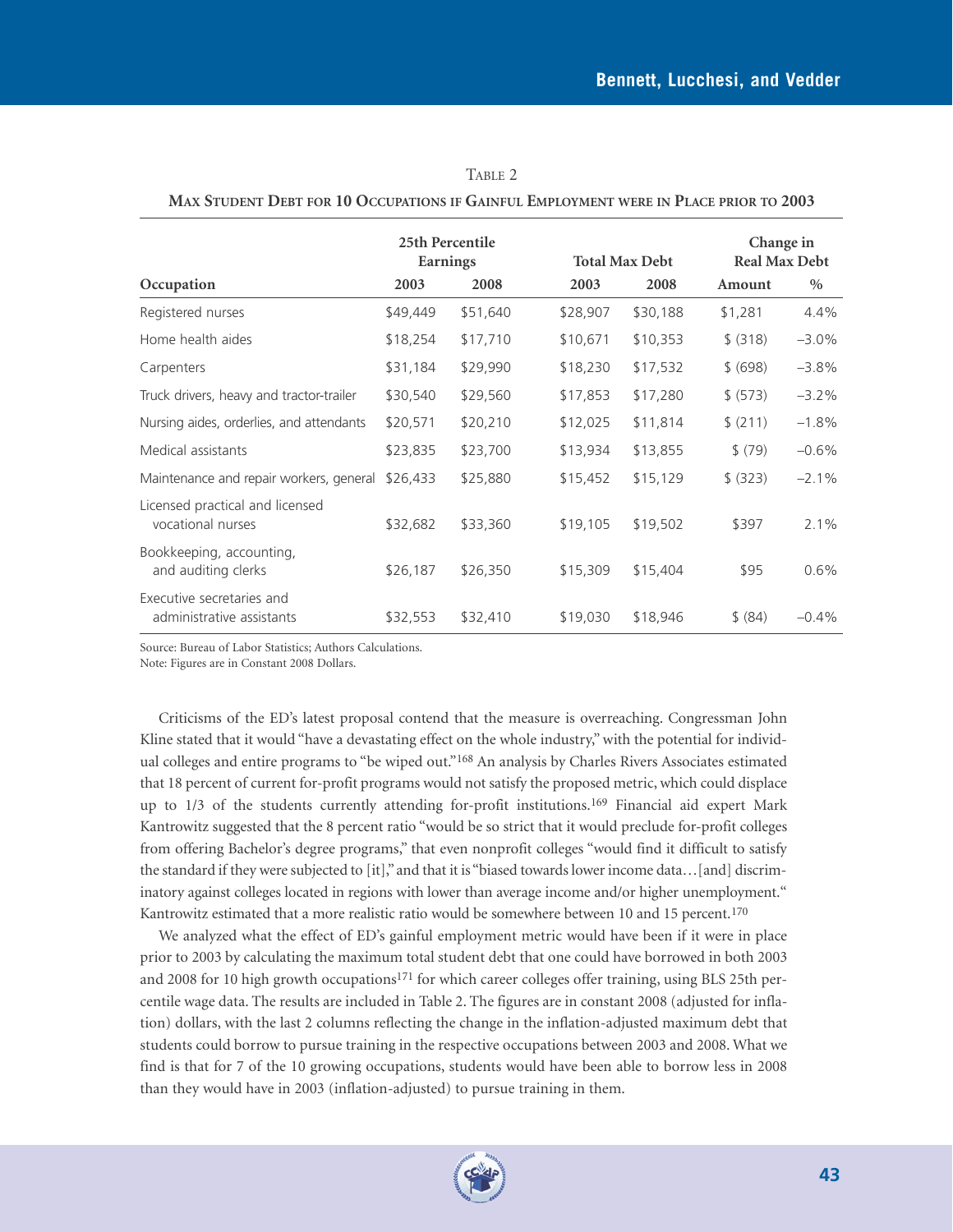Table 2

**Max Student Debt for 10 Occupations if Gainful Employment were in Place prior to 2003**

| | 25th Percentile Earnings | | Total Max Debt | | Change in Real Max Debt | |
|---|---|---|---|---|---|---|
| **Occupation** | **2003** | **2008** | **2003** | **2008** | **Amount** | **%** |
| Registered nurses | $49,449 | $51,640 | $28,907 | $30,188 | $1,281 | 4.4% |
| Home health aides | $18,254 | $17,710 | $10,671 | $10,353 | $ (318) | –3.0% |
| Carpenters | $31,184 | $29,990 | $18,230 | $17,532 | $ (698) | –3.8% |
| Truck drivers, heavy and tractor-trailer | $30,540 | $29,560 | $17,853 | $17,280 | $ (573) | –3.2% |
| Nursing aides, orderlies, and attendants | $20,571 | $20,210 | $12,025 | $11,814 | $ (211) | –1.8% |
| Medical assistants | $23,835 | $23,700 | $13,934 | $13,855 | $ (79) | –0.6% |
| Maintenance and repair workers, general | $26,433 | $25,880 | $15,452 | $15,129 | $ (323) | –2.1% |
| Licensed practical and licensed vocational nurses | $32,682 | $33,360 | $19,105 | $19,502 | $397 | 2.1% |
| Bookkeeping, accounting, and auditing clerks | $26,187 | $26,350 | $15,309 | $15,404 | $95 | 0.6% |
| Executive secretaries and administrative assistants | $32,553 | $32,410 | $19,030 | $18,946 | $ (84) | –0.4% |

Source: Bureau of Labor Statistics; Authors Calculations.
Note: Figures are in Constant 2008 Dollars.

Criticisms of the ED's latest proposal contend that the measure is overreaching. Congressman John Kline stated that it would "have a devastating effect on the whole industry," with the potential for individual colleges and entire programs to "be wiped out."[168] An analysis by Charles Rivers Associates estimated that 18 percent of current for-profit programs would not satisfy the proposed metric, which could displace up to 1/3 of the students currently attending for-profit institutions.[169] Financial aid expert Mark Kantrowitz suggested that the 8 percent ratio "would be so strict that it would preclude for-profit colleges from offering Bachelor's degree programs," that even nonprofit colleges "would find it difficult to satisfy the standard if they were subjected to [it]," and that it is "biased towards lower income data…[and] discriminatory against colleges located in regions with lower than average income and/or higher unemployment." Kantrowitz estimated that a more realistic ratio would be somewhere between 10 and 15 percent.[170]

We analyzed what the effect of ED's gainful employment metric would have been if it were in place prior to 2003 by calculating the maximum total student debt that one could have borrowed in both 2003 and 2008 for 10 high growth occupations[171] for which career colleges offer training, using BLS 25th percentile wage data. The results are included in Table 2. The figures are in constant 2008 (adjusted for inflation) dollars, with the last 2 columns reflecting the change in the inflation-adjusted maximum debt that students could borrow to pursue training in the respective occupations between 2003 and 2008. What we find is that for 7 of the 10 growing occupations, students would have been able to borrow less in 2008 than they would have in 2003 (inflation-adjusted) to pursue training in them.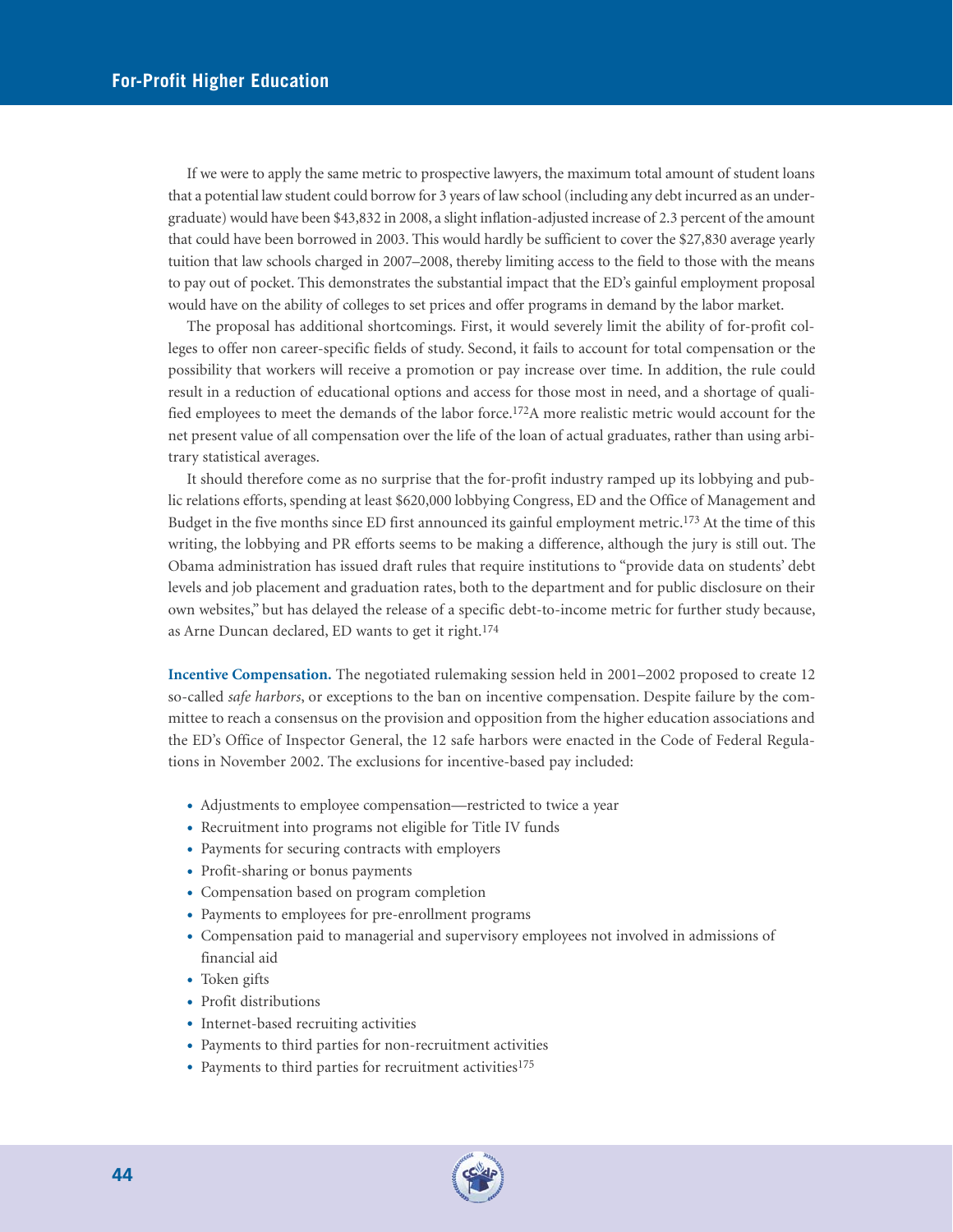If we were to apply the same metric to prospective lawyers, the maximum total amount of student loans that a potential law student could borrow for 3 years of law school (including any debt incurred as an undergraduate) would have been $43,832 in 2008, a slight inflation-adjusted increase of 2.3 percent of the amount that could have been borrowed in 2003. This would hardly be sufficient to cover the $27,830 average yearly tuition that law schools charged in 2007–2008, thereby limiting access to the field to those with the means to pay out of pocket. This demonstrates the substantial impact that the ED's gainful employment proposal would have on the ability of colleges to set prices and offer programs in demand by the labor market.

The proposal has additional shortcomings. First, it would severely limit the ability of for-profit colleges to offer non career-specific fields of study. Second, it fails to account for total compensation or the possibility that workers will receive a promotion or pay increase over time. In addition, the rule could result in a reduction of educational options and access for those most in need, and a shortage of qualified employees to meet the demands of the labor force.[172] A more realistic metric would account for the net present value of all compensation over the life of the loan of actual graduates, rather than using arbitrary statistical averages.

It should therefore come as no surprise that the for-profit industry ramped up its lobbying and public relations efforts, spending at least $620,000 lobbying Congress, ED and the Office of Management and Budget in the five months since ED first announced its gainful employment metric.[173] At the time of this writing, the lobbying and PR efforts seems to be making a difference, although the jury is still out. The Obama administration has issued draft rules that require institutions to "provide data on students' debt levels and job placement and graduation rates, both to the department and for public disclosure on their own websites," but has delayed the release of a specific debt-to-income metric for further study because, as Arne Duncan declared, ED wants to get it right.[174]

**Incentive Compensation.** The negotiated rulemaking session held in 2001–2002 proposed to create 12 so-called *safe harbors*, or exceptions to the ban on incentive compensation. Despite failure by the committee to reach a consensus on the provision and opposition from the higher education associations and the ED's Office of Inspector General, the 12 safe harbors were enacted in the Code of Federal Regulations in November 2002. The exclusions for incentive-based pay included:

- Adjustments to employee compensation—restricted to twice a year
- Recruitment into programs not eligible for Title IV funds
- Payments for securing contracts with employers
- Profit-sharing or bonus payments
- Compensation based on program completion
- Payments to employees for pre-enrollment programs
- Compensation paid to managerial and supervisory employees not involved in admissions of financial aid
- Token gifts
- Profit distributions
- Internet-based recruiting activities
- Payments to third parties for non-recruitment activities
- Payments to third parties for recruitment activities[175]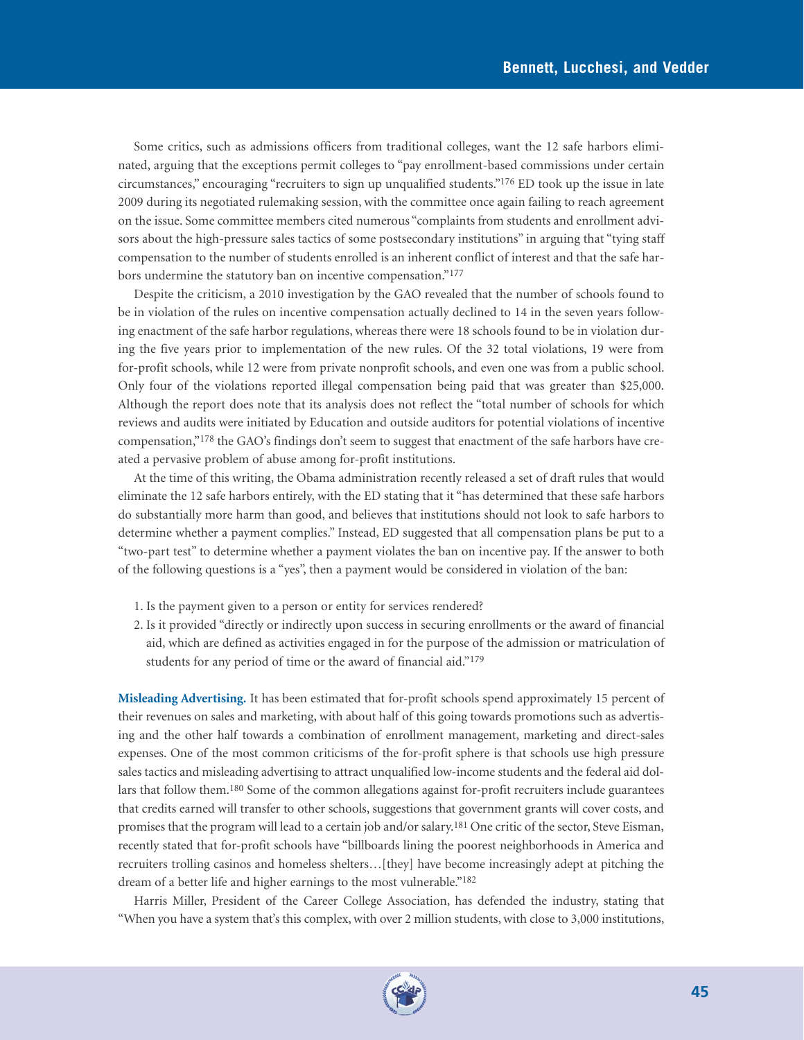Some critics, such as admissions officers from traditional colleges, want the 12 safe harbors eliminated, arguing that the exceptions permit colleges to "pay enrollment-based commissions under certain circumstances," encouraging "recruiters to sign up unqualified students."[176] ED took up the issue in late 2009 during its negotiated rulemaking session, with the committee once again failing to reach agreement on the issue. Some committee members cited numerous "complaints from students and enrollment advisors about the high-pressure sales tactics of some postsecondary institutions" in arguing that "tying staff compensation to the number of students enrolled is an inherent conflict of interest and that the safe harbors undermine the statutory ban on incentive compensation."[177]

Despite the criticism, a 2010 investigation by the GAO revealed that the number of schools found to be in violation of the rules on incentive compensation actually declined to 14 in the seven years following enactment of the safe harbor regulations, whereas there were 18 schools found to be in violation during the five years prior to implementation of the new rules. Of the 32 total violations, 19 were from for-profit schools, while 12 were from private nonprofit schools, and even one was from a public school. Only four of the violations reported illegal compensation being paid that was greater than $25,000. Although the report does note that its analysis does not reflect the "total number of schools for which reviews and audits were initiated by Education and outside auditors for potential violations of incentive compensation,"[178] the GAO's findings don't seem to suggest that enactment of the safe harbors have created a pervasive problem of abuse among for-profit institutions.

At the time of this writing, the Obama administration recently released a set of draft rules that would eliminate the 12 safe harbors entirely, with the ED stating that it "has determined that these safe harbors do substantially more harm than good, and believes that institutions should not look to safe harbors to determine whether a payment complies." Instead, ED suggested that all compensation plans be put to a "two-part test" to determine whether a payment violates the ban on incentive pay. If the answer to both of the following questions is a "yes", then a payment would be considered in violation of the ban:

1. Is the payment given to a person or entity for services rendered?
2. Is it provided "directly or indirectly upon success in securing enrollments or the award of financial aid, which are defined as activities engaged in for the purpose of the admission or matriculation of students for any period of time or the award of financial aid."[179]

**Misleading Advertising.** It has been estimated that for-profit schools spend approximately 15 percent of their revenues on sales and marketing, with about half of this going towards promotions such as advertising and the other half towards a combination of enrollment management, marketing and direct-sales expenses. One of the most common criticisms of the for-profit sphere is that schools use high pressure sales tactics and misleading advertising to attract unqualified low-income students and the federal aid dollars that follow them.[180] Some of the common allegations against for-profit recruiters include guarantees that credits earned will transfer to other schools, suggestions that government grants will cover costs, and promises that the program will lead to a certain job and/or salary.[181] One critic of the sector, Steve Eisman, recently stated that for-profit schools have "billboards lining the poorest neighborhoods in America and recruiters trolling casinos and homeless shelters…[they] have become increasingly adept at pitching the dream of a better life and higher earnings to the most vulnerable."[182]

Harris Miller, President of the Career College Association, has defended the industry, stating that "When you have a system that's this complex, with over 2 million students, with close to 3,000 institutions,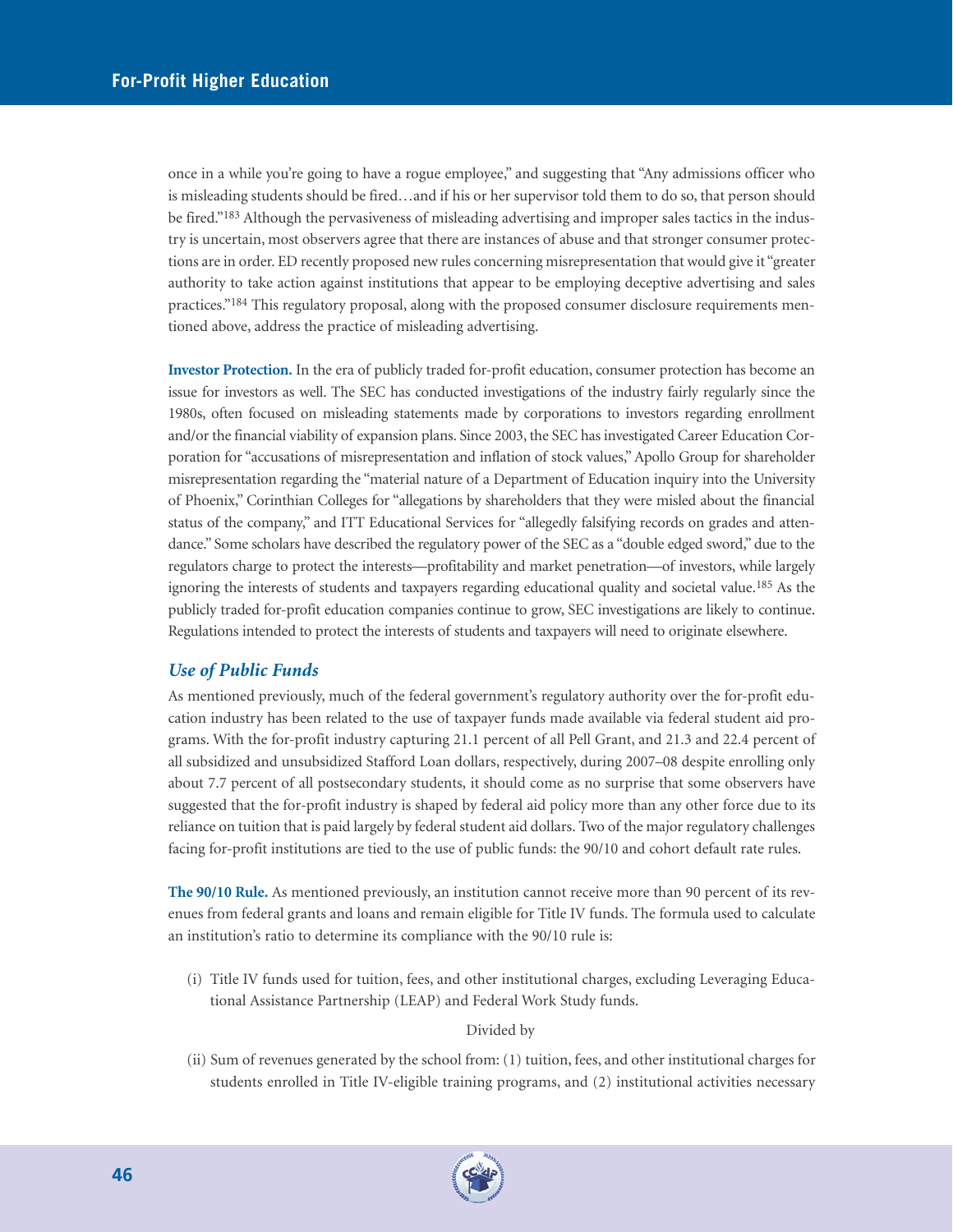once in a while you're going to have a rogue employee," and suggesting that "Any admissions officer who is misleading students should be fired…and if his or her supervisor told them to do so, that person should be fired."[183] Although the pervasiveness of misleading advertising and improper sales tactics in the industry is uncertain, most observers agree that there are instances of abuse and that stronger consumer protections are in order. ED recently proposed new rules concerning misrepresentation that would give it "greater authority to take action against institutions that appear to be employing deceptive advertising and sales practices."[184] This regulatory proposal, along with the proposed consumer disclosure requirements mentioned above, address the practice of misleading advertising.

**Investor Protection.** In the era of publicly traded for-profit education, consumer protection has become an issue for investors as well. The SEC has conducted investigations of the industry fairly regularly since the 1980s, often focused on misleading statements made by corporations to investors regarding enrollment and/or the financial viability of expansion plans. Since 2003, the SEC has investigated Career Education Corporation for "accusations of misrepresentation and inflation of stock values," Apollo Group for shareholder misrepresentation regarding the "material nature of a Department of Education inquiry into the University of Phoenix," Corinthian Colleges for "allegations by shareholders that they were misled about the financial status of the company," and ITT Educational Services for "allegedly falsifying records on grades and attendance." Some scholars have described the regulatory power of the SEC as a "double edged sword," due to the regulators charge to protect the interests—profitability and market penetration—of investors, while largely ignoring the interests of students and taxpayers regarding educational quality and societal value.[185] As the publicly traded for-profit education companies continue to grow, SEC investigations are likely to continue. Regulations intended to protect the interests of students and taxpayers will need to originate elsewhere.

### *Use of Public Funds*

As mentioned previously, much of the federal government's regulatory authority over the for-profit education industry has been related to the use of taxpayer funds made available via federal student aid programs. With the for-profit industry capturing 21.1 percent of all Pell Grant, and 21.3 and 22.4 percent of all subsidized and unsubsidized Stafford Loan dollars, respectively, during 2007–08 despite enrolling only about 7.7 percent of all postsecondary students, it should come as no surprise that some observers have suggested that the for-profit industry is shaped by federal aid policy more than any other force due to its reliance on tuition that is paid largely by federal student aid dollars. Two of the major regulatory challenges facing for-profit institutions are tied to the use of public funds: the 90/10 and cohort default rate rules.

**The 90/10 Rule.** As mentioned previously, an institution cannot receive more than 90 percent of its revenues from federal grants and loans and remain eligible for Title IV funds. The formula used to calculate an institution's ratio to determine its compliance with the 90/10 rule is:

(i) Title IV funds used for tuition, fees, and other institutional charges, excluding Leveraging Educational Assistance Partnership (LEAP) and Federal Work Study funds.

Divided by

(ii) Sum of revenues generated by the school from: (1) tuition, fees, and other institutional charges for students enrolled in Title IV-eligible training programs, and (2) institutional activities necessary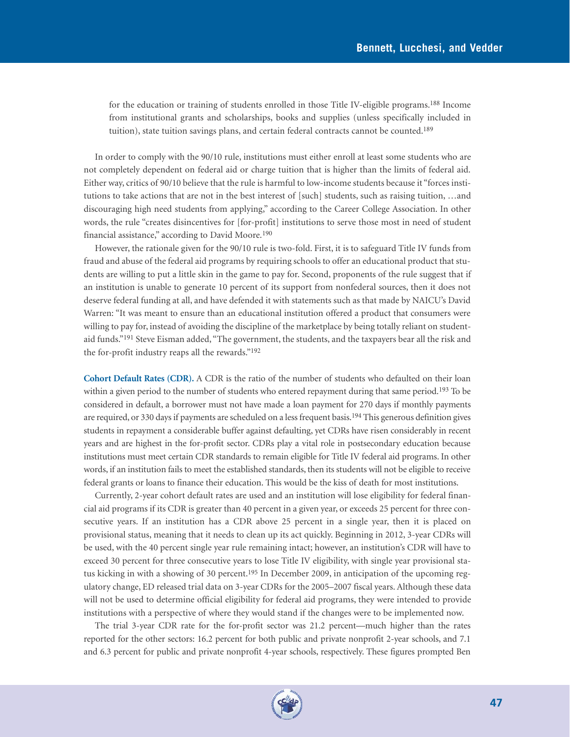for the education or training of students enrolled in those Title IV-eligible programs.[188] Income from institutional grants and scholarships, books and supplies (unless specifically included in tuition), state tuition savings plans, and certain federal contracts cannot be counted.[189]

In order to comply with the 90/10 rule, institutions must either enroll at least some students who are not completely dependent on federal aid or charge tuition that is higher than the limits of federal aid. Either way, critics of 90/10 believe that the rule is harmful to low-income students because it "forces institutions to take actions that are not in the best interest of [such] students, such as raising tuition, …and discouraging high need students from applying," according to the Career College Association. In other words, the rule "creates disincentives for [for-profit] institutions to serve those most in need of student financial assistance," according to David Moore.[190]

However, the rationale given for the 90/10 rule is two-fold. First, it is to safeguard Title IV funds from fraud and abuse of the federal aid programs by requiring schools to offer an educational product that students are willing to put a little skin in the game to pay for. Second, proponents of the rule suggest that if an institution is unable to generate 10 percent of its support from nonfederal sources, then it does not deserve federal funding at all, and have defended it with statements such as that made by NAICU's David Warren: "It was meant to ensure than an educational institution offered a product that consumers were willing to pay for, instead of avoiding the discipline of the marketplace by being totally reliant on student-aid funds."[191] Steve Eisman added, "The government, the students, and the taxpayers bear all the risk and the for-profit industry reaps all the rewards."[192]

**Cohort Default Rates (CDR).** A CDR is the ratio of the number of students who defaulted on their loan within a given period to the number of students who entered repayment during that same period.[193] To be considered in default, a borrower must not have made a loan payment for 270 days if monthly payments are required, or 330 days if payments are scheduled on a less frequent basis.[194] This generous definition gives students in repayment a considerable buffer against defaulting, yet CDRs have risen considerably in recent years and are highest in the for-profit sector. CDRs play a vital role in postsecondary education because institutions must meet certain CDR standards to remain eligible for Title IV federal aid programs. In other words, if an institution fails to meet the established standards, then its students will not be eligible to receive federal grants or loans to finance their education. This would be the kiss of death for most institutions.

Currently, 2-year cohort default rates are used and an institution will lose eligibility for federal financial aid programs if its CDR is greater than 40 percent in a given year, or exceeds 25 percent for three consecutive years. If an institution has a CDR above 25 percent in a single year, then it is placed on provisional status, meaning that it needs to clean up its act quickly. Beginning in 2012, 3-year CDRs will be used, with the 40 percent single year rule remaining intact; however, an institution's CDR will have to exceed 30 percent for three consecutive years to lose Title IV eligibility, with single year provisional status kicking in with a showing of 30 percent.[195] In December 2009, in anticipation of the upcoming regulatory change, ED released trial data on 3-year CDRs for the 2005–2007 fiscal years. Although these data will not be used to determine official eligibility for federal aid programs, they were intended to provide institutions with a perspective of where they would stand if the changes were to be implemented now.

The trial 3-year CDR rate for the for-profit sector was 21.2 percent—much higher than the rates reported for the other sectors: 16.2 percent for both public and private nonprofit 2-year schools, and 7.1 and 6.3 percent for public and private nonprofit 4-year schools, respectively. These figures prompted Ben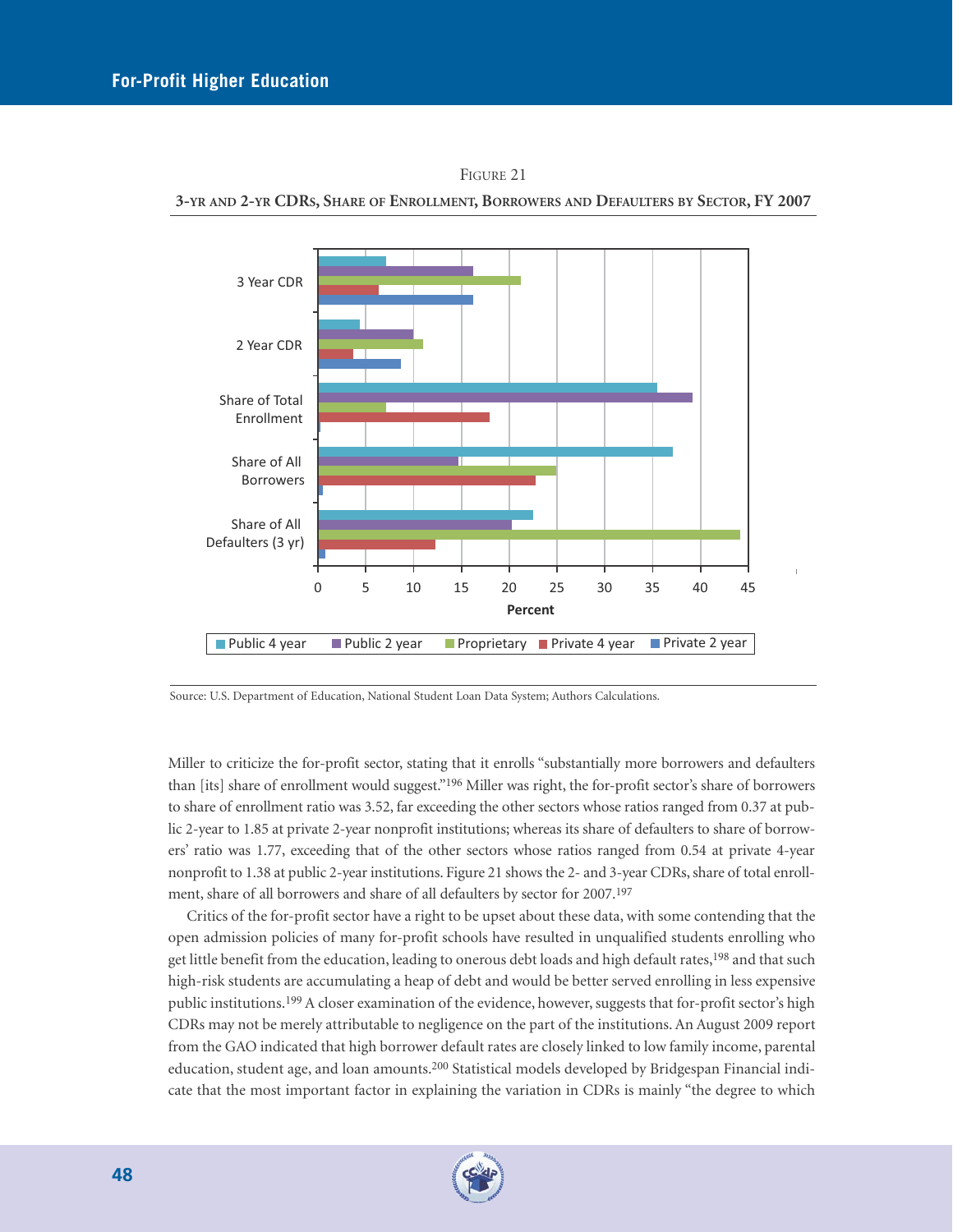Figure 21

**3-yr and 2-yr CDRs, Share of Enrollment, Borrowers and Defaulters by Sector, FY 2007**

Source: U.S. Department of Education, National Student Loan Data System; Authors Calculations.

Miller to criticize the for-profit sector, stating that it enrolls "substantially more borrowers and defaulters than [its] share of enrollment would suggest."[196] Miller was right, the for-profit sector's share of borrowers to share of enrollment ratio was 3.52, far exceeding the other sectors whose ratios ranged from 0.37 at public 2-year to 1.85 at private 2-year nonprofit institutions; whereas its share of defaulters to share of borrowers' ratio was 1.77, exceeding that of the other sectors whose ratios ranged from 0.54 at private 4-year nonprofit to 1.38 at public 2-year institutions. Figure 21 shows the 2- and 3-year CDRs, share of total enrollment, share of all borrowers and share of all defaulters by sector for 2007.[197]

Critics of the for-profit sector have a right to be upset about these data, with some contending that the open admission policies of many for-profit schools have resulted in unqualified students enrolling who get little benefit from the education, leading to onerous debt loads and high default rates,[198] and that such high-risk students are accumulating a heap of debt and would be better served enrolling in less expensive public institutions.[199] A closer examination of the evidence, however, suggests that for-profit sector's high CDRs may not be merely attributable to negligence on the part of the institutions. An August 2009 report from the GAO indicated that high borrower default rates are closely linked to low family income, parental education, student age, and loan amounts.[200] Statistical models developed by Bridgespan Financial indicate that the most important factor in explaining the variation in CDRs is mainly "the degree to which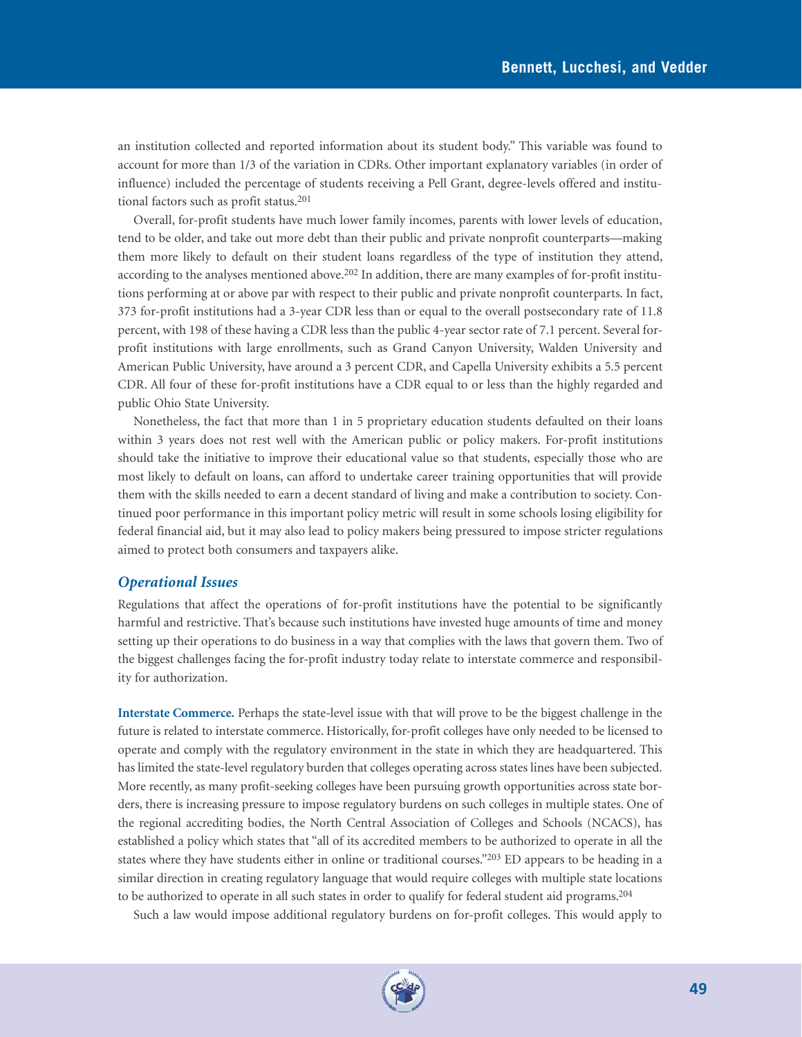an institution collected and reported information about its student body." This variable was found to account for more than 1/3 of the variation in CDRs. Other important explanatory variables (in order of influence) included the percentage of students receiving a Pell Grant, degree-levels offered and institutional factors such as profit status.[201]

Overall, for-profit students have much lower family incomes, parents with lower levels of education, tend to be older, and take out more debt than their public and private nonprofit counterparts—making them more likely to default on their student loans regardless of the type of institution they attend, according to the analyses mentioned above.[202] In addition, there are many examples of for-profit institutions performing at or above par with respect to their public and private nonprofit counterparts. In fact, 373 for-profit institutions had a 3-year CDR less than or equal to the overall postsecondary rate of 11.8 percent, with 198 of these having a CDR less than the public 4-year sector rate of 7.1 percent. Several for-profit institutions with large enrollments, such as Grand Canyon University, Walden University and American Public University, have around a 3 percent CDR, and Capella University exhibits a 5.5 percent CDR. All four of these for-profit institutions have a CDR equal to or less than the highly regarded and public Ohio State University.

Nonetheless, the fact that more than 1 in 5 proprietary education students defaulted on their loans within 3 years does not rest well with the American public or policy makers. For-profit institutions should take the initiative to improve their educational value so that students, especially those who are most likely to default on loans, can afford to undertake career training opportunities that will provide them with the skills needed to earn a decent standard of living and make a contribution to society. Continued poor performance in this important policy metric will result in some schools losing eligibility for federal financial aid, but it may also lead to policy makers being pressured to impose stricter regulations aimed to protect both consumers and taxpayers alike.

### *Operational Issues*

Regulations that affect the operations of for-profit institutions have the potential to be significantly harmful and restrictive. That's because such institutions have invested huge amounts of time and money setting up their operations to do business in a way that complies with the laws that govern them. Two of the biggest challenges facing the for-profit industry today relate to interstate commerce and responsibility for authorization.

**Interstate Commerce.** Perhaps the state-level issue with that will prove to be the biggest challenge in the future is related to interstate commerce. Historically, for-profit colleges have only needed to be licensed to operate and comply with the regulatory environment in the state in which they are headquartered. This has limited the state-level regulatory burden that colleges operating across states lines have been subjected. More recently, as many profit-seeking colleges have been pursuing growth opportunities across state borders, there is increasing pressure to impose regulatory burdens on such colleges in multiple states. One of the regional accrediting bodies, the North Central Association of Colleges and Schools (NCACS), has established a policy which states that "all of its accredited members to be authorized to operate in all the states where they have students either in online or traditional courses."[203] ED appears to be heading in a similar direction in creating regulatory language that would require colleges with multiple state locations to be authorized to operate in all such states in order to qualify for federal student aid programs.[204]

Such a law would impose additional regulatory burdens on for-profit colleges. This would apply to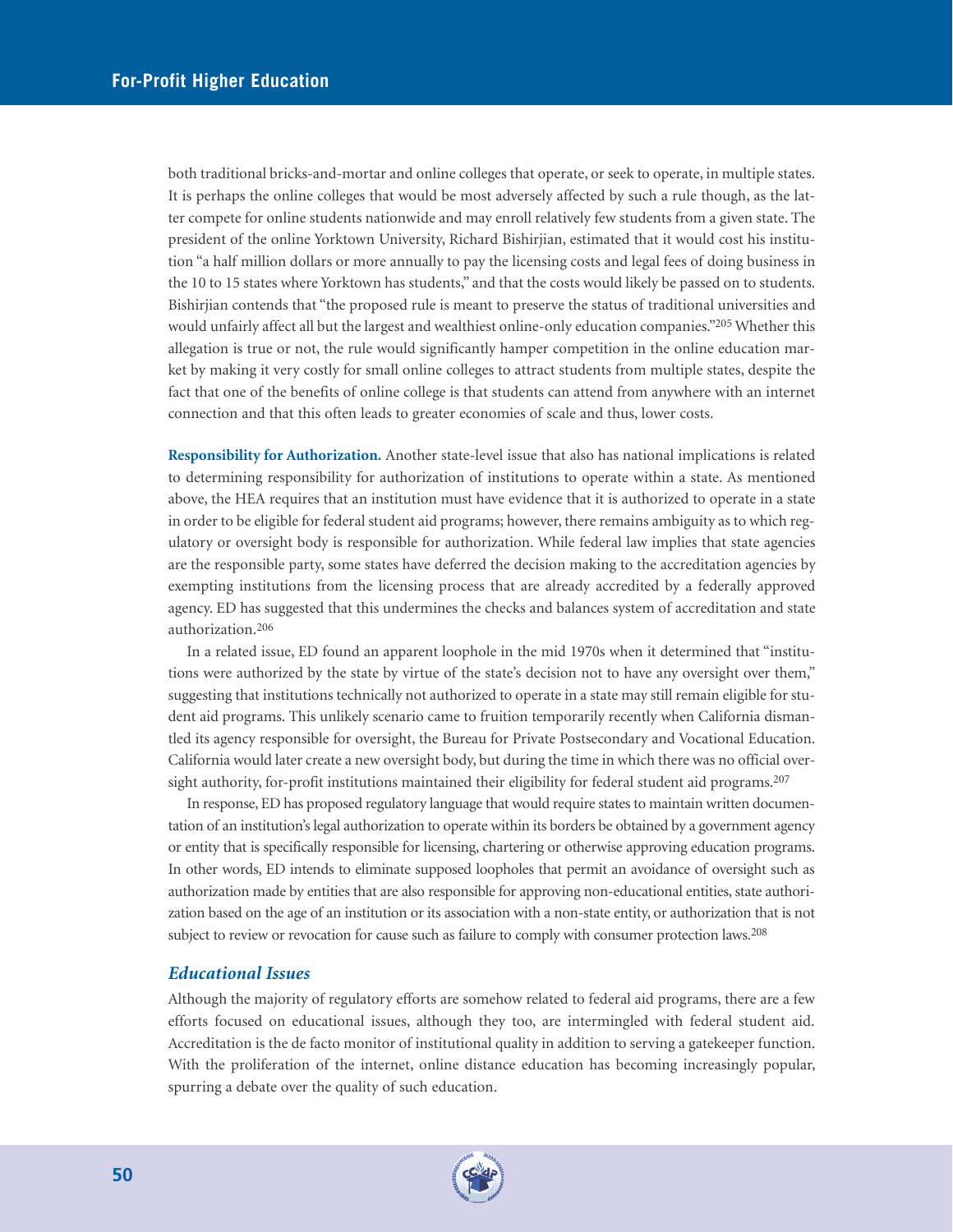both traditional bricks-and-mortar and online colleges that operate, or seek to operate, in multiple states. It is perhaps the online colleges that would be most adversely affected by such a rule though, as the latter compete for online students nationwide and may enroll relatively few students from a given state. The president of the online Yorktown University, Richard Bishirjian, estimated that it would cost his institution "a half million dollars or more annually to pay the licensing costs and legal fees of doing business in the 10 to 15 states where Yorktown has students," and that the costs would likely be passed on to students. Bishirjian contends that "the proposed rule is meant to preserve the status of traditional universities and would unfairly affect all but the largest and wealthiest online-only education companies."[205] Whether this allegation is true or not, the rule would significantly hamper competition in the online education market by making it very costly for small online colleges to attract students from multiple states, despite the fact that one of the benefits of online college is that students can attend from anywhere with an internet connection and that this often leads to greater economies of scale and thus, lower costs.

**Responsibility for Authorization.** Another state-level issue that also has national implications is related to determining responsibility for authorization of institutions to operate within a state. As mentioned above, the HEA requires that an institution must have evidence that it is authorized to operate in a state in order to be eligible for federal student aid programs; however, there remains ambiguity as to which regulatory or oversight body is responsible for authorization. While federal law implies that state agencies are the responsible party, some states have deferred the decision making to the accreditation agencies by exempting institutions from the licensing process that are already accredited by a federally approved agency. ED has suggested that this undermines the checks and balances system of accreditation and state authorization.[206]

In a related issue, ED found an apparent loophole in the mid 1970s when it determined that "institutions were authorized by the state by virtue of the state's decision not to have any oversight over them," suggesting that institutions technically not authorized to operate in a state may still remain eligible for student aid programs. This unlikely scenario came to fruition temporarily recently when California dismantled its agency responsible for oversight, the Bureau for Private Postsecondary and Vocational Education. California would later create a new oversight body, but during the time in which there was no official oversight authority, for-profit institutions maintained their eligibility for federal student aid programs.[207]

In response, ED has proposed regulatory language that would require states to maintain written documentation of an institution's legal authorization to operate within its borders be obtained by a government agency or entity that is specifically responsible for licensing, chartering or otherwise approving education programs. In other words, ED intends to eliminate supposed loopholes that permit an avoidance of oversight such as authorization made by entities that are also responsible for approving non-educational entities, state authorization based on the age of an institution or its association with a non-state entity, or authorization that is not subject to review or revocation for cause such as failure to comply with consumer protection laws.[208]

### *Educational Issues*

Although the majority of regulatory efforts are somehow related to federal aid programs, there are a few efforts focused on educational issues, although they too, are intermingled with federal student aid. Accreditation is the de facto monitor of institutional quality in addition to serving a gatekeeper function. With the proliferation of the internet, online distance education has becoming increasingly popular, spurring a debate over the quality of such education.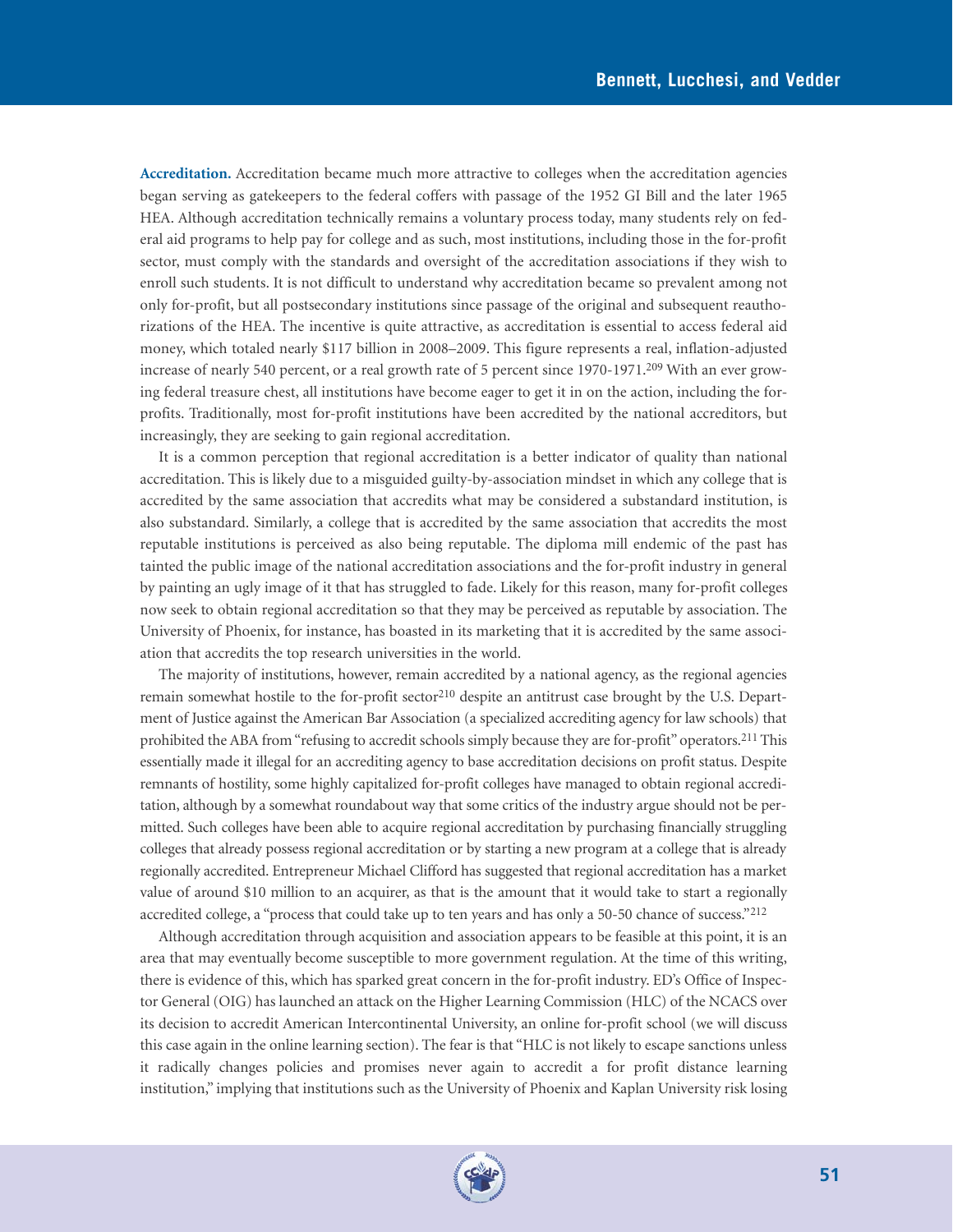**Accreditation.** Accreditation became much more attractive to colleges when the accreditation agencies began serving as gatekeepers to the federal coffers with passage of the 1952 GI Bill and the later 1965 HEA. Although accreditation technically remains a voluntary process today, many students rely on federal aid programs to help pay for college and as such, most institutions, including those in the for-profit sector, must comply with the standards and oversight of the accreditation associations if they wish to enroll such students. It is not difficult to understand why accreditation became so prevalent among not only for-profit, but all postsecondary institutions since passage of the original and subsequent reauthorizations of the HEA. The incentive is quite attractive, as accreditation is essential to access federal aid money, which totaled nearly $117 billion in 2008–2009. This figure represents a real, inflation-adjusted increase of nearly 540 percent, or a real growth rate of 5 percent since 1970-1971.[209] With an ever growing federal treasure chest, all institutions have become eager to get it in on the action, including the for-profits. Traditionally, most for-profit institutions have been accredited by the national accreditors, but increasingly, they are seeking to gain regional accreditation.

It is a common perception that regional accreditation is a better indicator of quality than national accreditation. This is likely due to a misguided guilty-by-association mindset in which any college that is accredited by the same association that accredits what may be considered a substandard institution, is also substandard. Similarly, a college that is accredited by the same association that accredits the most reputable institutions is perceived as also being reputable. The diploma mill endemic of the past has tainted the public image of the national accreditation associations and the for-profit industry in general by painting an ugly image of it that has struggled to fade. Likely for this reason, many for-profit colleges now seek to obtain regional accreditation so that they may be perceived as reputable by association. The University of Phoenix, for instance, has boasted in its marketing that it is accredited by the same association that accredits the top research universities in the world.

The majority of institutions, however, remain accredited by a national agency, as the regional agencies remain somewhat hostile to the for-profit sector[210] despite an antitrust case brought by the U.S. Department of Justice against the American Bar Association (a specialized accrediting agency for law schools) that prohibited the ABA from "refusing to accredit schools simply because they are for-profit" operators.[211] This essentially made it illegal for an accrediting agency to base accreditation decisions on profit status. Despite remnants of hostility, some highly capitalized for-profit colleges have managed to obtain regional accreditation, although by a somewhat roundabout way that some critics of the industry argue should not be permitted. Such colleges have been able to acquire regional accreditation by purchasing financially struggling colleges that already possess regional accreditation or by starting a new program at a college that is already regionally accredited. Entrepreneur Michael Clifford has suggested that regional accreditation has a market value of around $10 million to an acquirer, as that is the amount that it would take to start a regionally accredited college, a "process that could take up to ten years and has only a 50-50 chance of success."[212]

Although accreditation through acquisition and association appears to be feasible at this point, it is an area that may eventually become susceptible to more government regulation. At the time of this writing, there is evidence of this, which has sparked great concern in the for-profit industry. ED's Office of Inspector General (OIG) has launched an attack on the Higher Learning Commission (HLC) of the NCACS over its decision to accredit American Intercontinental University, an online for-profit school (we will discuss this case again in the online learning section). The fear is that "HLC is not likely to escape sanctions unless it radically changes policies and promises never again to accredit a for profit distance learning institution," implying that institutions such as the University of Phoenix and Kaplan University risk losing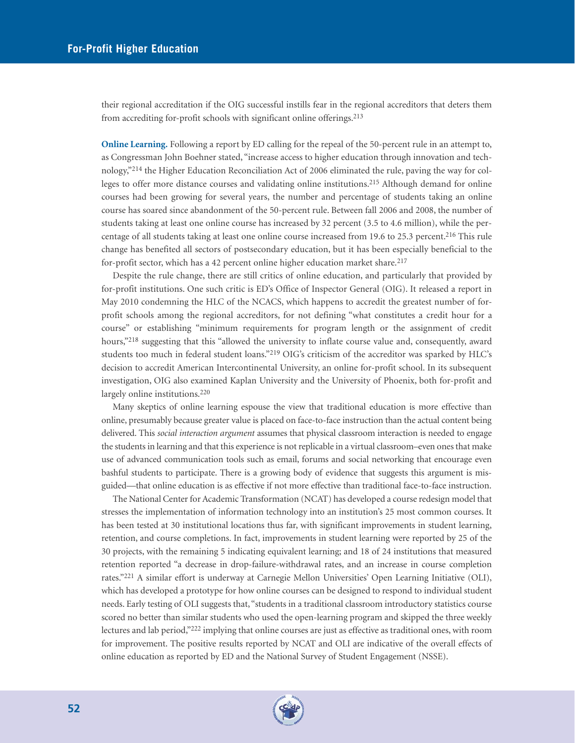their regional accreditation if the OIG successful instills fear in the regional accreditors that deters them from accrediting for-profit schools with significant online offerings.[213]

**Online Learning.** Following a report by ED calling for the repeal of the 50-percent rule in an attempt to, as Congressman John Boehner stated, "increase access to higher education through innovation and technology,"[214] the Higher Education Reconciliation Act of 2006 eliminated the rule, paving the way for colleges to offer more distance courses and validating online institutions.[215] Although demand for online courses had been growing for several years, the number and percentage of students taking an online course has soared since abandonment of the 50-percent rule. Between fall 2006 and 2008, the number of students taking at least one online course has increased by 32 percent (3.5 to 4.6 million), while the percentage of all students taking at least one online course increased from 19.6 to 25.3 percent.[216] This rule change has benefited all sectors of postsecondary education, but it has been especially beneficial to the for-profit sector, which has a 42 percent online higher education market share.[217]

Despite the rule change, there are still critics of online education, and particularly that provided by for-profit institutions. One such critic is ED's Office of Inspector General (OIG). It released a report in May 2010 condemning the HLC of the NCACS, which happens to accredit the greatest number of for-profit schools among the regional accreditors, for not defining "what constitutes a credit hour for a course" or establishing "minimum requirements for program length or the assignment of credit hours,"[218] suggesting that this "allowed the university to inflate course value and, consequently, award students too much in federal student loans."[219] OIG's criticism of the accreditor was sparked by HLC's decision to accredit American Intercontinental University, an online for-profit school. In its subsequent investigation, OIG also examined Kaplan University and the University of Phoenix, both for-profit and largely online institutions.[220]

Many skeptics of online learning espouse the view that traditional education is more effective than online, presumably because greater value is placed on face-to-face instruction than the actual content being delivered. This *social interaction argument* assumes that physical classroom interaction is needed to engage the students in learning and that this experience is not replicable in a virtual classroom–even ones that make use of advanced communication tools such as email, forums and social networking that encourage even bashful students to participate. There is a growing body of evidence that suggests this argument is misguided—that online education is as effective if not more effective than traditional face-to-face instruction.

The National Center for Academic Transformation (NCAT) has developed a course redesign model that stresses the implementation of information technology into an institution's 25 most common courses. It has been tested at 30 institutional locations thus far, with significant improvements in student learning, retention, and course completions. In fact, improvements in student learning were reported by 25 of the 30 projects, with the remaining 5 indicating equivalent learning; and 18 of 24 institutions that measured retention reported "a decrease in drop-failure-withdrawal rates, and an increase in course completion rates."[221] A similar effort is underway at Carnegie Mellon Universities' Open Learning Initiative (OLI), which has developed a prototype for how online courses can be designed to respond to individual student needs. Early testing of OLI suggests that, "students in a traditional classroom introductory statistics course scored no better than similar students who used the open-learning program and skipped the three weekly lectures and lab period,"[222] implying that online courses are just as effective as traditional ones, with room for improvement. The positive results reported by NCAT and OLI are indicative of the overall effects of online education as reported by ED and the National Survey of Student Engagement (NSSE).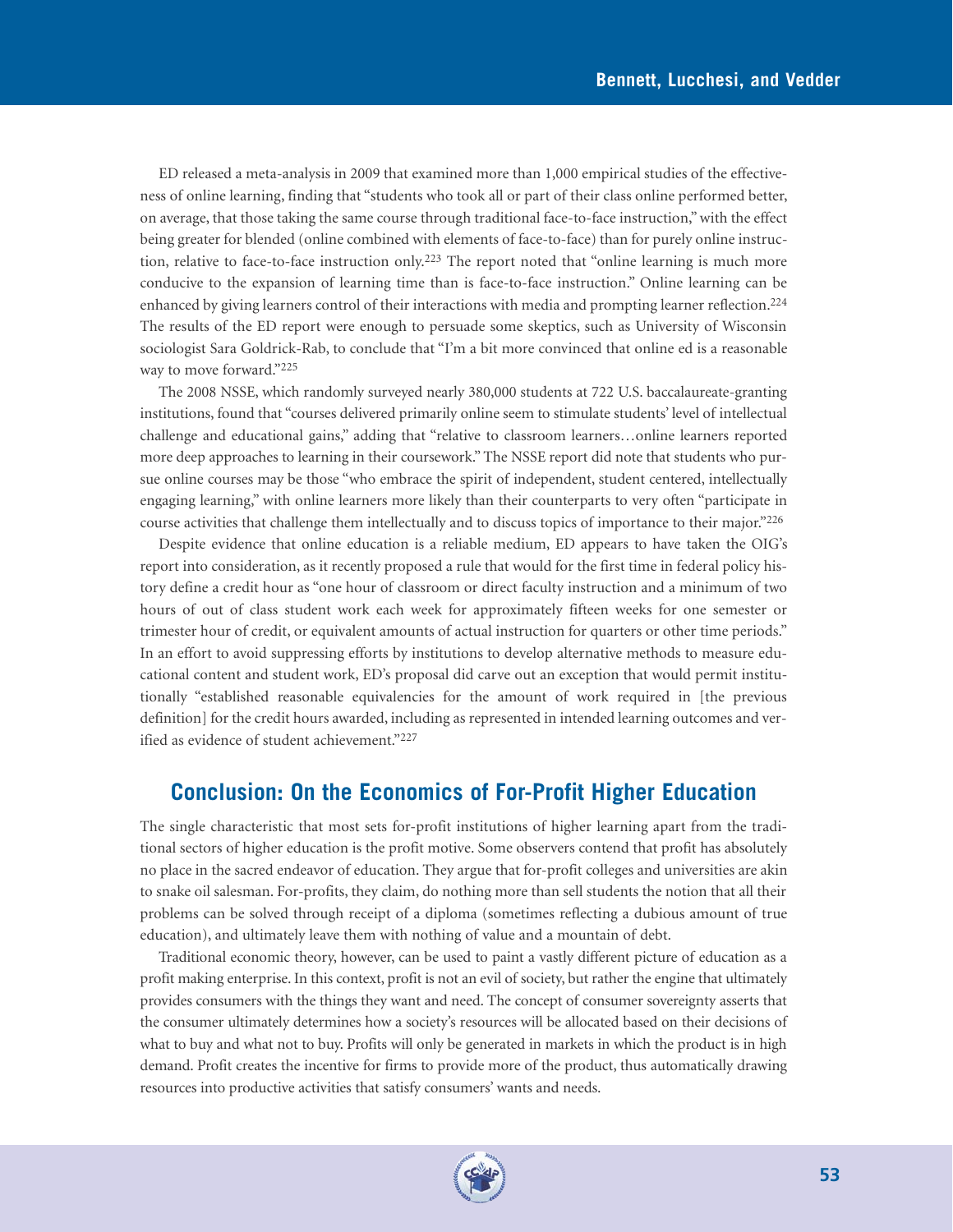ED released a meta-analysis in 2009 that examined more than 1,000 empirical studies of the effectiveness of online learning, finding that "students who took all or part of their class online performed better, on average, that those taking the same course through traditional face-to-face instruction," with the effect being greater for blended (online combined with elements of face-to-face) than for purely online instruction, relative to face-to-face instruction only.[223] The report noted that "online learning is much more conducive to the expansion of learning time than is face-to-face instruction." Online learning can be enhanced by giving learners control of their interactions with media and prompting learner reflection.[224] The results of the ED report were enough to persuade some skeptics, such as University of Wisconsin sociologist Sara Goldrick-Rab, to conclude that "I'm a bit more convinced that online ed is a reasonable way to move forward."[225]

The 2008 NSSE, which randomly surveyed nearly 380,000 students at 722 U.S. baccalaureate-granting institutions, found that "courses delivered primarily online seem to stimulate students' level of intellectual challenge and educational gains," adding that "relative to classroom learners…online learners reported more deep approaches to learning in their coursework." The NSSE report did note that students who pursue online courses may be those "who embrace the spirit of independent, student centered, intellectually engaging learning," with online learners more likely than their counterparts to very often "participate in course activities that challenge them intellectually and to discuss topics of importance to their major."[226]

Despite evidence that online education is a reliable medium, ED appears to have taken the OIG's report into consideration, as it recently proposed a rule that would for the first time in federal policy history define a credit hour as "one hour of classroom or direct faculty instruction and a minimum of two hours of out of class student work each week for approximately fifteen weeks for one semester or trimester hour of credit, or equivalent amounts of actual instruction for quarters or other time periods." In an effort to avoid suppressing efforts by institutions to develop alternative methods to measure educational content and student work, ED's proposal did carve out an exception that would permit institutionally "established reasonable equivalencies for the amount of work required in [the previous definition] for the credit hours awarded, including as represented in intended learning outcomes and verified as evidence of student achievement."[227]

## Conclusion: On the Economics of For-Profit Higher Education

The single characteristic that most sets for-profit institutions of higher learning apart from the traditional sectors of higher education is the profit motive. Some observers contend that profit has absolutely no place in the sacred endeavor of education. They argue that for-profit colleges and universities are akin to snake oil salesman. For-profits, they claim, do nothing more than sell students the notion that all their problems can be solved through receipt of a diploma (sometimes reflecting a dubious amount of true education), and ultimately leave them with nothing of value and a mountain of debt.

Traditional economic theory, however, can be used to paint a vastly different picture of education as a profit making enterprise. In this context, profit is not an evil of society, but rather the engine that ultimately provides consumers with the things they want and need. The concept of consumer sovereignty asserts that the consumer ultimately determines how a society's resources will be allocated based on their decisions of what to buy and what not to buy. Profits will only be generated in markets in which the product is in high demand. Profit creates the incentive for firms to provide more of the product, thus automatically drawing resources into productive activities that satisfy consumers' wants and needs.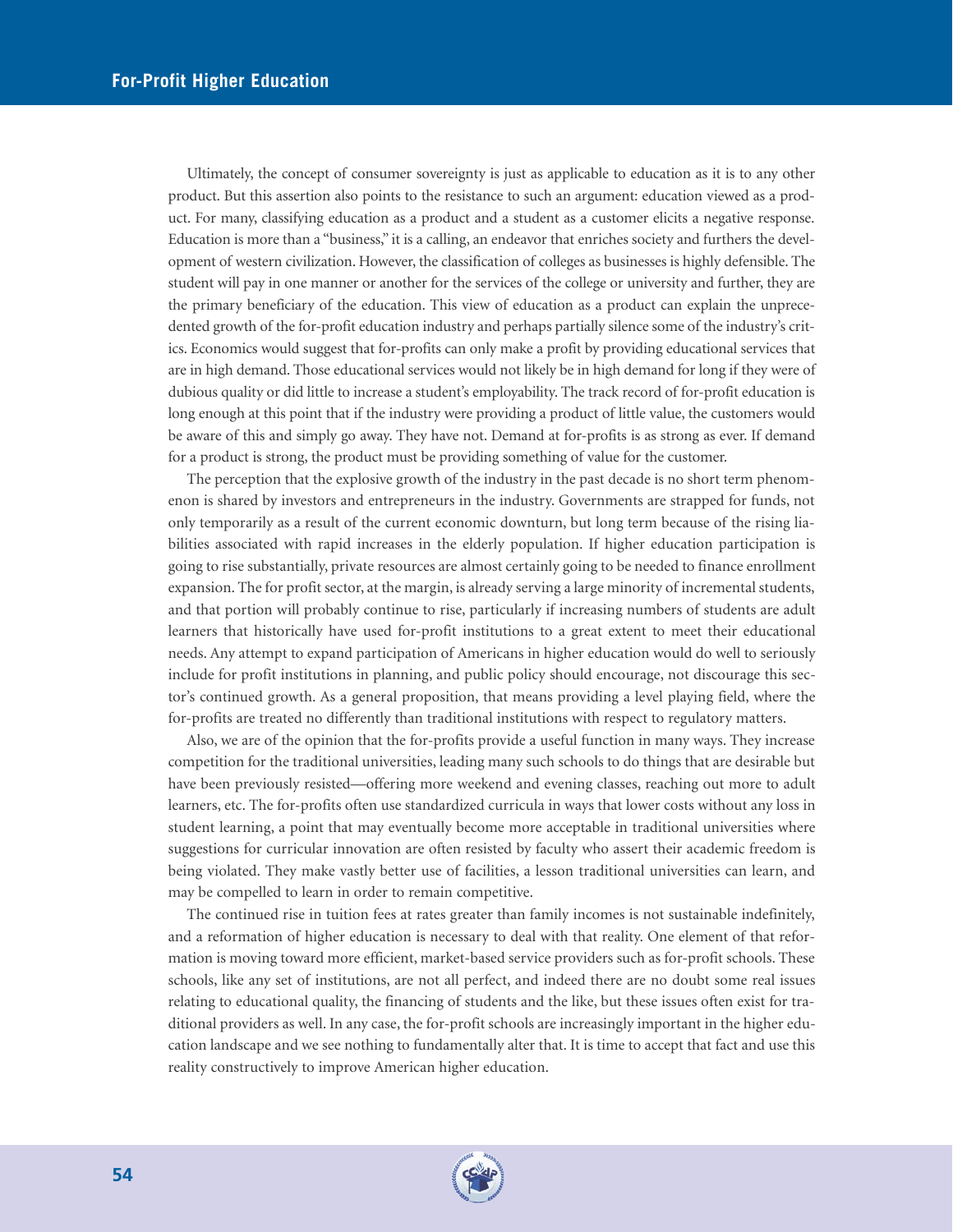Ultimately, the concept of consumer sovereignty is just as applicable to education as it is to any other product. But this assertion also points to the resistance to such an argument: education viewed as a product. For many, classifying education as a product and a student as a customer elicits a negative response. Education is more than a "business," it is a calling, an endeavor that enriches society and furthers the development of western civilization. However, the classification of colleges as businesses is highly defensible. The student will pay in one manner or another for the services of the college or university and further, they are the primary beneficiary of the education. This view of education as a product can explain the unprecedented growth of the for-profit education industry and perhaps partially silence some of the industry's critics. Economics would suggest that for-profits can only make a profit by providing educational services that are in high demand. Those educational services would not likely be in high demand for long if they were of dubious quality or did little to increase a student's employability. The track record of for-profit education is long enough at this point that if the industry were providing a product of little value, the customers would be aware of this and simply go away. They have not. Demand at for-profits is as strong as ever. If demand for a product is strong, the product must be providing something of value for the customer.

The perception that the explosive growth of the industry in the past decade is no short term phenomenon is shared by investors and entrepreneurs in the industry. Governments are strapped for funds, not only temporarily as a result of the current economic downturn, but long term because of the rising liabilities associated with rapid increases in the elderly population. If higher education participation is going to rise substantially, private resources are almost certainly going to be needed to finance enrollment expansion. The for profit sector, at the margin, is already serving a large minority of incremental students, and that portion will probably continue to rise, particularly if increasing numbers of students are adult learners that historically have used for-profit institutions to a great extent to meet their educational needs. Any attempt to expand participation of Americans in higher education would do well to seriously include for profit institutions in planning, and public policy should encourage, not discourage this sector's continued growth. As a general proposition, that means providing a level playing field, where the for-profits are treated no differently than traditional institutions with respect to regulatory matters.

Also, we are of the opinion that the for-profits provide a useful function in many ways. They increase competition for the traditional universities, leading many such schools to do things that are desirable but have been previously resisted—offering more weekend and evening classes, reaching out more to adult learners, etc. The for-profits often use standardized curricula in ways that lower costs without any loss in student learning, a point that may eventually become more acceptable in traditional universities where suggestions for curricular innovation are often resisted by faculty who assert their academic freedom is being violated. They make vastly better use of facilities, a lesson traditional universities can learn, and may be compelled to learn in order to remain competitive.

The continued rise in tuition fees at rates greater than family incomes is not sustainable indefinitely, and a reformation of higher education is necessary to deal with that reality. One element of that reformation is moving toward more efficient, market-based service providers such as for-profit schools. These schools, like any set of institutions, are not all perfect, and indeed there are no doubt some real issues relating to educational quality, the financing of students and the like, but these issues often exist for traditional providers as well. In any case, the for-profit schools are increasingly important in the higher education landscape and we see nothing to fundamentally alter that. It is time to accept that fact and use this reality constructively to improve American higher education.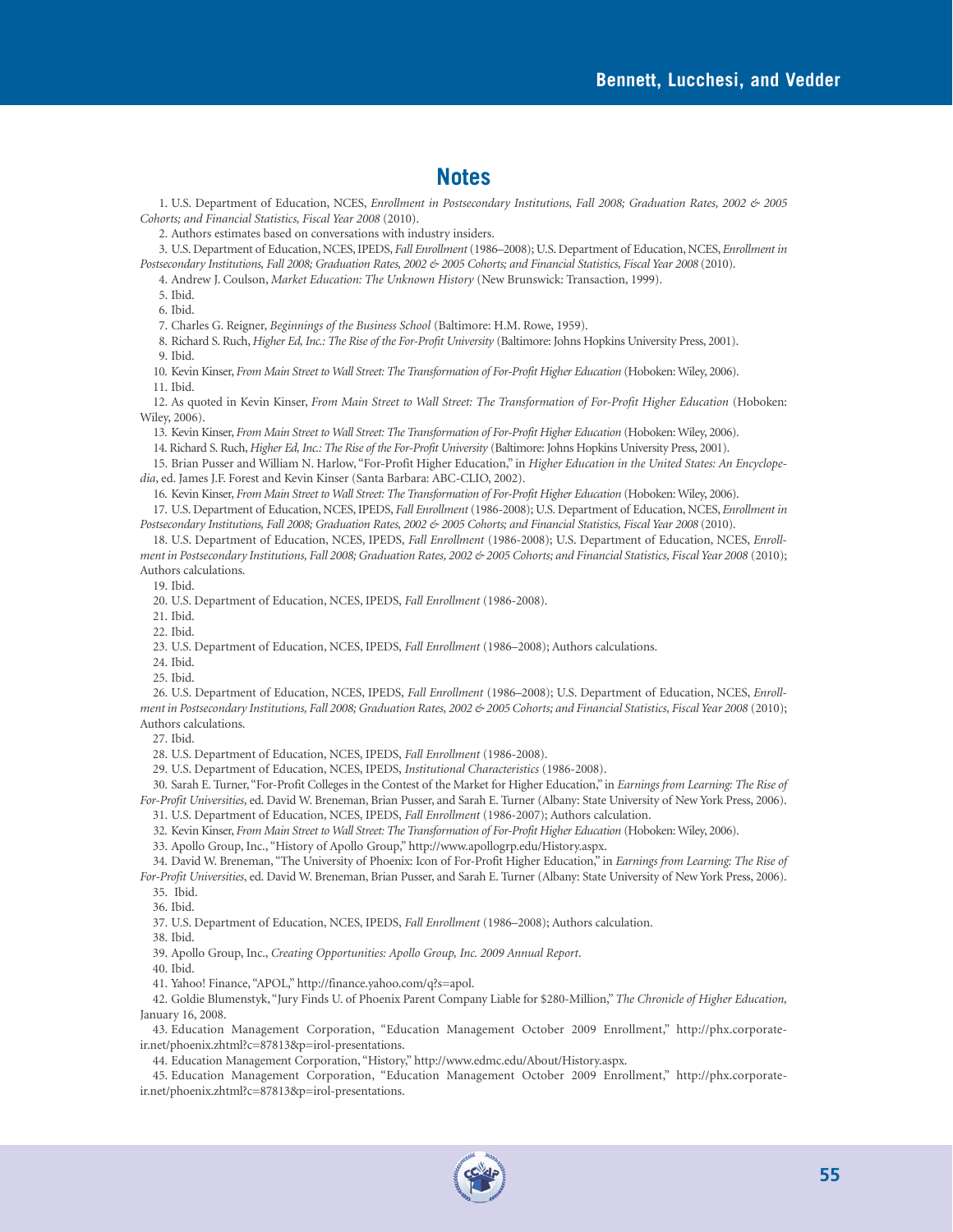## Notes

1. U.S. Department of Education, NCES, *Enrollment in Postsecondary Institutions, Fall 2008; Graduation Rates, 2002 & 2005 Cohorts; and Financial Statistics, Fiscal Year 2008* (2010).

2. Authors estimates based on conversations with industry insiders.

3. U.S. Department of Education, NCES, IPEDS, *Fall Enrollment* (1986–2008); U.S. Department of Education, NCES, *Enrollment in Postsecondary Institutions, Fall 2008; Graduation Rates, 2002 & 2005 Cohorts; and Financial Statistics, Fiscal Year 2008* (2010).

4. Andrew J. Coulson, *Market Education: The Unknown History* (New Brunswick: Transaction, 1999).

5. Ibid.

6. Ibid.

7. Charles G. Reigner, *Beginnings of the Business School* (Baltimore: H.M. Rowe, 1959).

8. Richard S. Ruch, *Higher Ed, Inc.: The Rise of the For-Profit University* (Baltimore: Johns Hopkins University Press, 2001).

9. Ibid.

10. Kevin Kinser, *From Main Street to Wall Street: The Transformation of For-Profit Higher Education* (Hoboken: Wiley, 2006).

11. Ibid.

12. As quoted in Kevin Kinser, *From Main Street to Wall Street: The Transformation of For-Profit Higher Education* (Hoboken: Wiley, 2006).

13. Kevin Kinser, *From Main Street to Wall Street: The Transformation of For-Profit Higher Education* (Hoboken: Wiley, 2006).

14. Richard S. Ruch, *Higher Ed, Inc.: The Rise of the For-Profit University* (Baltimore: Johns Hopkins University Press, 2001).

15. Brian Pusser and William N. Harlow, "For-Profit Higher Education," in *Higher Education in the United States: An Encyclopedia*, ed. James J.F. Forest and Kevin Kinser (Santa Barbara: ABC-CLIO, 2002).

16. Kevin Kinser, *From Main Street to Wall Street: The Transformation of For-Profit Higher Education* (Hoboken: Wiley, 2006).

17. U.S. Department of Education, NCES, IPEDS, *Fall Enrollment* (1986-2008); U.S. Department of Education, NCES, *Enrollment in Postsecondary Institutions, Fall 2008; Graduation Rates, 2002 & 2005 Cohorts; and Financial Statistics, Fiscal Year 2008* (2010).

18. U.S. Department of Education, NCES, IPEDS, *Fall Enrollment* (1986-2008); U.S. Department of Education, NCES, *Enrollment in Postsecondary Institutions, Fall 2008; Graduation Rates, 2002 & 2005 Cohorts; and Financial Statistics, Fiscal Year 2008* (2010); Authors calculations.

19. Ibid.

20. U.S. Department of Education, NCES, IPEDS, *Fall Enrollment* (1986-2008).

21. Ibid.

22. Ibid.

23. U.S. Department of Education, NCES, IPEDS, *Fall Enrollment* (1986–2008); Authors calculations.

24. Ibid.

25. Ibid.

26. U.S. Department of Education, NCES, IPEDS, *Fall Enrollment* (1986–2008); U.S. Department of Education, NCES, *Enrollment in Postsecondary Institutions, Fall 2008; Graduation Rates, 2002 & 2005 Cohorts; and Financial Statistics, Fiscal Year 2008* (2010); Authors calculations.

27. Ibid.

28. U.S. Department of Education, NCES, IPEDS, *Fall Enrollment* (1986-2008).

29. U.S. Department of Education, NCES, IPEDS, *Institutional Characteristics* (1986-2008).

30. Sarah E. Turner, "For-Profit Colleges in the Contest of the Market for Higher Education," in *Earnings from Learning: The Rise of For-Profit Universities*, ed. David W. Breneman, Brian Pusser, and Sarah E. Turner (Albany: State University of New York Press, 2006).

31. U.S. Department of Education, NCES, IPEDS, *Fall Enrollment* (1986-2007); Authors calculation.

32. Kevin Kinser, *From Main Street to Wall Street: The Transformation of For-Profit Higher Education* (Hoboken: Wiley, 2006).

33. Apollo Group, Inc., "History of Apollo Group," http://www.apollogrp.edu/History.aspx.

34. David W. Breneman, "The University of Phoenix: Icon of For-Profit Higher Education," in *Earnings from Learning: The Rise of For-Profit Universities*, ed. David W. Breneman, Brian Pusser, and Sarah E. Turner (Albany: State University of New York Press, 2006).

35. Ibid.

36. Ibid.

37. U.S. Department of Education, NCES, IPEDS, *Fall Enrollment* (1986–2008); Authors calculation.

38. Ibid.

39. Apollo Group, Inc., *Creating Opportunities: Apollo Group, Inc. 2009 Annual Report*.

40. Ibid.

41. Yahoo! Finance, "APOL," http://finance.yahoo.com/q?s=apol.

42. Goldie Blumenstyk, "Jury Finds U. of Phoenix Parent Company Liable for $280-Million," *The Chronicle of Higher Education,* January 16, 2008.

43. Education Management Corporation, "Education Management October 2009 Enrollment," http://phx.corporate-ir.net/phoenix.zhtml?c=87813&p=irol-presentations.

44. Education Management Corporation, "History," http://www.edmc.edu/About/History.aspx.

45. Education Management Corporation, "Education Management October 2009 Enrollment," http://phx.corporate-ir.net/phoenix.zhtml?c=87813&p=irol-presentations.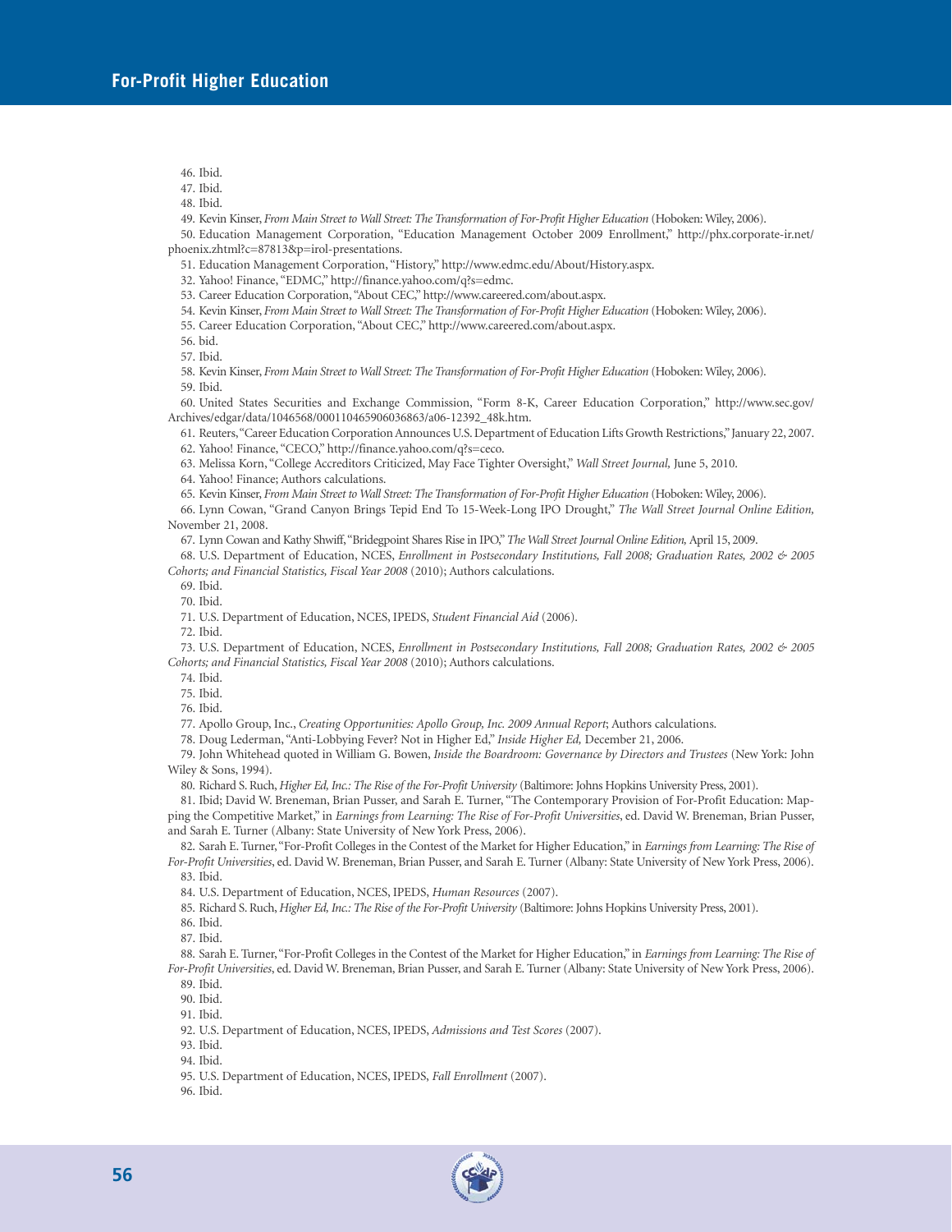46. Ibid.
47. Ibid.
48. Ibid.
49. Kevin Kinser, *From Main Street to Wall Street: The Transformation of For-Profit Higher Education* (Hoboken: Wiley, 2006).
50. Education Management Corporation, "Education Management October 2009 Enrollment," http://phx.corporate-ir.net/phoenix.zhtml?c=87813&p=irol-presentations.
51. Education Management Corporation, "History," http://www.edmc.edu/About/History.aspx.
32. Yahoo! Finance, "EDMC," http://finance.yahoo.com/q?s=edmc.
53. Career Education Corporation, "About CEC," http://www.careered.com/about.aspx.
54. Kevin Kinser, *From Main Street to Wall Street: The Transformation of For-Profit Higher Education* (Hoboken: Wiley, 2006).
55. Career Education Corporation, "About CEC," http://www.careered.com/about.aspx.
56. bid.
57. Ibid.
58. Kevin Kinser, *From Main Street to Wall Street: The Transformation of For-Profit Higher Education* (Hoboken: Wiley, 2006).
59. Ibid.
60. United States Securities and Exchange Commission, "Form 8-K, Career Education Corporation," http://www.sec.gov/Archives/edgar/data/1046568/000110465906036863/a06-12392_48k.htm.
61. Reuters, "Career Education Corporation Announces U.S. Department of Education Lifts Growth Restrictions," January 22, 2007.
62. Yahoo! Finance, "CECO," http://finance.yahoo.com/q?s=ceco.
63. Melissa Korn, "College Accreditors Criticized, May Face Tighter Oversight," *Wall Street Journal,* June 5, 2010.
64. Yahoo! Finance; Authors calculations.
65. Kevin Kinser, *From Main Street to Wall Street: The Transformation of For-Profit Higher Education* (Hoboken: Wiley, 2006).
66. Lynn Cowan, "Grand Canyon Brings Tepid End To 15-Week-Long IPO Drought," *The Wall Street Journal Online Edition,* November 21, 2008.
67. Lynn Cowan and Kathy Shwiff, "Bridegpoint Shares Rise in IPO," *The Wall Street Journal Online Edition,* April 15, 2009.
68. U.S. Department of Education, NCES, *Enrollment in Postsecondary Institutions, Fall 2008; Graduation Rates, 2002 & 2005 Cohorts; and Financial Statistics, Fiscal Year 2008* (2010); Authors calculations.
69. Ibid.
70. Ibid.
71. U.S. Department of Education, NCES, IPEDS, *Student Financial Aid* (2006).
72. Ibid.
73. U.S. Department of Education, NCES, *Enrollment in Postsecondary Institutions, Fall 2008; Graduation Rates, 2002 & 2005 Cohorts; and Financial Statistics, Fiscal Year 2008* (2010); Authors calculations.
74. Ibid.
75. Ibid.
76. Ibid.
77. Apollo Group, Inc., *Creating Opportunities: Apollo Group, Inc. 2009 Annual Report*; Authors calculations.
78. Doug Lederman, "Anti-Lobbying Fever? Not in Higher Ed," *Inside Higher Ed,* December 21, 2006.
79. John Whitehead quoted in William G. Bowen, *Inside the Boardroom: Governance by Directors and Trustees* (New York: John Wiley & Sons, 1994).
80. Richard S. Ruch, *Higher Ed, Inc.: The Rise of the For-Profit University* (Baltimore: Johns Hopkins University Press, 2001).
81. Ibid; David W. Breneman, Brian Pusser, and Sarah E. Turner, "The Contemporary Provision of For-Profit Education: Mapping the Competitive Market," in *Earnings from Learning: The Rise of For-Profit Universities*, ed. David W. Breneman, Brian Pusser, and Sarah E. Turner (Albany: State University of New York Press, 2006).
82. Sarah E. Turner, "For-Profit Colleges in the Contest of the Market for Higher Education," in *Earnings from Learning: The Rise of For-Profit Universities*, ed. David W. Breneman, Brian Pusser, and Sarah E. Turner (Albany: State University of New York Press, 2006).
83. Ibid.
84. U.S. Department of Education, NCES, IPEDS, *Human Resources* (2007).
85. Richard S. Ruch, *Higher Ed, Inc.: The Rise of the For-Profit University* (Baltimore: Johns Hopkins University Press, 2001).
86. Ibid.
87. Ibid.
88. Sarah E. Turner, "For-Profit Colleges in the Contest of the Market for Higher Education," in *Earnings from Learning: The Rise of For-Profit Universities*, ed. David W. Breneman, Brian Pusser, and Sarah E. Turner (Albany: State University of New York Press, 2006).
89. Ibid.
90. Ibid.
91. Ibid.
92. U.S. Department of Education, NCES, IPEDS, *Admissions and Test Scores* (2007).
93. Ibid.
94. Ibid.
95. U.S. Department of Education, NCES, IPEDS, *Fall Enrollment* (2007).
96. Ibid.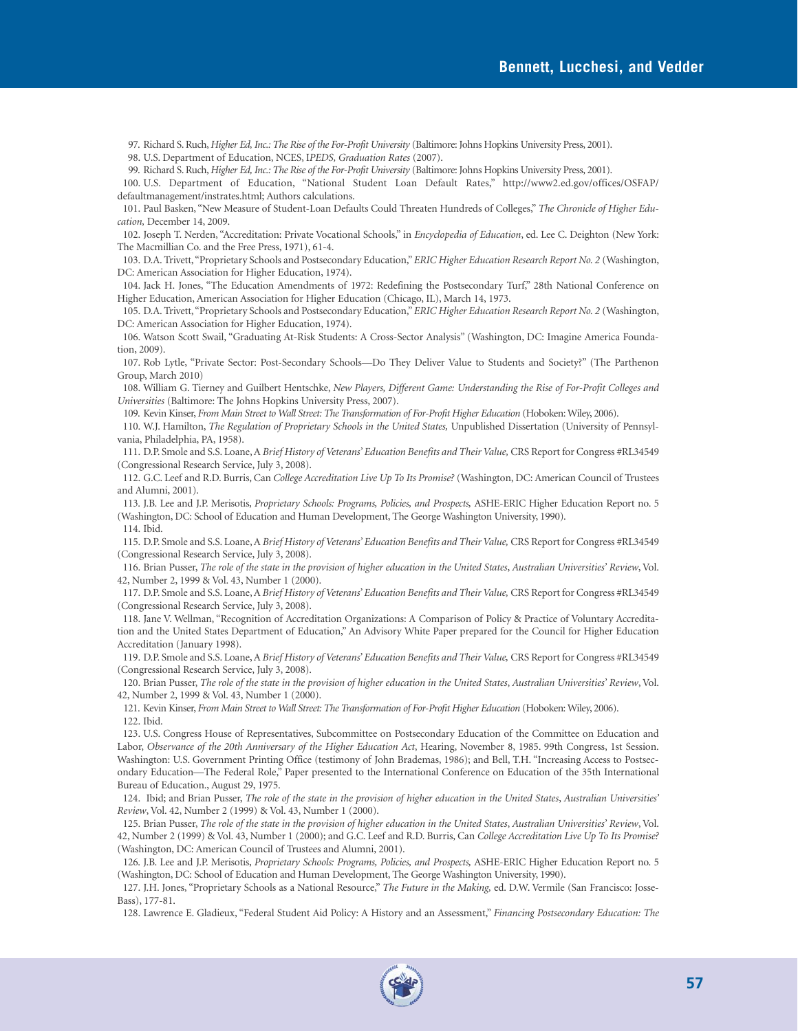97. Richard S. Ruch, *Higher Ed, Inc.: The Rise of the For-Profit University* (Baltimore: Johns Hopkins University Press, 2001).

98. U.S. Department of Education, NCES, I*PEDS, Graduation Rates* (2007).

99. Richard S. Ruch, *Higher Ed, Inc.: The Rise of the For-Profit University* (Baltimore: Johns Hopkins University Press, 2001).

100. U.S. Department of Education, "National Student Loan Default Rates," http://www2.ed.gov/offices/OSFAP/defaultmanagement/instrates.html; Authors calculations.

101. Paul Basken, "New Measure of Student-Loan Defaults Could Threaten Hundreds of Colleges," *The Chronicle of Higher Education,* December 14, 2009.

102. Joseph T. Nerden, "Accreditation: Private Vocational Schools," in *Encyclopedia of Education*, ed. Lee C. Deighton (New York: The Macmillian Co. and the Free Press, 1971), 61-4.

103. D.A. Trivett, "Proprietary Schools and Postsecondary Education," *ERIC Higher Education Research Report No. 2* (Washington, DC: American Association for Higher Education, 1974).

104. Jack H. Jones, "The Education Amendments of 1972: Redefining the Postsecondary Turf," 28th National Conference on Higher Education, American Association for Higher Education (Chicago, IL), March 14, 1973.

105. D.A. Trivett, "Proprietary Schools and Postsecondary Education," *ERIC Higher Education Research Report No. 2* (Washington, DC: American Association for Higher Education, 1974).

106. Watson Scott Swail, "Graduating At-Risk Students: A Cross-Sector Analysis" (Washington, DC: Imagine America Foundation, 2009).

107. Rob Lytle, "Private Sector: Post-Secondary Schools—Do They Deliver Value to Students and Society?" (The Parthenon Group, March 2010)

108. William G. Tierney and Guilbert Hentschke, *New Players, Different Game: Understanding the Rise of For-Profit Colleges and Universities* (Baltimore: The Johns Hopkins University Press, 2007).

109. Kevin Kinser, *From Main Street to Wall Street: The Transformation of For-Profit Higher Education* (Hoboken: Wiley, 2006).

110. W.J. Hamilton, *The Regulation of Proprietary Schools in the United States,* Unpublished Dissertation (University of Pennsylvania, Philadelphia, PA, 1958).

111. D.P. Smole and S.S. Loane, A *Brief History of Veterans' Education Benefits and Their Value,* CRS Report for Congress #RL34549 (Congressional Research Service, July 3, 2008).

112. G.C. Leef and R.D. Burris, Can *College Accreditation Live Up To Its Promise?* (Washington, DC: American Council of Trustees and Alumni, 2001).

113. J.B. Lee and J.P. Merisotis, *Proprietary Schools: Programs, Policies, and Prospects,* ASHE-ERIC Higher Education Report no. 5 (Washington, DC: School of Education and Human Development, The George Washington University, 1990).

114. Ibid.

115. D.P. Smole and S.S. Loane, A *Brief History of Veterans' Education Benefits and Their Value,* CRS Report for Congress #RL34549 (Congressional Research Service, July 3, 2008).

116. Brian Pusser, *The role of the state in the provision of higher education in the United States*, *Australian Universities' Review*, Vol. 42, Number 2, 1999 & Vol. 43, Number 1 (2000).

117. D.P. Smole and S.S. Loane, A *Brief History of Veterans' Education Benefits and Their Value,* CRS Report for Congress #RL34549 (Congressional Research Service, July 3, 2008).

118. Jane V. Wellman, "Recognition of Accreditation Organizations: A Comparison of Policy & Practice of Voluntary Accreditation and the United States Department of Education," An Advisory White Paper prepared for the Council for Higher Education Accreditation (January 1998).

119. D.P. Smole and S.S. Loane, A *Brief History of Veterans' Education Benefits and Their Value,* CRS Report for Congress #RL34549 (Congressional Research Service, July 3, 2008).

120. Brian Pusser, *The role of the state in the provision of higher education in the United States*, *Australian Universities' Review*, Vol. 42, Number 2, 1999 & Vol. 43, Number 1 (2000).

121. Kevin Kinser, *From Main Street to Wall Street: The Transformation of For-Profit Higher Education* (Hoboken: Wiley, 2006).

122. Ibid.

123. U.S. Congress House of Representatives, Subcommittee on Postsecondary Education of the Committee on Education and Labor, *Observance of the 20th Anniversary of the Higher Education Act*, Hearing, November 8, 1985. 99th Congress, 1st Session. Washington: U.S. Government Printing Office (testimony of John Brademas, 1986); and Bell, T.H. "Increasing Access to Postsecondary Education—The Federal Role," Paper presented to the International Conference on Education of the 35th International Bureau of Education., August 29, 1975.

124. Ibid; and Brian Pusser, *The role of the state in the provision of higher education in the United States*, *Australian Universities' Review*, Vol. 42, Number 2 (1999) & Vol. 43, Number 1 (2000).

125. Brian Pusser, *The role of the state in the provision of higher education in the United States*, *Australian Universities' Review*, Vol. 42, Number 2 (1999) & Vol. 43, Number 1 (2000); and G.C. Leef and R.D. Burris, Can *College Accreditation Live Up To Its Promise?* (Washington, DC: American Council of Trustees and Alumni, 2001).

126. J.B. Lee and J.P. Merisotis, *Proprietary Schools: Programs, Policies, and Prospects,* ASHE-ERIC Higher Education Report no. 5 (Washington, DC: School of Education and Human Development, The George Washington University, 1990).

127. J.H. Jones, "Proprietary Schools as a National Resource," *The Future in the Making,* ed. D.W. Vermile (San Francisco: Josse-Bass), 177-81.

128. Lawrence E. Gladieux, "Federal Student Aid Policy: A History and an Assessment," *Financing Postsecondary Education: The*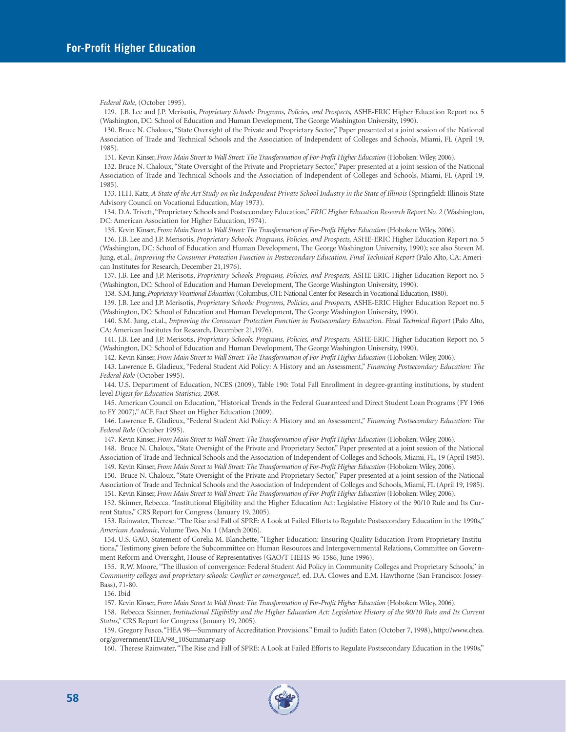*Federal Role*, (October 1995).

129. J.B. Lee and J.P. Merisotis, *Proprietary Schools: Programs, Policies, and Prospects,* ASHE-ERIC Higher Education Report no. 5 (Washington, DC: School of Education and Human Development, The George Washington University, 1990).

130. Bruce N. Chaloux, "State Oversight of the Private and Proprietary Sector," Paper presented at a joint session of the National Association of Trade and Technical Schools and the Association of Independent of Colleges and Schools, Miami, FL (April 19, 1985).

131. Kevin Kinser, *From Main Street to Wall Street: The Transformation of For-Profit Higher Education* (Hoboken: Wiley, 2006).

132. Bruce N. Chaloux, "State Oversight of the Private and Proprietary Sector," Paper presented at a joint session of the National Association of Trade and Technical Schools and the Association of Independent of Colleges and Schools, Miami, FL (April 19, 1985).

133. H.H. Katz, *A State of the Art Study on the Independent Private School Industry in the State of Illinois* (Springfield: Illinois State Advisory Council on Vocational Education, May 1973).

134. D.A. Trivett, "Proprietary Schools and Postsecondary Education," *ERIC Higher Education Research Report No. 2* (Washington, DC: American Association for Higher Education, 1974).

135. Kevin Kinser, *From Main Street to Wall Street: The Transformation of For-Profit Higher Education* (Hoboken: Wiley, 2006).

136. J.B. Lee and J.P. Merisotis, *Proprietary Schools: Programs, Policies, and Prospects,* ASHE-ERIC Higher Education Report no. 5 (Washington, DC: School of Education and Human Development, The George Washington University, 1990); see also Steven M. Jung, et.al., *Improving the Consumer Protection Function in Postsecondary Education. Final Technical Report* (Palo Alto, CA: American Institutes for Research, December 21,1976).

137. J.B. Lee and J.P. Merisotis, *Proprietary Schools: Programs, Policies, and Prospects,* ASHE-ERIC Higher Education Report no. 5 (Washington, DC: School of Education and Human Development, The George Washington University, 1990).

138. S.M. Jung, *Proprietary Vocational Education* (Columbus, OH: National Center for Research in Vocational Education, 1980).

139. J.B. Lee and J.P. Merisotis, *Proprietary Schools: Programs, Policies, and Prospects,* ASHE-ERIC Higher Education Report no. 5 (Washington, DC: School of Education and Human Development, The George Washington University, 1990).

140. S.M. Jung, et.al., *Improving the Consumer Protection Function in Postsecondary Education. Final Technical Report* (Palo Alto, CA: American Institutes for Research, December 21,1976).

141. J.B. Lee and J.P. Merisotis, *Proprietary Schools: Programs, Policies, and Prospects,* ASHE-ERIC Higher Education Report no. 5 (Washington, DC: School of Education and Human Development, The George Washington University, 1990).

142. Kevin Kinser, *From Main Street to Wall Street: The Transformation of For-Profit Higher Education* (Hoboken: Wiley, 2006).

143. Lawrence E. Gladieux, "Federal Student Aid Policy: A History and an Assessment," *Financing Postsecondary Education: The Federal Role* (October 1995).

144. U.S. Department of Education, NCES (2009), Table 190: Total Fall Enrollment in degree-granting institutions, by student level *Digest for Education Statistics, 2008*.

145. American Council on Education, "Historical Trends in the Federal Guaranteed and Direct Student Loan Programs (FY 1966 to FY 2007)," ACE Fact Sheet on Higher Education (2009).

146. Lawrence E. Gladieux, "Federal Student Aid Policy: A History and an Assessment," *Financing Postsecondary Education: The Federal Role* (October 1995).

147. Kevin Kinser, *From Main Street to Wall Street: The Transformation of For-Profit Higher Education* (Hoboken: Wiley, 2006).

148. Bruce N. Chaloux, "State Oversight of the Private and Proprietary Sector," Paper presented at a joint session of the National Association of Trade and Technical Schools and the Association of Independent of Colleges and Schools, Miami, FL, 19 (April 1985).

149. Kevin Kinser, *From Main Street to Wall Street: The Transformation of For-Profit Higher Education* (Hoboken: Wiley, 2006).

150. Bruce N. Chaloux, "State Oversight of the Private and Proprietary Sector," Paper presented at a joint session of the National Association of Trade and Technical Schools and the Association of Independent of Colleges and Schools, Miami, FL (April 19, 1985).

151. Kevin Kinser, *From Main Street to Wall Street: The Transformation of For-Profit Higher Education* (Hoboken: Wiley, 2006).

152. Skinner, Rebecca. "Institutional Eligibility and the Higher Education Act: Legislative History of the 90/10 Rule and Its Current Status," CRS Report for Congress (January 19, 2005).

153. Rainwater, Therese. "The Rise and Fall of SPRE: A Look at Failed Efforts to Regulate Postsecondary Education in the 1990s," *American Academic*, Volume Two, No. 1 (March 2006).

154. U.S. GAO, Statement of Corelia M. Blanchette, "Higher Education: Ensuring Quality Education From Proprietary Institutions," Testimony given before the Subcommittee on Human Resources and Intergovernmental Relations, Committee on Government Reform and Oversight, House of Representatives (GAO/T-HEHS-96-1586, June 1996).

155. R.W. Moore, "The illusion of convergence: Federal Student Aid Policy in Community Colleges and Proprietary Schools," in *Community colleges and proprietary schools: Conflict or convergence?,* ed. D.A. Clowes and E.M. Hawthorne (San Francisco: Jossey-Bass), 71-80.

156. Ibid

157. Kevin Kinser, *From Main Street to Wall Street: The Transformation of For-Profit Higher Education* (Hoboken: Wiley, 2006).

158. Rebecca Skinner, *Institutional Eligibility and the Higher Education Act: Legislative History of the 90/10 Rule and Its Current Status*," CRS Report for Congress (January 19, 2005).

159. Gregory Fusco, "HEA 98—Summary of Accreditation Provisions." Email to Judith Eaton (October 7, 1998), http://www.chea.org/government/HEA/98_10Summary.asp

160. Therese Rainwater, "The Rise and Fall of SPRE: A Look at Failed Efforts to Regulate Postsecondary Education in the 1990s,"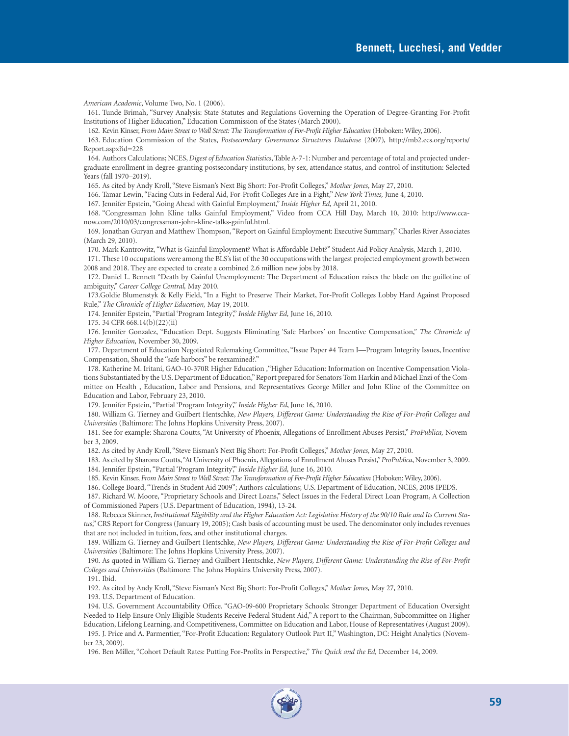*American Academic*, Volume Two, No. 1 (2006).

161. Tunde Brimah, "Survey Analysis: State Statutes and Regulations Governing the Operation of Degree-Granting For-Profit Institutions of Higher Education," Education Commission of the States (March 2000).

162. Kevin Kinser, *From Main Street to Wall Street: The Transformation of For-Profit Higher Education* (Hoboken: Wiley, 2006).

163. Education Commission of the States, *Postsecondary Governance Structures Database* (2007), http://mb2.ecs.org/reports/Report.aspx?id=228

164. Authors Calculations; NCES, *Digest of Education Statistics*, Table A-7-1: Number and percentage of total and projected undergraduate enrollment in degree-granting postsecondary institutions, by sex, attendance status, and control of institution: Selected Years (fall 1970–2019).

165. As cited by Andy Kroll, "Steve Eisman's Next Big Short: For-Profit Colleges," *Mother Jones,* May 27, 2010.

166. Tamar Lewin, "Facing Cuts in Federal Aid, For-Profit Colleges Are in a Fight," *New York Times,* June 4, 2010.

167. Jennifer Epstein, "Going Ahead with Gainful Employment," *Inside Higher Ed,* April 21, 2010.

168. "Congressman John Kline talks Gainful Employment," Video from CCA Hill Day, March 10, 2010: http://www.cca-now.com/2010/03/congressman-john-kline-talks-gainful.html.

169. Jonathan Guryan and Matthew Thompson, "Report on Gainful Employment: Executive Summary," Charles River Associates (March 29, 2010).

170. Mark Kantrowitz, "What is Gainful Employment? What is Affordable Debt?" Student Aid Policy Analysis, March 1, 2010.

171. These 10 occupations were among the BLS's list of the 30 occupations with the largest projected employment growth between 2008 and 2018. They are expected to create a combined 2.6 million new jobs by 2018.

172. Daniel L. Bennett "Death by Gainful Unemployment: The Department of Education raises the blade on the guillotine of ambiguity," *Career College Central,* May 2010.

173. Goldie Blumenstyk & Kelly Field, "In a Fight to Preserve Their Market, For-Profit Colleges Lobby Hard Against Proposed Rule," *The Chronicle of Higher Education,* May 19, 2010.

174. Jennifer Epstein, "Partial 'Program Integrity'," *Inside Higher Ed,* June 16, 2010.

175. 34 CFR 668.14(b)(22)(ii)

176. Jennifer Gonzalez, "Education Dept. Suggests Eliminating 'Safe Harbors' on Incentive Compensation," *The Chronicle of Higher Education,* November 30, 2009.

177. Department of Education Negotiated Rulemaking Committee, "Issue Paper #4 Team I—Program Integrity Issues, Incentive Compensation, Should the "safe harbors" be reexamined?."

178. Katherine M. Iritani, GAO-10-370R Higher Education ,"Higher Education: Information on Incentive Compensation Violations Substantiated by the U.S. Department of Education," Report prepared for Senators Tom Harkin and Michael Enzi of the Committee on Health , Education, Labor and Pensions, and Representatives George Miller and John Kline of the Committee on Education and Labor, February 23, 2010.

179. Jennifer Epstein, "Partial 'Program Integrity'," *Inside Higher Ed*, June 16, 2010.

180. William G. Tierney and Guilbert Hentschke, *New Players, Different Game: Understanding the Rise of For-Profit Colleges and Universities* (Baltimore: The Johns Hopkins University Press, 2007).

181. See for example: Sharona Coutts, "At University of Phoenix, Allegations of Enrollment Abuses Persist," *ProPublica,* November 3, 2009.

182. As cited by Andy Kroll, "Steve Eisman's Next Big Short: For-Profit Colleges," *Mother Jones,* May 27, 2010.

183. As cited by Sharona Coutts, "At University of Phoenix, Allegations of Enrollment Abuses Persist," *ProPublica*, November 3, 2009.

184. Jennifer Epstein, "Partial 'Program Integrity'," *Inside Higher Ed,* June 16, 2010.

185. Kevin Kinser, *From Main Street to Wall Street: The Transformation of For-Profit Higher Education* (Hoboken: Wiley, 2006).

186. College Board, "Trends in Student Aid 2009"; Authors calculations; U.S. Department of Education, NCES, 2008 IPEDS.

187. Richard W. Moore, "Proprietary Schools and Direct Loans," Select Issues in the Federal Direct Loan Program, A Collection of Commissioned Papers (U.S. Department of Education, 1994), 13-24.

188. Rebecca Skinner, *Institutional Eligibility and the Higher Education Act: Legislative History of the 90/10 Rule and Its Current Status*," CRS Report for Congress (January 19, 2005); Cash basis of accounting must be used. The denominator only includes revenues that are not included in tuition, fees, and other institutional charges.

189. William G. Tierney and Guilbert Hentschke, *New Players, Different Game: Understanding the Rise of For-Profit Colleges and Universities* (Baltimore: The Johns Hopkins University Press, 2007).

190. As quoted in William G. Tierney and Guilbert Hentschke, *New Players, Different Game: Understanding the Rise of For-Profit Colleges and Universities* (Baltimore: The Johns Hopkins University Press, 2007).

191. Ibid.

192. As cited by Andy Kroll, "Steve Eisman's Next Big Short: For-Profit Colleges," *Mother Jones,* May 27, 2010.

193. U.S. Department of Education.

194. U.S. Government Accountability Office. "GAO-09-600 Proprietary Schools: Stronger Department of Education Oversight Needed to Help Ensure Only Eligible Students Receive Federal Student Aid," A report to the Chairman, Subcommittee on Higher Education, Lifelong Learning, and Competitiveness, Committee on Education and Labor, House of Representatives (August 2009).

195. J. Price and A. Parmentier, "For-Profit Education: Regulatory Outlook Part II," Washington, DC: Height Analytics (November 23, 2009).

196. Ben Miller, "Cohort Default Rates: Putting For-Profits in Perspective," *The Quick and the Ed,* December 14, 2009.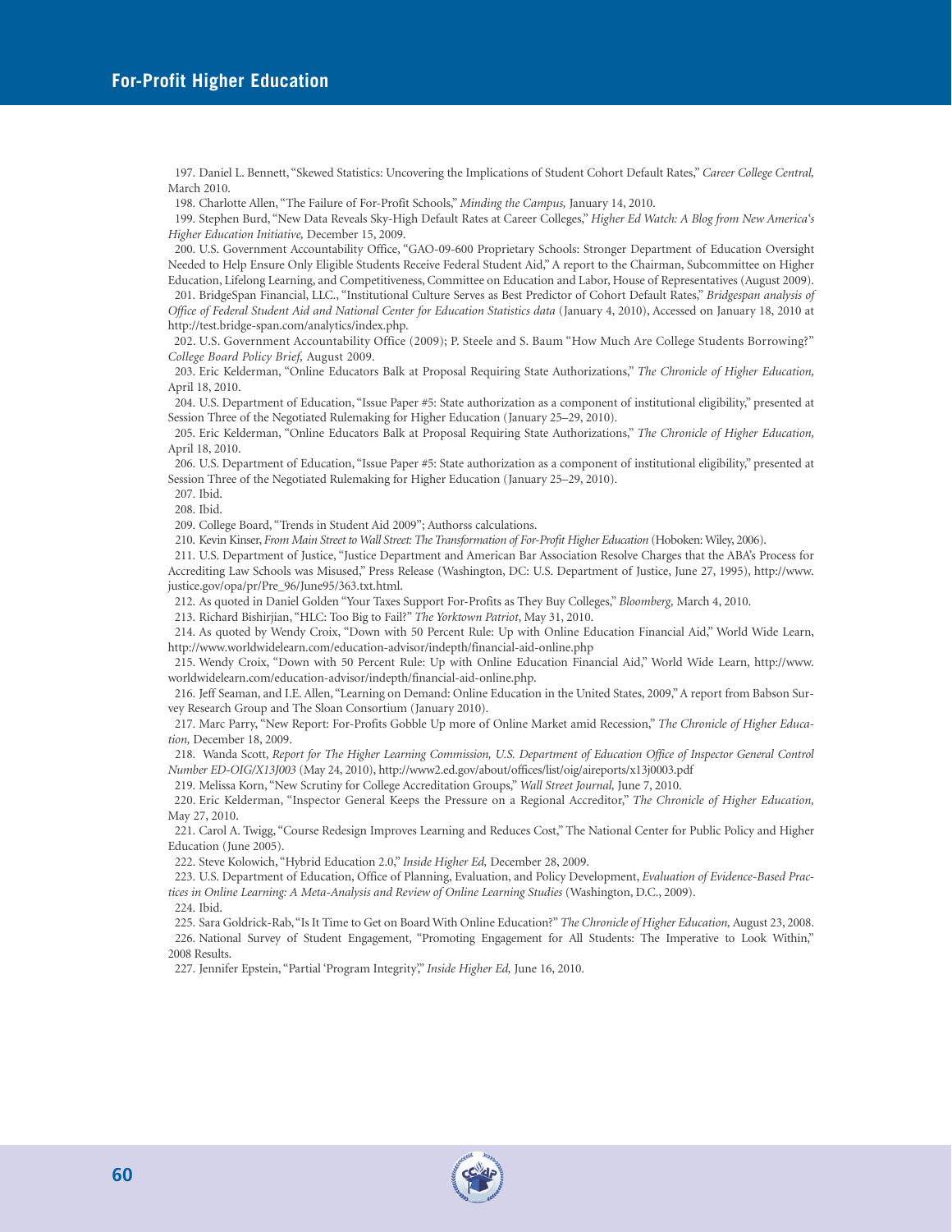197. Daniel L. Bennett, "Skewed Statistics: Uncovering the Implications of Student Cohort Default Rates," *Career College Central,* March 2010.

198. Charlotte Allen, "The Failure of For-Profit Schools," *Minding the Campus,* January 14, 2010.

199. Stephen Burd, "New Data Reveals Sky-High Default Rates at Career Colleges," *Higher Ed Watch: A Blog from New America's Higher Education Initiative,* December 15, 2009.

200. U.S. Government Accountability Office, "GAO-09-600 Proprietary Schools: Stronger Department of Education Oversight Needed to Help Ensure Only Eligible Students Receive Federal Student Aid," A report to the Chairman, Subcommittee on Higher Education, Lifelong Learning, and Competitiveness, Committee on Education and Labor, House of Representatives (August 2009).

201. BridgeSpan Financial, LLC., "Institutional Culture Serves as Best Predictor of Cohort Default Rates," *Bridgespan analysis of Office of Federal Student Aid and National Center for Education Statistics data* (January 4, 2010), Accessed on January 18, 2010 at http://test.bridge-span.com/analytics/index.php.

202. U.S. Government Accountability Office (2009); P. Steele and S. Baum "How Much Are College Students Borrowing?" *College Board Policy Brief,* August 2009.

203. Eric Kelderman, "Online Educators Balk at Proposal Requiring State Authorizations," *The Chronicle of Higher Education,* April 18, 2010.

204. U.S. Department of Education, "Issue Paper #5: State authorization as a component of institutional eligibility," presented at Session Three of the Negotiated Rulemaking for Higher Education (January 25–29, 2010).

205. Eric Kelderman, "Online Educators Balk at Proposal Requiring State Authorizations," *The Chronicle of Higher Education,* April 18, 2010.

206. U.S. Department of Education, "Issue Paper #5: State authorization as a component of institutional eligibility," presented at Session Three of the Negotiated Rulemaking for Higher Education (January 25–29, 2010).

207. Ibid.

208. Ibid.

209. College Board, "Trends in Student Aid 2009"; Authorss calculations.

210. Kevin Kinser, *From Main Street to Wall Street: The Transformation of For-Profit Higher Education* (Hoboken: Wiley, 2006).

211. U.S. Department of Justice, "Justice Department and American Bar Association Resolve Charges that the ABA's Process for Accrediting Law Schools was Misused," Press Release (Washington, DC: U.S. Department of Justice, June 27, 1995), http://www.justice.gov/opa/pr/Pre_96/June95/363.txt.html.

212. As quoted in Daniel Golden "Your Taxes Support For-Profits as They Buy Colleges," *Bloomberg,* March 4, 2010.

213. Richard Bishirjian, "HLC: Too Big to Fail?" *The Yorktown Patriot*, May 31, 2010.

214. As quoted by Wendy Croix, "Down with 50 Percent Rule: Up with Online Education Financial Aid," World Wide Learn, http://www.worldwidelearn.com/education-advisor/indepth/financial-aid-online.php

215. Wendy Croix, "Down with 50 Percent Rule: Up with Online Education Financial Aid," World Wide Learn, http://www.worldwidelearn.com/education-advisor/indepth/financial-aid-online.php.

216. Jeff Seaman, and I.E. Allen, "Learning on Demand: Online Education in the United States, 2009," A report from Babson Survey Research Group and The Sloan Consortium (January 2010).

217. Marc Parry, "New Report: For-Profits Gobble Up more of Online Market amid Recession," *The Chronicle of Higher Education,* December 18, 2009.

218. Wanda Scott, *Report for The Higher Learning Commission, U.S. Department of Education Office of Inspector General Control Number ED-OIG/X13J003* (May 24, 2010), http://www2.ed.gov/about/offices/list/oig/aireports/x13j0003.pdf

219. Melissa Korn, "New Scrutiny for College Accreditation Groups," *Wall Street Journal,* June 7, 2010.

220. Eric Kelderman, "Inspector General Keeps the Pressure on a Regional Accreditor," *The Chronicle of Higher Education,* May 27, 2010.

221. Carol A. Twigg, "Course Redesign Improves Learning and Reduces Cost," The National Center for Public Policy and Higher Education (June 2005).

222. Steve Kolowich, "Hybrid Education 2.0," *Inside Higher Ed,* December 28, 2009.

223. U.S. Department of Education, Office of Planning, Evaluation, and Policy Development, *Evaluation of Evidence-Based Practices in Online Learning: A Meta-Analysis and Review of Online Learning Studies* (Washington, D.C., 2009).

224. Ibid.

225. Sara Goldrick-Rab, "Is It Time to Get on Board With Online Education?" *The Chronicle of Higher Education,* August 23, 2008.

226. National Survey of Student Engagement, "Promoting Engagement for All Students: The Imperative to Look Within," 2008 Results.

227. Jennifer Epstein, "Partial 'Program Integrity'," *Inside Higher Ed,* June 16, 2010.